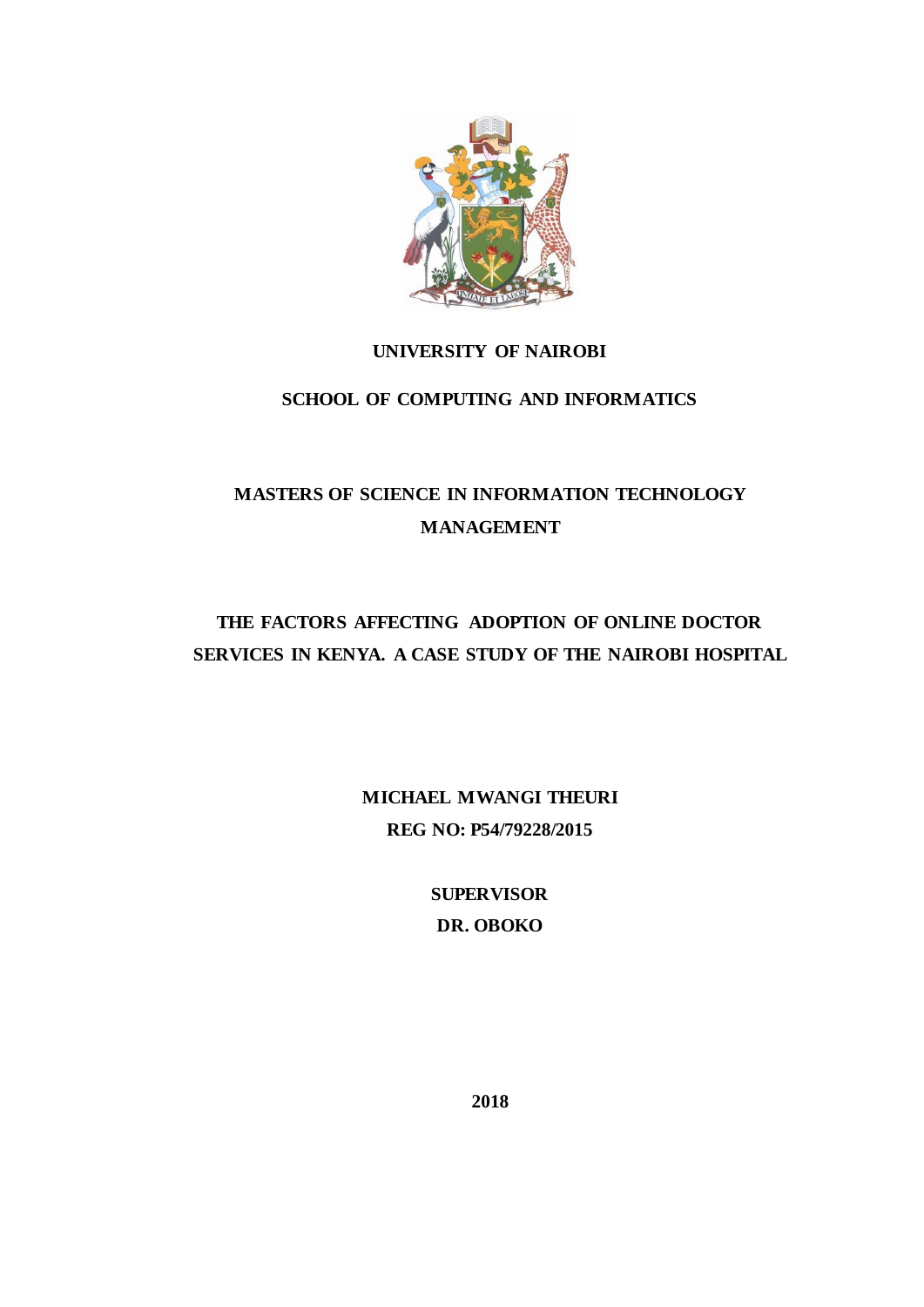**UNIVERSITY OF NAIROBI**

**SCHOOL OF COMPUTING AND INFORMATICS**

**MASTERS OF SCIENCE IN INFORMATION TECHNOLOGY MANAGEMENT**

# THE FACTORS AFFECTING ADOPTION OF ONLINE DOCTOR SERVICES IN KENYA. A CASE STUDY OF THE NAIROBI HOSPITAL

**MICHAEL MWANGI THEURI**

**REG NO: P54/79228/2015**

**SUPERVISOR**

**DR. OBOKO**

**2018**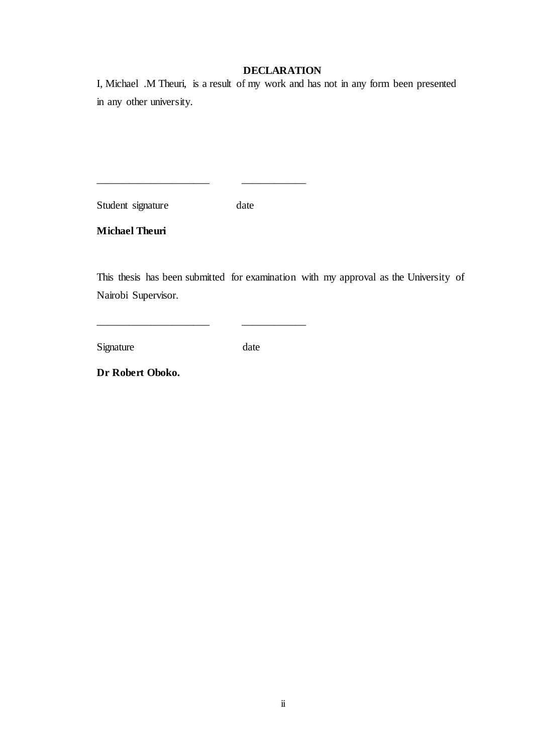# DECLARATION

I, Michael .M Theuri, is a result of my work and has not in any form been presented in any other university.

_____________________ ____________

Student signature date

**Michael Theuri**

This thesis has been submitted for examination with my approval as the University of Nairobi Supervisor.

_____________________ ____________

Signature date

**Dr Robert Oboko.**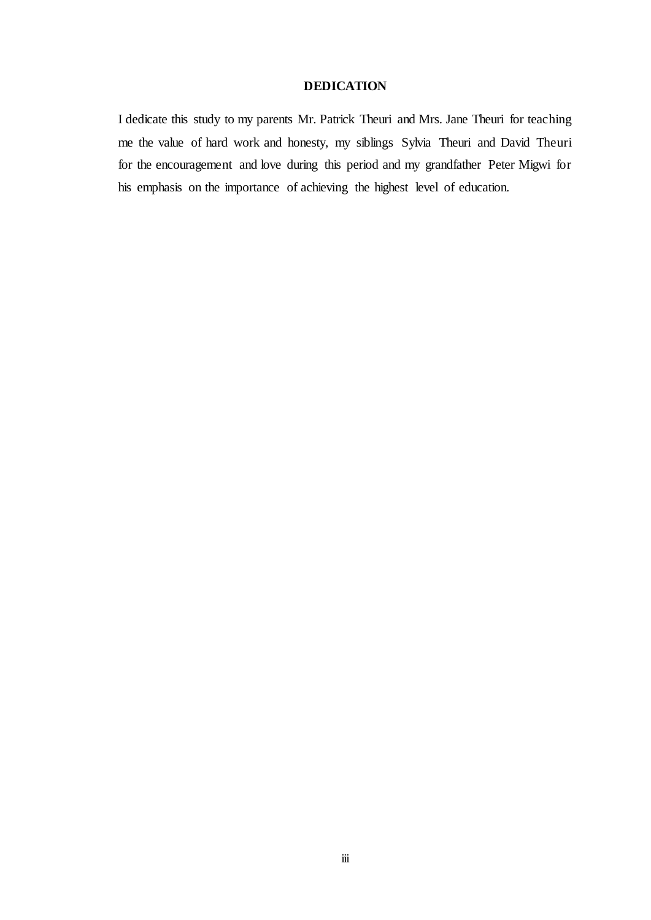# DEDICATION

I dedicate this study to my parents Mr. Patrick Theuri and Mrs. Jane Theuri for teaching me the value of hard work and honesty, my siblings Sylvia Theuri and David Theuri for the encouragement and love during this period and my grandfather Peter Migwi for his emphasis on the importance of achieving the highest level of education.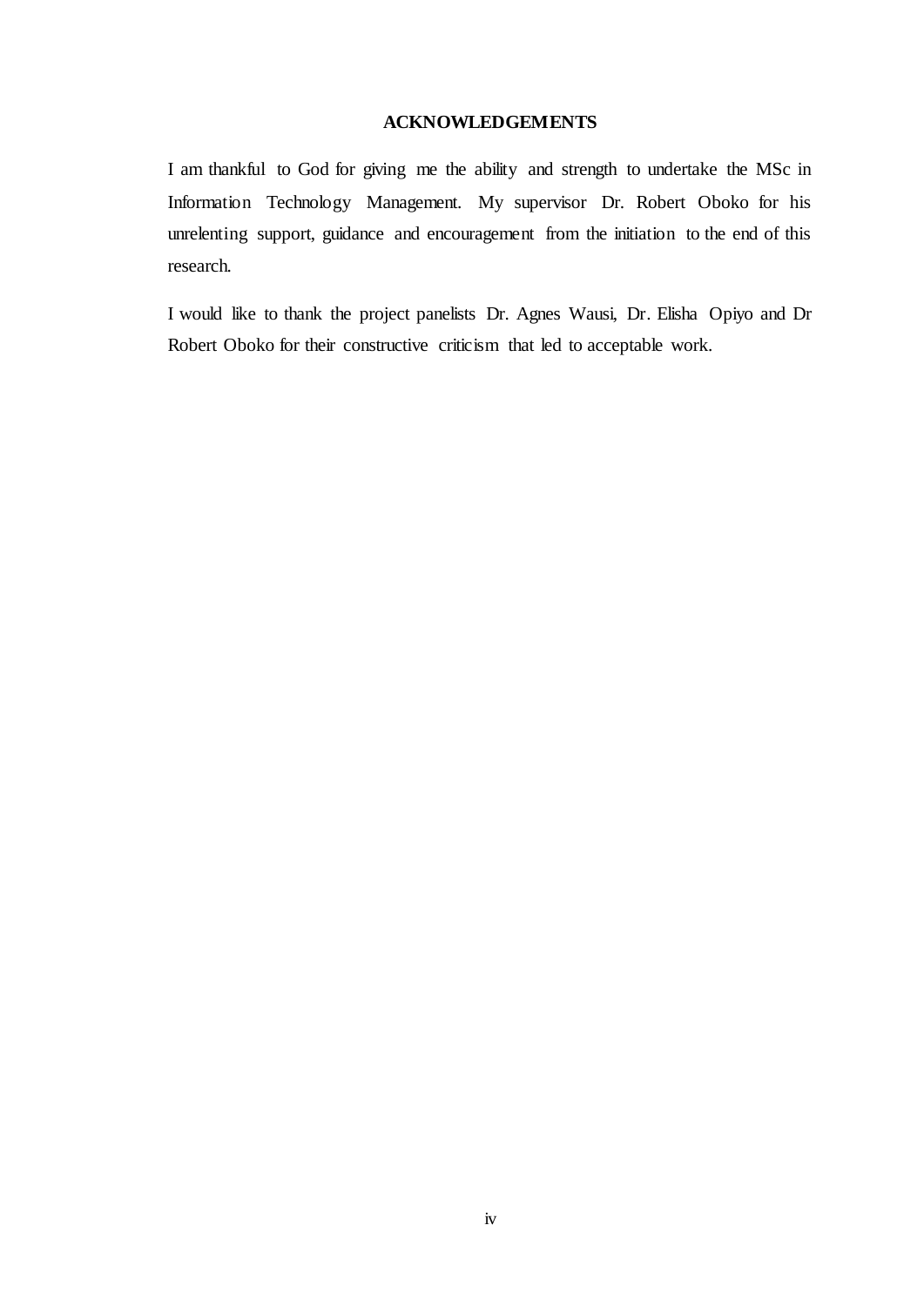## ACKNOWLEDGEMENTS

I am thankful to God for giving me the ability and strength to undertake the MSc in Information Technology Management. My supervisor Dr. Robert Oboko for his unrelenting support, guidance and encouragement from the initiation to the end of this research.

I would like to thank the project panelists Dr. Agnes Wausi, Dr. Elisha Opiyo and Dr Robert Oboko for their constructive criticism that led to acceptable work.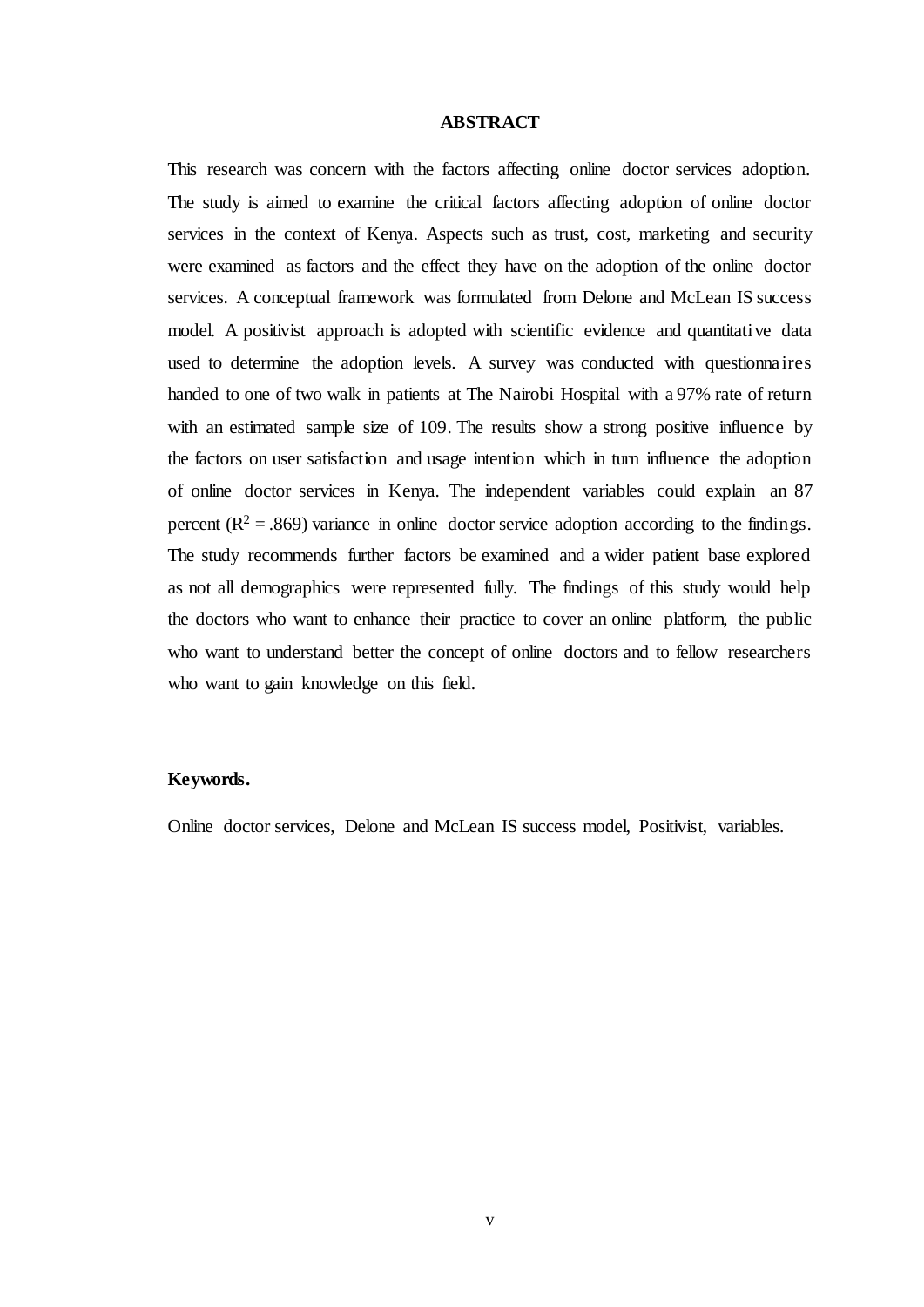# ABSTRACT

This research was concern with the factors affecting online doctor services adoption. The study is aimed to examine the critical factors affecting adoption of online doctor services in the context of Kenya. Aspects such as trust, cost, marketing and security were examined as factors and the effect they have on the adoption of the online doctor services. A conceptual framework was formulated from Delone and McLean IS success model. A positivist approach is adopted with scientific evidence and quantitative data used to determine the adoption levels. A survey was conducted with questionnaires handed to one of two walk in patients at The Nairobi Hospital with a 97% rate of return with an estimated sample size of 109. The results show a strong positive influence by the factors on user satisfaction and usage intention which in turn influence the adoption of online doctor services in Kenya. The independent variables could explain an 87 percent ($R^2 = .869$) variance in online doctor service adoption according to the findings. The study recommends further factors be examined and a wider patient base explored as not all demographics were represented fully. The findings of this study would help the doctors who want to enhance their practice to cover an online platform, the public who want to understand better the concept of online doctors and to fellow researchers who want to gain knowledge on this field.

**Keywords.**

Online doctor services, Delone and McLean IS success model, Positivist, variables.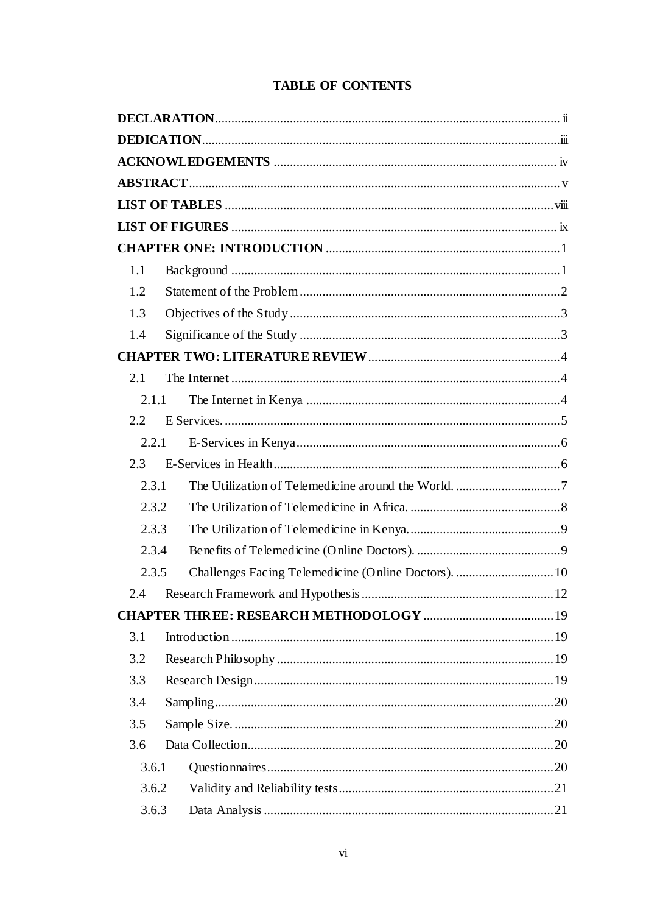# TABLE OF CONTENTS

**DECLARATION** ..... ii
**DEDICATION** ..... iii
**ACKNOWLEDGEMENTS** ..... iv
**ABSTRACT** ..... v
**LIST OF TABLES** ..... viii
**LIST OF FIGURES** ..... ix
**CHAPTER ONE: INTRODUCTION** ..... 1
- 1.1 Background ..... 1
- 1.2 Statement of the Problem ..... 2
- 1.3 Objectives of the Study ..... 3
- 1.4 Significance of the Study ..... 3

**CHAPTER TWO: LITERATURE REVIEW** ..... 4
- 2.1 The Internet ..... 4
  - 2.1.1 The Internet in Kenya ..... 4
- 2.2 E Services. ..... 5
  - 2.2.1 E-Services in Kenya ..... 6
- 2.3 E-Services in Health ..... 6
  - 2.3.1 The Utilization of Telemedicine around the World. ..... 7
  - 2.3.2 The Utilization of Telemedicine in Africa. ..... 8
  - 2.3.3 The Utilization of Telemedicine in Kenya. ..... 9
  - 2.3.4 Benefits of Telemedicine (Online Doctors). ..... 9
  - 2.3.5 Challenges Facing Telemedicine (Online Doctors). ..... 10
- 2.4 Research Framework and Hypothesis ..... 12

**CHAPTER THREE: RESEARCH METHODOLOGY** ..... 19
- 3.1 Introduction ..... 19
- 3.2 Research Philosophy ..... 19
- 3.3 Research Design ..... 19
- 3.4 Sampling ..... 20
- 3.5 Sample Size. ..... 20
- 3.6 Data Collection ..... 20
  - 3.6.1 Questionnaires ..... 20
  - 3.6.2 Validity and Reliability tests ..... 21
  - 3.6.3 Data Analysis ..... 21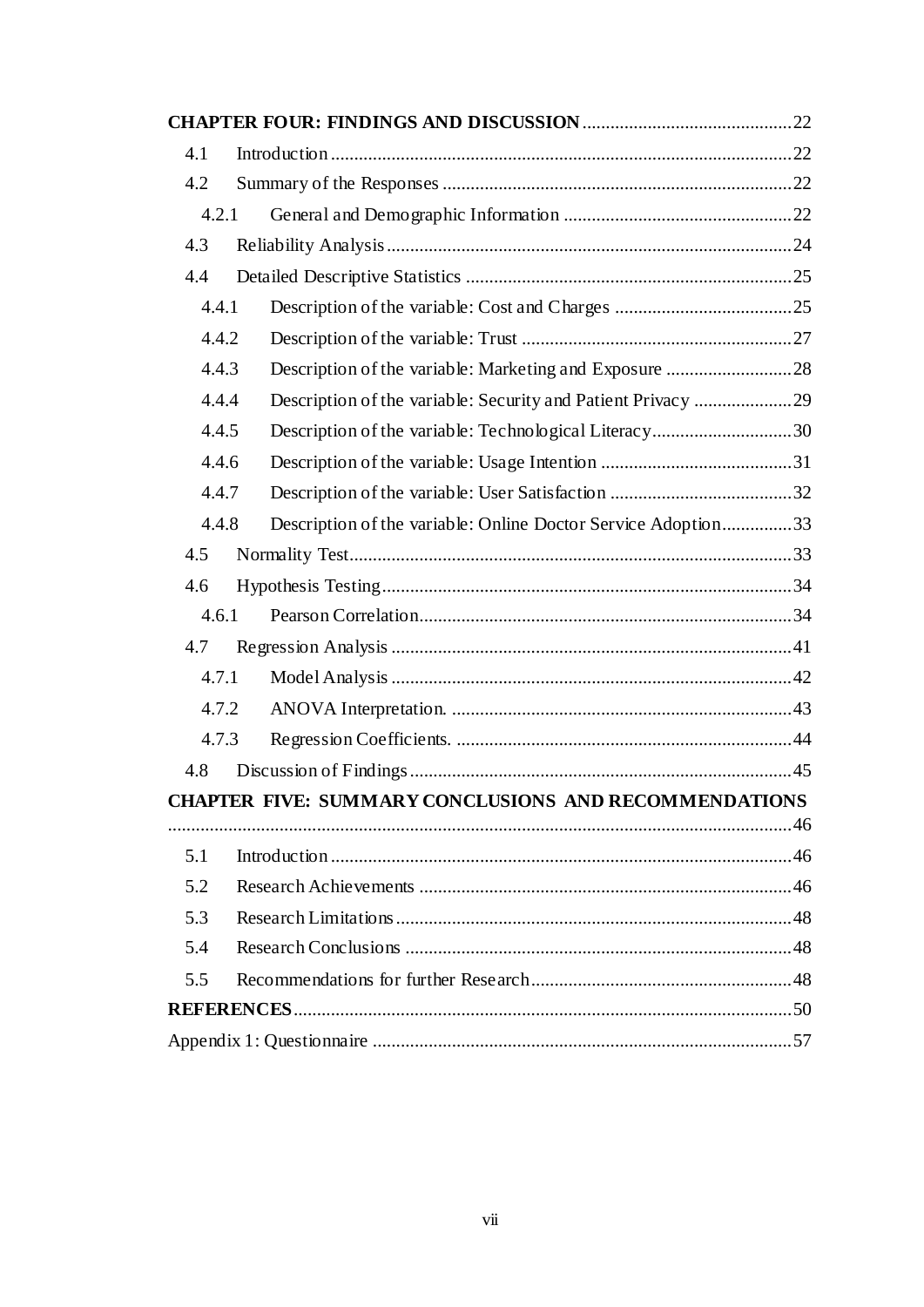**CHAPTER FOUR: FINDINGS AND DISCUSSION** ............................................ 22

4.1 Introduction .................................................................................................. 22

4.2 Summary of the Responses .......................................................................... 22

4.2.1 General and Demographic Information ................................................. 22

4.3 Reliability Analysis ...................................................................................... 24

4.4 Detailed Descriptive Statistics ...................................................................... 25

4.4.1 Description of the variable: Cost and Charges ...................................... 25

4.4.2 Description of the variable: Trust .......................................................... 27

4.4.3 Description of the variable: Marketing and Exposure ........................... 28

4.4.4 Description of the variable: Security and Patient Privacy ..................... 29

4.4.5 Description of the variable: Technological Literacy .............................. 30

4.4.6 Description of the variable: Usage Intention ......................................... 31

4.4.7 Description of the variable: User Satisfaction ....................................... 32

4.4.8 Description of the variable: Online Doctor Service Adoption ............... 33

4.5 Normality Test .............................................................................................. 33

4.6 Hypothesis Testing ........................................................................................ 34

4.6.1 Pearson Correlation ................................................................................ 34

4.7 Regression Analysis ..................................................................................... 41

4.7.1 Model Analysis ..................................................................................... 42

4.7.2 ANOVA Interpretation. ......................................................................... 43

4.7.3 Regression Coefficients. ........................................................................ 44

4.8 Discussion of Findings ................................................................................. 45

**CHAPTER FIVE: SUMMARY CONCLUSIONS AND RECOMMENDATIONS** ..................................................................................................................... 46

5.1 Introduction .................................................................................................. 46

5.2 Research Achievements ............................................................................... 46

5.3 Research Limitations .................................................................................... 48

5.4 Research Conclusions .................................................................................. 48

5.5 Recommendations for further Research ........................................................ 48

**REFERENCES** .......................................................................................................... 50

Appendix 1: Questionnaire ......................................................................................... 57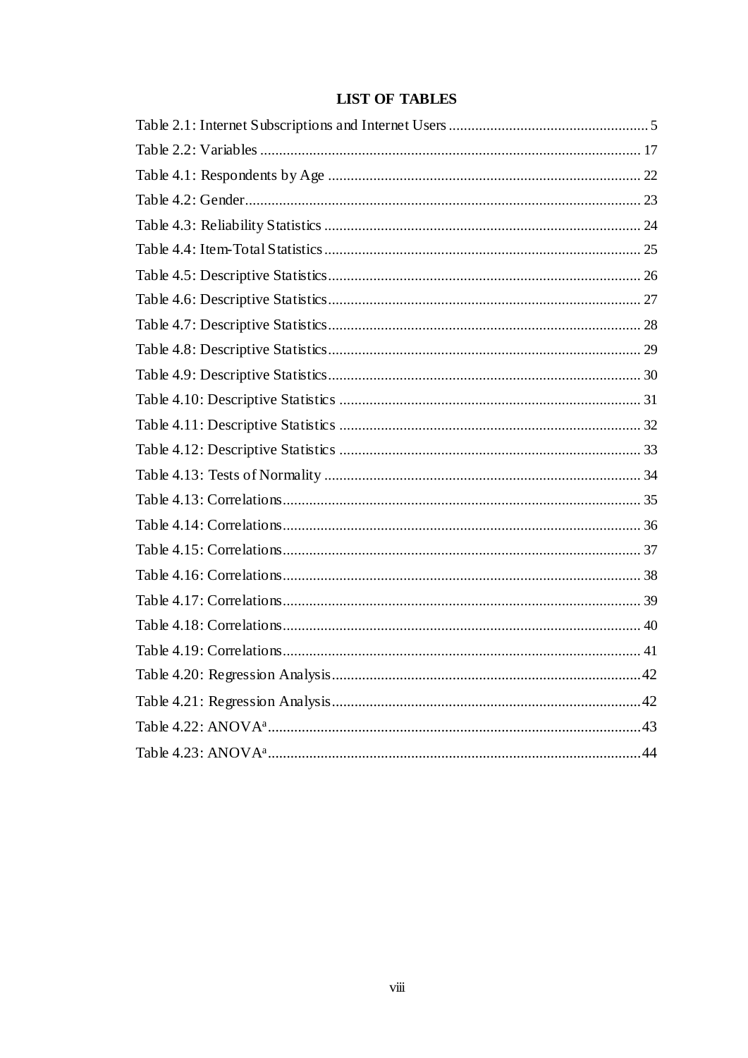# LIST OF TABLES

Table 2.1: Internet Subscriptions and Internet Users ..................................................... 5

Table 2.2: Variables ..................................................................................................... 17

Table 4.1: Respondents by Age ................................................................................... 22

Table 4.2: Gender......................................................................................................... 23

Table 4.3: Reliability Statistics .................................................................................... 24

Table 4.4: Item-Total Statistics..................................................................................... 25

Table 4.5: Descriptive Statistics................................................................................... 26

Table 4.6: Descriptive Statistics................................................................................... 27

Table 4.7: Descriptive Statistics................................................................................... 28

Table 4.8: Descriptive Statistics................................................................................... 29

Table 4.9: Descriptive Statistics................................................................................... 30

Table 4.10: Descriptive Statistics ................................................................................ 31

Table 4.11: Descriptive Statistics ................................................................................ 32

Table 4.12: Descriptive Statistics ................................................................................ 33

Table 4.13: Tests of Normality .................................................................................... 34

Table 4.13: Correlations............................................................................................... 35

Table 4.14: Correlations............................................................................................... 36

Table 4.15: Correlations............................................................................................... 37

Table 4.16: Correlations............................................................................................... 38

Table 4.17: Correlations............................................................................................... 39

Table 4.18: Correlations............................................................................................... 40

Table 4.19: Correlations............................................................................................... 41

Table 4.20: Regression Analysis..................................................................................42

Table 4.21: Regression Analysis..................................................................................42

Table 4.22: ANOVA[a]...................................................................................................43

Table 4.23: ANOVA[a]...................................................................................................44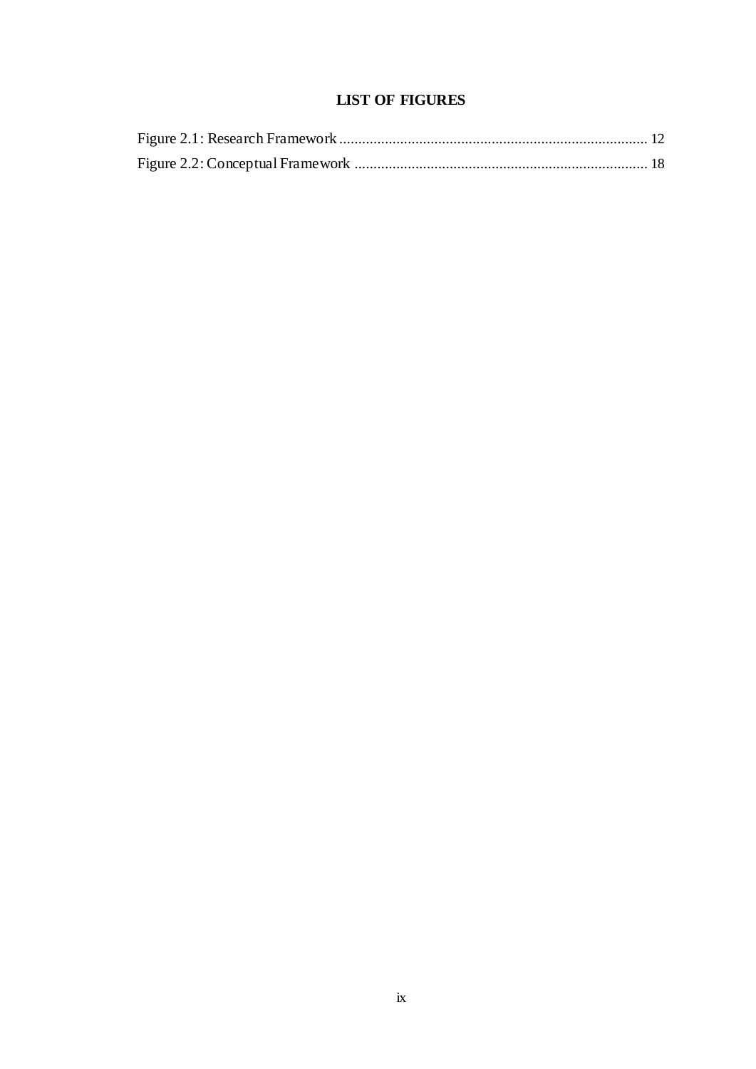# LIST OF FIGURES

Figure 2.1: Research Framework ................................................................................ 12
Figure 2.2: Conceptual Framework ............................................................................ 18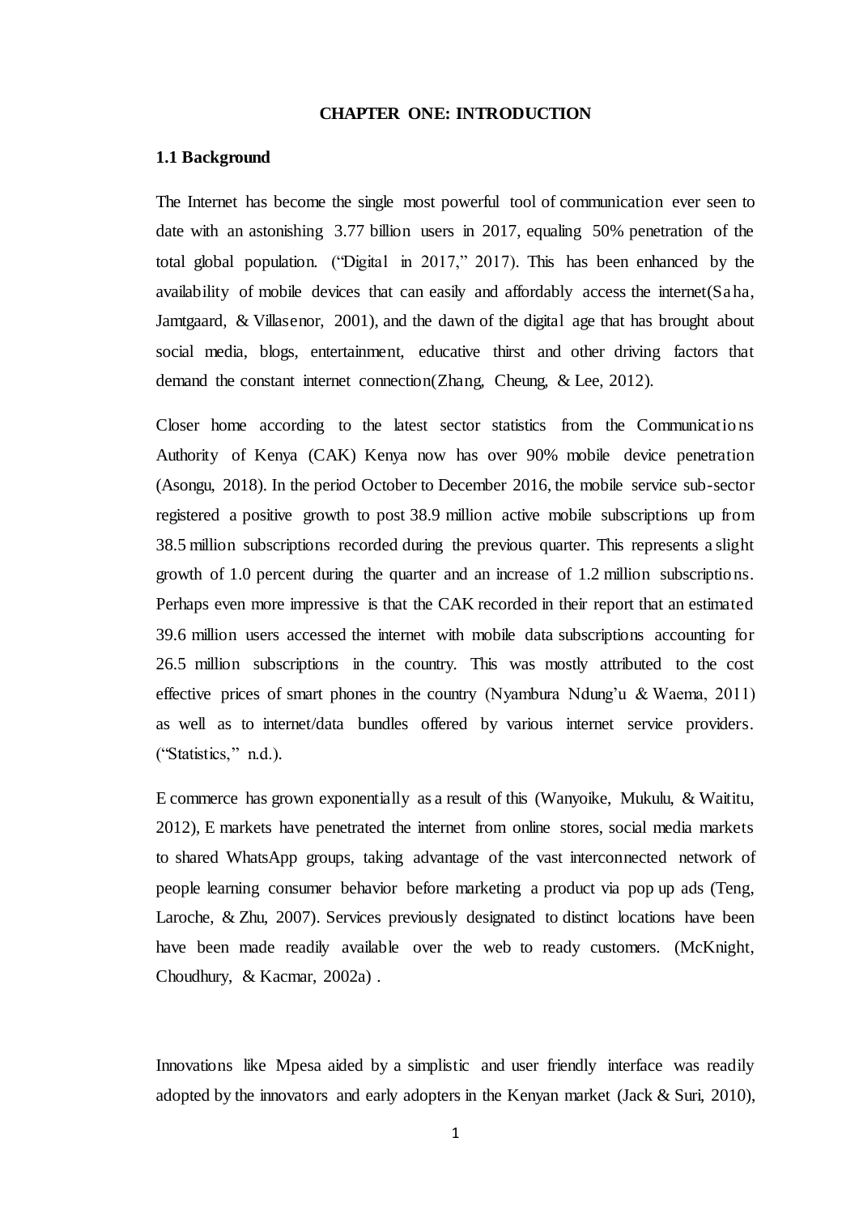# CHAPTER ONE: INTRODUCTION

## 1.1 Background

The Internet has become the single most powerful tool of communication ever seen to date with an astonishing 3.77 billion users in 2017, equaling 50% penetration of the total global population. ("Digital in 2017," 2017). This has been enhanced by the availability of mobile devices that can easily and affordably access the internet(Saha, Jamtgaard, & Villasenor, 2001), and the dawn of the digital age that has brought about social media, blogs, entertainment, educative thirst and other driving factors that demand the constant internet connection(Zhang, Cheung, & Lee, 2012).

Closer home according to the latest sector statistics from the Communications Authority of Kenya (CAK) Kenya now has over 90% mobile device penetration (Asongu, 2018). In the period October to December 2016, the mobile service sub-sector registered a positive growth to post 38.9 million active mobile subscriptions up from 38.5 million subscriptions recorded during the previous quarter. This represents a slight growth of 1.0 percent during the quarter and an increase of 1.2 million subscriptions. Perhaps even more impressive is that the CAK recorded in their report that an estimated 39.6 million users accessed the internet with mobile data subscriptions accounting for 26.5 million subscriptions in the country. This was mostly attributed to the cost effective prices of smart phones in the country (Nyambura Ndung'u & Waema, 2011) as well as to internet/data bundles offered by various internet service providers. ("Statistics," n.d.).

E commerce has grown exponentially as a result of this (Wanyoike, Mukulu, & Waititu, 2012), E markets have penetrated the internet from online stores, social media markets to shared WhatsApp groups, taking advantage of the vast interconnected network of people learning consumer behavior before marketing a product via pop up ads (Teng, Laroche, & Zhu, 2007). Services previously designated to distinct locations have been have been made readily available over the web to ready customers. (McKnight, Choudhury, & Kacmar, 2002a) .

Innovations like Mpesa aided by a simplistic and user friendly interface was readily adopted by the innovators and early adopters in the Kenyan market (Jack & Suri, 2010),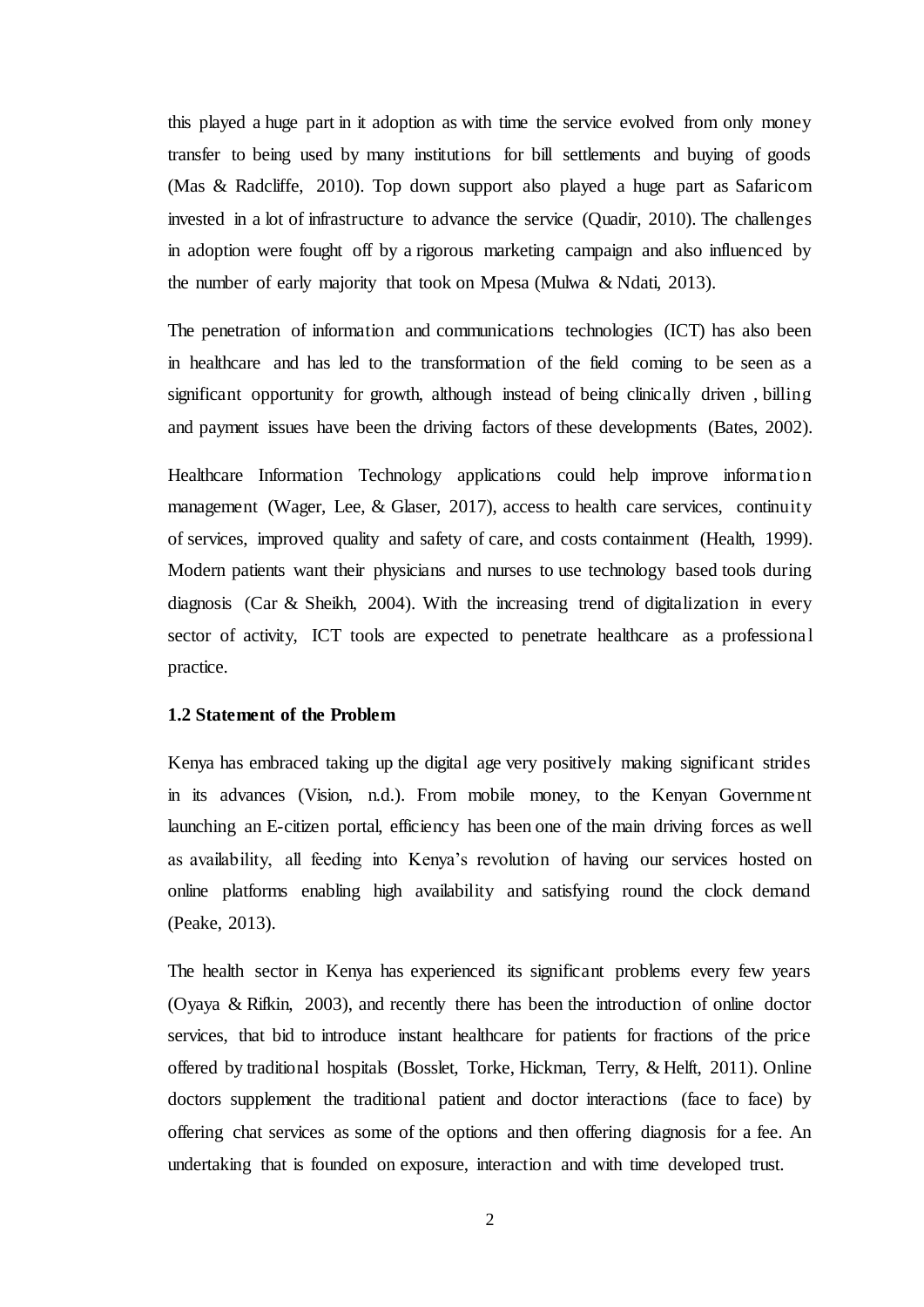this played a huge part in it adoption as with time the service evolved from only money transfer to being used by many institutions for bill settlements and buying of goods (Mas & Radcliffe, 2010). Top down support also played a huge part as Safaricom invested in a lot of infrastructure to advance the service (Quadir, 2010). The challenges in adoption were fought off by a rigorous marketing campaign and also influenced by the number of early majority that took on Mpesa (Mulwa & Ndati, 2013).

The penetration of information and communications technologies (ICT) has also been in healthcare and has led to the transformation of the field coming to be seen as a significant opportunity for growth, although instead of being clinically driven , billing and payment issues have been the driving factors of these developments (Bates, 2002).

Healthcare Information Technology applications could help improve information management (Wager, Lee, & Glaser, 2017), access to health care services, continuity of services, improved quality and safety of care, and costs containment (Health, 1999). Modern patients want their physicians and nurses to use technology based tools during diagnosis (Car & Sheikh, 2004). With the increasing trend of digitalization in every sector of activity, ICT tools are expected to penetrate healthcare as a professional practice.

### 1.2 Statement of the Problem

Kenya has embraced taking up the digital age very positively making significant strides in its advances (Vision, n.d.). From mobile money, to the Kenyan Government launching an E-citizen portal, efficiency has been one of the main driving forces as well as availability, all feeding into Kenya's revolution of having our services hosted on online platforms enabling high availability and satisfying round the clock demand (Peake, 2013).

The health sector in Kenya has experienced its significant problems every few years (Oyaya & Rifkin, 2003), and recently there has been the introduction of online doctor services, that bid to introduce instant healthcare for patients for fractions of the price offered by traditional hospitals (Bosslet, Torke, Hickman, Terry, & Helft, 2011). Online doctors supplement the traditional patient and doctor interactions (face to face) by offering chat services as some of the options and then offering diagnosis for a fee. An undertaking that is founded on exposure, interaction and with time developed trust.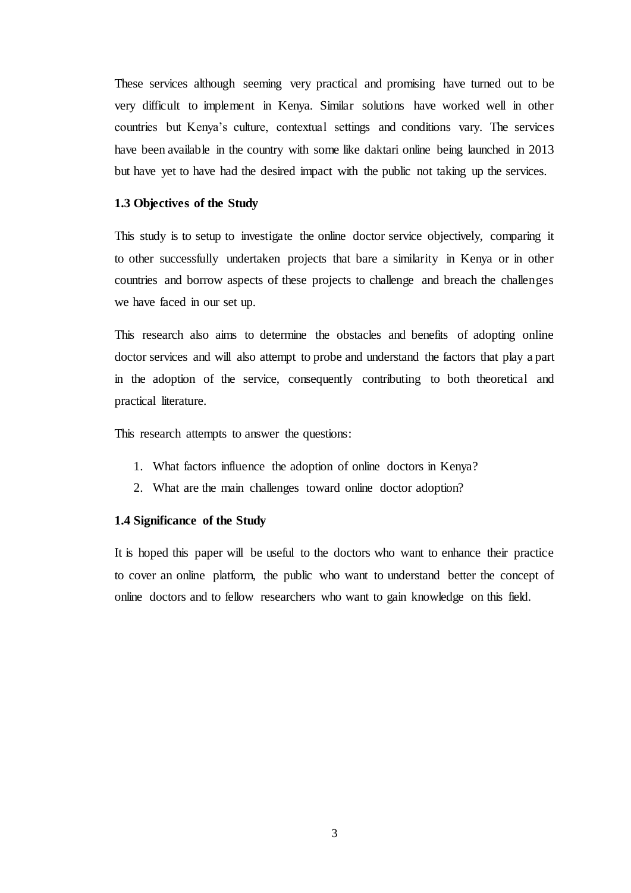These services although seeming very practical and promising have turned out to be very difficult to implement in Kenya. Similar solutions have worked well in other countries but Kenya's culture, contextual settings and conditions vary. The services have been available in the country with some like daktari online being launched in 2013 but have yet to have had the desired impact with the public not taking up the services.

### 1.3 Objectives of the Study

This study is to setup to investigate the online doctor service objectively, comparing it to other successfully undertaken projects that bare a similarity in Kenya or in other countries and borrow aspects of these projects to challenge and breach the challenges we have faced in our set up.

This research also aims to determine the obstacles and benefits of adopting online doctor services and will also attempt to probe and understand the factors that play a part in the adoption of the service, consequently contributing to both theoretical and practical literature.

This research attempts to answer the questions:

1. What factors influence the adoption of online doctors in Kenya?
2. What are the main challenges toward online doctor adoption?

### 1.4 Significance of the Study

It is hoped this paper will be useful to the doctors who want to enhance their practice to cover an online platform, the public who want to understand better the concept of online doctors and to fellow researchers who want to gain knowledge on this field.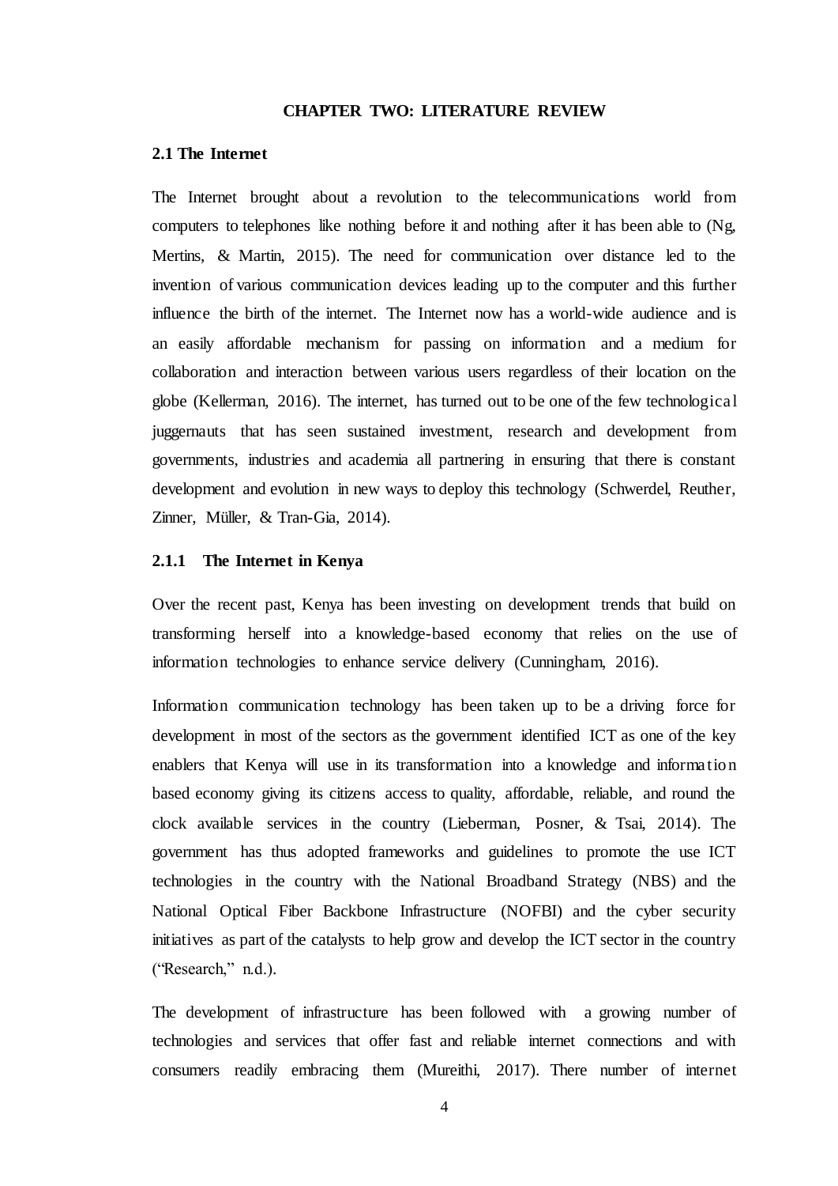# CHAPTER TWO: LITERATURE REVIEW

## 2.1 The Internet

The Internet brought about a revolution to the telecommunications world from computers to telephones like nothing before it and nothing after it has been able to (Ng, Mertins, & Martin, 2015). The need for communication over distance led to the invention of various communication devices leading up to the computer and this further influence the birth of the internet. The Internet now has a world-wide audience and is an easily affordable mechanism for passing on information and a medium for collaboration and interaction between various users regardless of their location on the globe (Kellerman, 2016). The internet, has turned out to be one of the few technological juggernauts that has seen sustained investment, research and development from governments, industries and academia all partnering in ensuring that there is constant development and evolution in new ways to deploy this technology (Schwerdel, Reuther, Zinner, Müller, & Tran-Gia, 2014).

### 2.1.1 The Internet in Kenya

Over the recent past, Kenya has been investing on development trends that build on transforming herself into a knowledge-based economy that relies on the use of information technologies to enhance service delivery (Cunningham, 2016).

Information communication technology has been taken up to be a driving force for development in most of the sectors as the government identified ICT as one of the key enablers that Kenya will use in its transformation into a knowledge and information based economy giving its citizens access to quality, affordable, reliable, and round the clock available services in the country (Lieberman, Posner, & Tsai, 2014). The government has thus adopted frameworks and guidelines to promote the use ICT technologies in the country with the National Broadband Strategy (NBS) and the National Optical Fiber Backbone Infrastructure (NOFBI) and the cyber security initiatives as part of the catalysts to help grow and develop the ICT sector in the country ("Research," n.d.).

The development of infrastructure has been followed with a growing number of technologies and services that offer fast and reliable internet connections and with consumers readily embracing them (Mureithi, 2017). There number of internet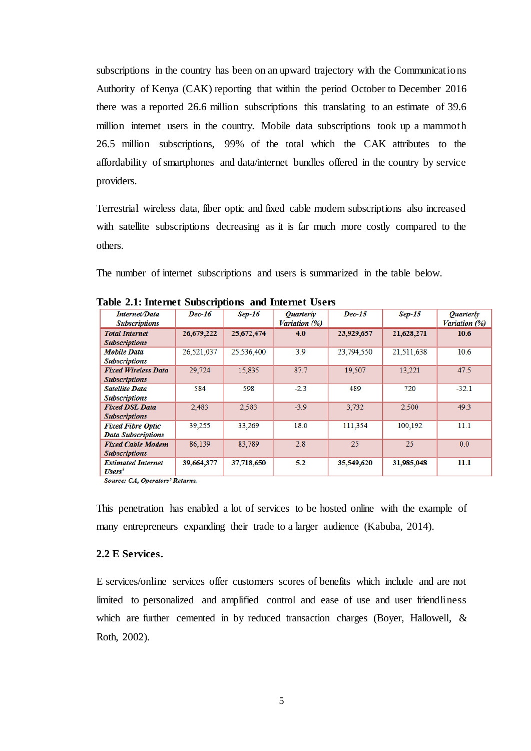subscriptions in the country has been on an upward trajectory with the Communications Authority of Kenya (CAK) reporting that within the period October to December 2016 there was a reported 26.6 million subscriptions this translating to an estimate of 39.6 million internet users in the country. Mobile data subscriptions took up a mammoth 26.5 million subscriptions, 99% of the total which the CAK attributes to the affordability of smartphones and data/internet bundles offered in the country by service providers.

Terrestrial wireless data, fiber optic and fixed cable modem subscriptions also increased with satellite subscriptions decreasing as it is far much more costly compared to the others.

The number of internet subscriptions and users is summarized in the table below.

**Table 2.1: Internet Subscriptions and Internet Users**

| *Internet/Data Subscriptions* | *Dec-16* | *Sep-16* | *Quarterly Variation (%)* | *Dec-15* | *Sep-15* | *Quarterly Variation (%)* |
|---|---|---|---|---|---|---|
| ***Total Internet Subscriptions*** | **26,679,222** | **25,672,474** | **4.0** | **23,929,657** | **21,628,271** | **10.6** |
| ***Mobile Data Subscriptions*** | 26,521,037 | 25,536,400 | 3.9 | 23,794,550 | 21,511,638 | 10.6 |
| ***Fixed Wireless Data Subscriptions*** | 29,724 | 15,835 | 87.7 | 19,507 | 13,221 | 47.5 |
| ***Satellite Data Subscriptions*** | 584 | 598 | -2.3 | 489 | 720 | -32.1 |
| ***Fixed DSL Data Subscriptions*** | 2,483 | 2,583 | -3.9 | 3,732 | 2,500 | 49.3 |
| ***Fixed Fibre Optic Data Subscriptions*** | 39,255 | 33,269 | 18.0 | 111,354 | 100,192 | 11.1 |
| ***Fixed Cable Modem Subscriptions*** | 86,139 | 83,789 | 2.8 | 25 | 25 | 0.0 |
| ***Estimated Internet Users***[3] | **39,664,377** | **37,718,650** | **5.2** | **35,549,620** | **31,985,048** | **11.1** |

***Source: CA, Operators' Returns.***

This penetration has enabled a lot of services to be hosted online with the example of many entrepreneurs expanding their trade to a larger audience (Kabuba, 2014).

### 2.2 E Services.

E services/online services offer customers scores of benefits which include and are not limited to personalized and amplified control and ease of use and user friendliness which are further cemented in by reduced transaction charges (Boyer, Hallowell, & Roth, 2002).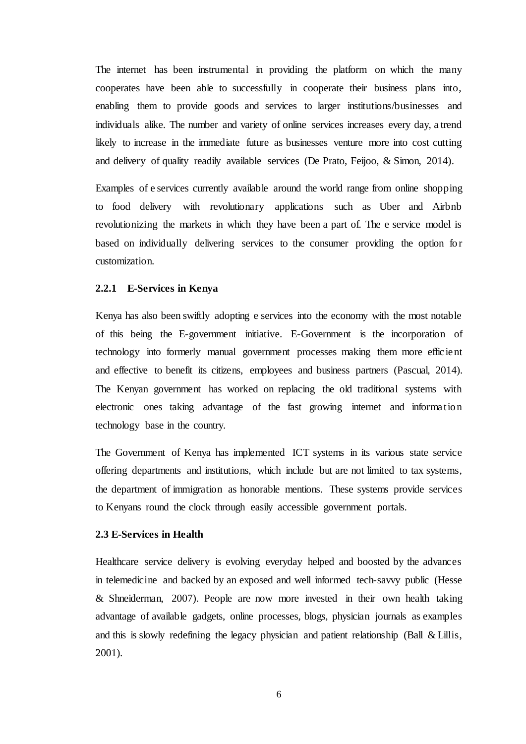The internet has been instrumental in providing the platform on which the many cooperates have been able to successfully in cooperate their business plans into, enabling them to provide goods and services to larger institutions/businesses and individuals alike. The number and variety of online services increases every day, a trend likely to increase in the immediate future as businesses venture more into cost cutting and delivery of quality readily available services (De Prato, Feijoo, & Simon, 2014).

Examples of e services currently available around the world range from online shopping to food delivery with revolutionary applications such as Uber and Airbnb revolutionizing the markets in which they have been a part of. The e service model is based on individually delivering services to the consumer providing the option for customization.

### 2.2.1 E-Services in Kenya

Kenya has also been swiftly adopting e services into the economy with the most notable of this being the E-government initiative. E-Government is the incorporation of technology into formerly manual government processes making them more efficient and effective to benefit its citizens, employees and business partners (Pascual, 2014). The Kenyan government has worked on replacing the old traditional systems with electronic ones taking advantage of the fast growing internet and information technology base in the country.

The Government of Kenya has implemented ICT systems in its various state service offering departments and institutions, which include but are not limited to tax systems, the department of immigration as honorable mentions. These systems provide services to Kenyans round the clock through easily accessible government portals.

## 2.3 E-Services in Health

Healthcare service delivery is evolving everyday helped and boosted by the advances in telemedicine and backed by an exposed and well informed tech-savvy public (Hesse & Shneiderman, 2007). People are now more invested in their own health taking advantage of available gadgets, online processes, blogs, physician journals as examples and this is slowly redefining the legacy physician and patient relationship (Ball & Lillis, 2001).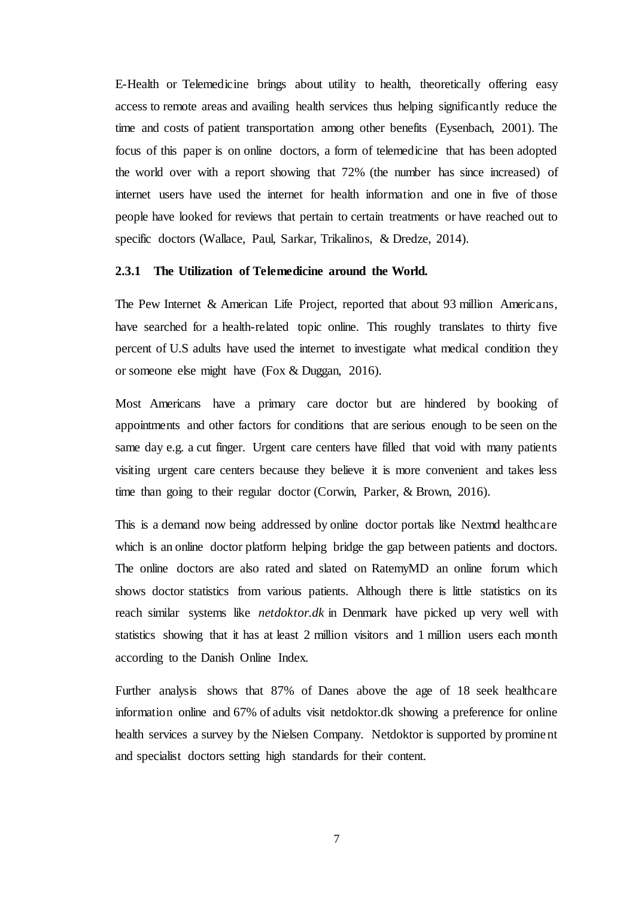E-Health or Telemedicine brings about utility to health, theoretically offering easy access to remote areas and availing health services thus helping significantly reduce the time and costs of patient transportation among other benefits (Eysenbach, 2001). The focus of this paper is on online doctors, a form of telemedicine that has been adopted the world over with a report showing that 72% (the number has since increased) of internet users have used the internet for health information and one in five of those people have looked for reviews that pertain to certain treatments or have reached out to specific doctors (Wallace, Paul, Sarkar, Trikalinos, & Dredze, 2014).

### 2.3.1 The Utilization of Telemedicine around the World.

The Pew Internet & American Life Project, reported that about 93 million Americans, have searched for a health-related topic online. This roughly translates to thirty five percent of U.S adults have used the internet to investigate what medical condition they or someone else might have (Fox & Duggan, 2016).

Most Americans have a primary care doctor but are hindered by booking of appointments and other factors for conditions that are serious enough to be seen on the same day e.g. a cut finger. Urgent care centers have filled that void with many patients visiting urgent care centers because they believe it is more convenient and takes less time than going to their regular doctor (Corwin, Parker, & Brown, 2016).

This is a demand now being addressed by online doctor portals like Nextmd healthcare which is an online doctor platform helping bridge the gap between patients and doctors. The online doctors are also rated and slated on RatemyMD an online forum which shows doctor statistics from various patients. Although there is little statistics on its reach similar systems like *netdoktor.dk* in Denmark have picked up very well with statistics showing that it has at least 2 million visitors and 1 million users each month according to the Danish Online Index.

Further analysis shows that 87% of Danes above the age of 18 seek healthcare information online and 67% of adults visit netdoktor.dk showing a preference for online health services a survey by the Nielsen Company. Netdoktor is supported by prominent and specialist doctors setting high standards for their content.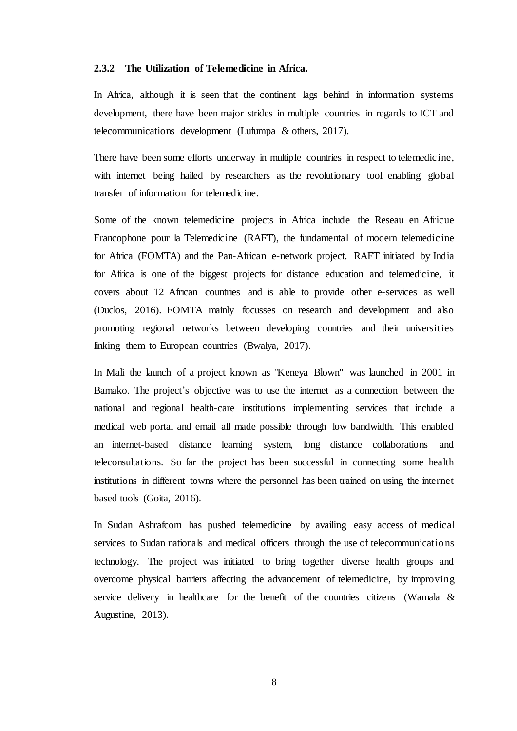### 2.3.2 The Utilization of Telemedicine in Africa.

In Africa, although it is seen that the continent lags behind in information systems development, there have been major strides in multiple countries in regards to ICT and telecommunications development (Lufumpa & others, 2017).

There have been some efforts underway in multiple countries in respect to telemedicine, with internet being hailed by researchers as the revolutionary tool enabling global transfer of information for telemedicine.

Some of the known telemedicine projects in Africa include the Reseau en Africue Francophone pour la Telemedicine (RAFT), the fundamental of modern telemedicine for Africa (FOMTA) and the Pan-African e-network project. RAFT initiated by India for Africa is one of the biggest projects for distance education and telemedicine, it covers about 12 African countries and is able to provide other e-services as well (Duclos, 2016). FOMTA mainly focusses on research and development and also promoting regional networks between developing countries and their universities linking them to European countries (Bwalya, 2017).

In Mali the launch of a project known as "Keneya Blown" was launched in 2001 in Bamako. The project's objective was to use the internet as a connection between the national and regional health-care institutions implementing services that include a medical web portal and email all made possible through low bandwidth. This enabled an internet-based distance learning system, long distance collaborations and teleconsultations. So far the project has been successful in connecting some health institutions in different towns where the personnel has been trained on using the internet based tools (Goita, 2016).

In Sudan Ashrafcom has pushed telemedicine by availing easy access of medical services to Sudan nationals and medical officers through the use of telecommunications technology. The project was initiated to bring together diverse health groups and overcome physical barriers affecting the advancement of telemedicine, by improving service delivery in healthcare for the benefit of the countries citizens (Wamala & Augustine, 2013).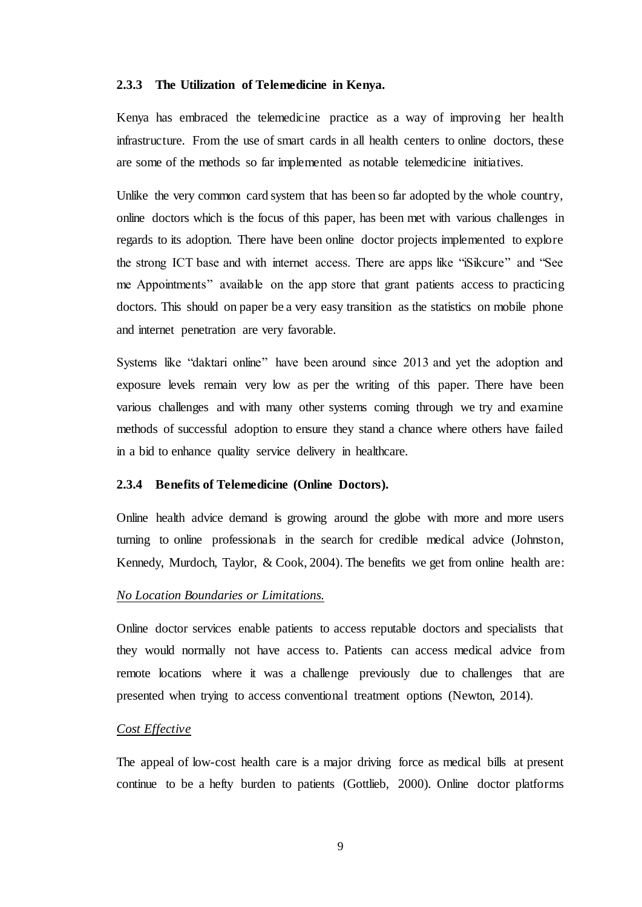### 2.3.3 The Utilization of Telemedicine in Kenya.

Kenya has embraced the telemedicine practice as a way of improving her health infrastructure. From the use of smart cards in all health centers to online doctors, these are some of the methods so far implemented as notable telemedicine initiatives.

Unlike the very common card system that has been so far adopted by the whole country, online doctors which is the focus of this paper, has been met with various challenges in regards to its adoption. There have been online doctor projects implemented to explore the strong ICT base and with internet access. There are apps like "iSikcure" and "See me Appointments" available on the app store that grant patients access to practicing doctors. This should on paper be a very easy transition as the statistics on mobile phone and internet penetration are very favorable.

Systems like "daktari online" have been around since 2013 and yet the adoption and exposure levels remain very low as per the writing of this paper. There have been various challenges and with many other systems coming through we try and examine methods of successful adoption to ensure they stand a chance where others have failed in a bid to enhance quality service delivery in healthcare.

### 2.3.4 Benefits of Telemedicine (Online Doctors).

Online health advice demand is growing around the globe with more and more users turning to online professionals in the search for credible medical advice (Johnston, Kennedy, Murdoch, Taylor, & Cook, 2004). The benefits we get from online health are:

*No Location Boundaries or Limitations.*

Online doctor services enable patients to access reputable doctors and specialists that they would normally not have access to. Patients can access medical advice from remote locations where it was a challenge previously due to challenges that are presented when trying to access conventional treatment options (Newton, 2014).

*Cost Effective*

The appeal of low-cost health care is a major driving force as medical bills at present continue to be a hefty burden to patients (Gottlieb, 2000). Online doctor platforms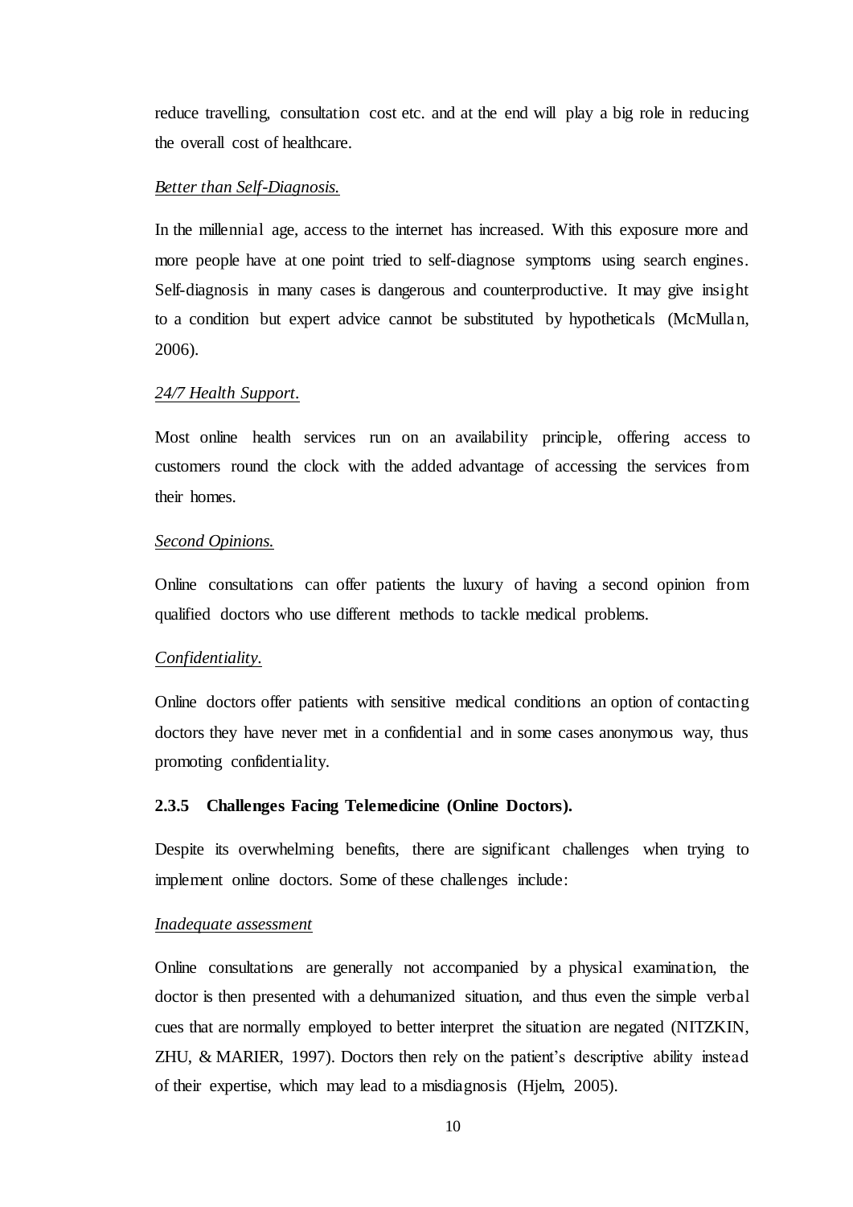reduce travelling, consultation cost etc. and at the end will play a big role in reducing the overall cost of healthcare.

*Better than Self-Diagnosis.*

In the millennial age, access to the internet has increased. With this exposure more and more people have at one point tried to self-diagnose symptoms using search engines. Self-diagnosis in many cases is dangerous and counterproductive. It may give insight to a condition but expert advice cannot be substituted by hypotheticals (McMullan, 2006).

*24/7 Health Support.*

Most online health services run on an availability principle, offering access to customers round the clock with the added advantage of accessing the services from their homes.

*Second Opinions.*

Online consultations can offer patients the luxury of having a second opinion from qualified doctors who use different methods to tackle medical problems.

*Confidentiality.*

Online doctors offer patients with sensitive medical conditions an option of contacting doctors they have never met in a confidential and in some cases anonymous way, thus promoting confidentiality.

### 2.3.5 Challenges Facing Telemedicine (Online Doctors).

Despite its overwhelming benefits, there are significant challenges when trying to implement online doctors. Some of these challenges include:

*Inadequate assessment*

Online consultations are generally not accompanied by a physical examination, the doctor is then presented with a dehumanized situation, and thus even the simple verbal cues that are normally employed to better interpret the situation are negated (NITZKIN, ZHU, & MARIER, 1997). Doctors then rely on the patient's descriptive ability instead of their expertise, which may lead to a misdiagnosis (Hjelm, 2005).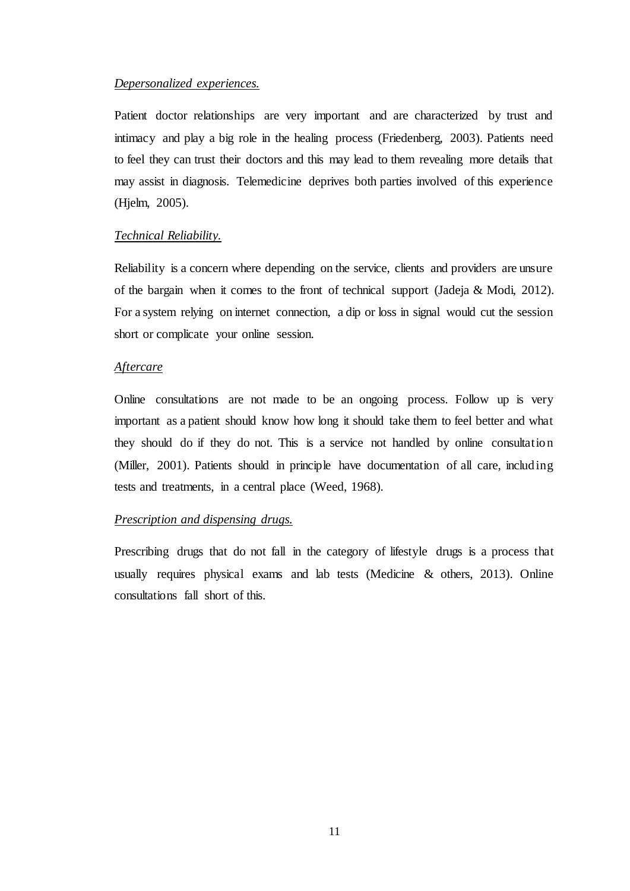*Depersonalized experiences.*

Patient doctor relationships are very important and are characterized by trust and intimacy and play a big role in the healing process (Friedenberg, 2003). Patients need to feel they can trust their doctors and this may lead to them revealing more details that may assist in diagnosis. Telemedicine deprives both parties involved of this experience (Hjelm, 2005).

*Technical Reliability.*

Reliability is a concern where depending on the service, clients and providers are unsure of the bargain when it comes to the front of technical support (Jadeja & Modi, 2012). For a system relying on internet connection, a dip or loss in signal would cut the session short or complicate your online session.

*Aftercare*

Online consultations are not made to be an ongoing process. Follow up is very important as a patient should know how long it should take them to feel better and what they should do if they do not. This is a service not handled by online consultation (Miller, 2001). Patients should in principle have documentation of all care, including tests and treatments, in a central place (Weed, 1968).

*Prescription and dispensing drugs.*

Prescribing drugs that do not fall in the category of lifestyle drugs is a process that usually requires physical exams and lab tests (Medicine & others, 2013). Online consultations fall short of this.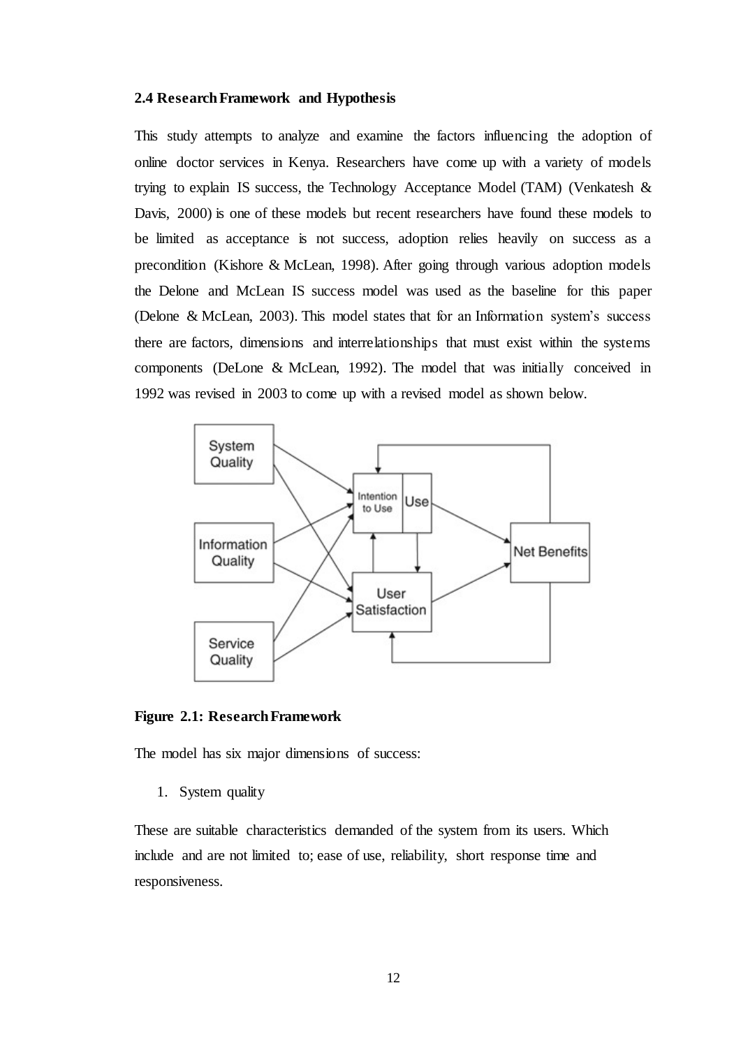### 2.4 Research Framework and Hypothesis

This study attempts to analyze and examine the factors influencing the adoption of online doctor services in Kenya. Researchers have come up with a variety of models trying to explain IS success, the Technology Acceptance Model (TAM) (Venkatesh & Davis, 2000) is one of these models but recent researchers have found these models to be limited as acceptance is not success, adoption relies heavily on success as a precondition (Kishore & McLean, 1998). After going through various adoption models the Delone and McLean IS success model was used as the baseline for this paper (Delone & McLean, 2003). This model states that for an Information system's success there are factors, dimensions and interrelationships that must exist within the systems components (DeLone & McLean, 1992). The model that was initially conceived in 1992 was revised in 2003 to come up with a revised model as shown below.

**Figure 2.1: Research Framework**

The model has six major dimensions of success:

1. System quality

These are suitable characteristics demanded of the system from its users. Which include and are not limited to; ease of use, reliability, short response time and responsiveness.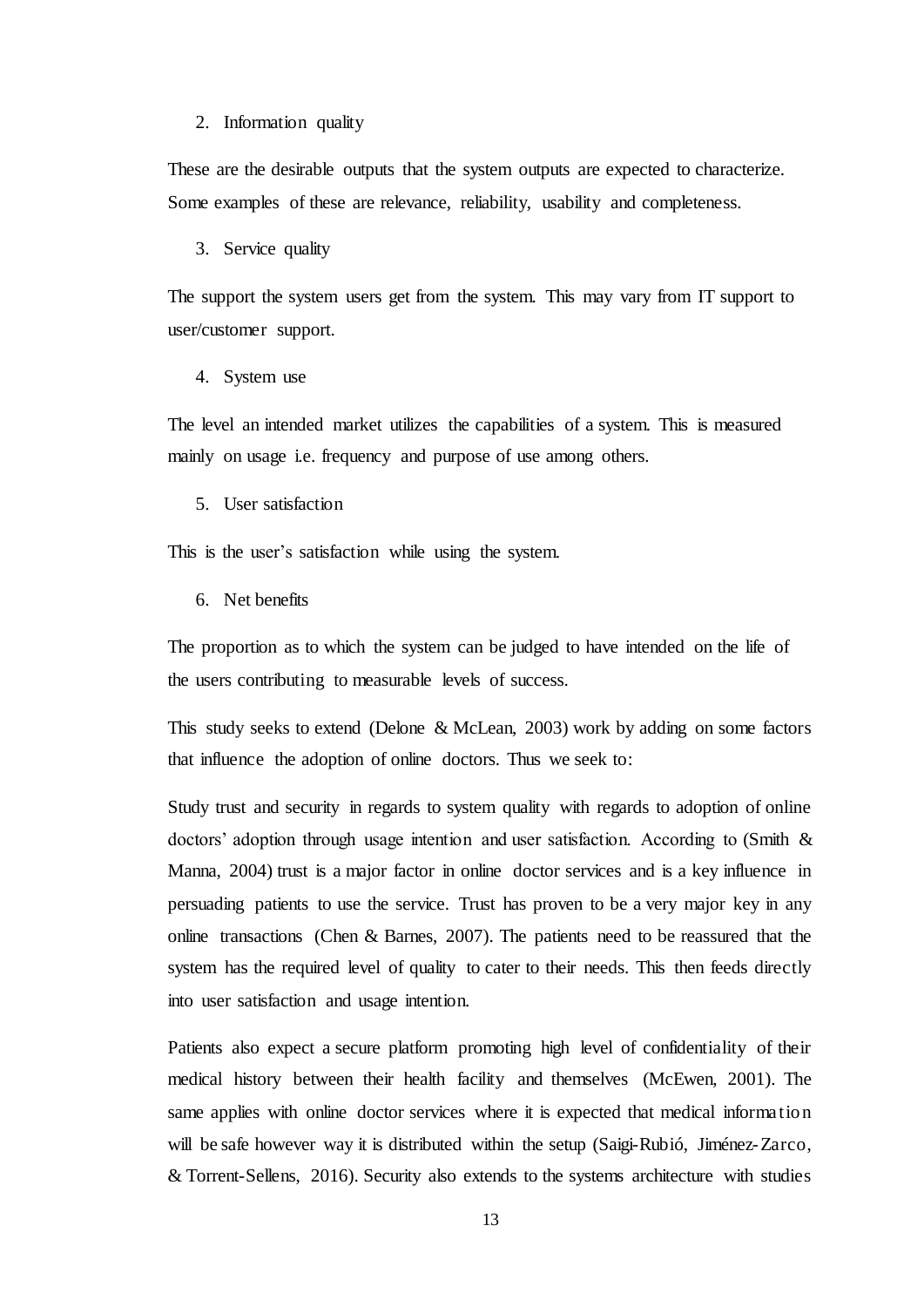2. Information quality

These are the desirable outputs that the system outputs are expected to characterize. Some examples of these are relevance, reliability, usability and completeness.

3. Service quality

The support the system users get from the system. This may vary from IT support to user/customer support.

4. System use

The level an intended market utilizes the capabilities of a system. This is measured mainly on usage i.e. frequency and purpose of use among others.

5. User satisfaction

This is the user's satisfaction while using the system.

6. Net benefits

The proportion as to which the system can be judged to have intended on the life of the users contributing to measurable levels of success.

This study seeks to extend (Delone & McLean, 2003) work by adding on some factors that influence the adoption of online doctors. Thus we seek to:

Study trust and security in regards to system quality with regards to adoption of online doctors' adoption through usage intention and user satisfaction. According to (Smith & Manna, 2004) trust is a major factor in online doctor services and is a key influence in persuading patients to use the service. Trust has proven to be a very major key in any online transactions (Chen & Barnes, 2007). The patients need to be reassured that the system has the required level of quality to cater to their needs. This then feeds directly into user satisfaction and usage intention.

Patients also expect a secure platform promoting high level of confidentiality of their medical history between their health facility and themselves (McEwen, 2001). The same applies with online doctor services where it is expected that medical information will be safe however way it is distributed within the setup (Saigi-Rubió, Jiménez-Zarco, & Torrent-Sellens, 2016). Security also extends to the systems architecture with studies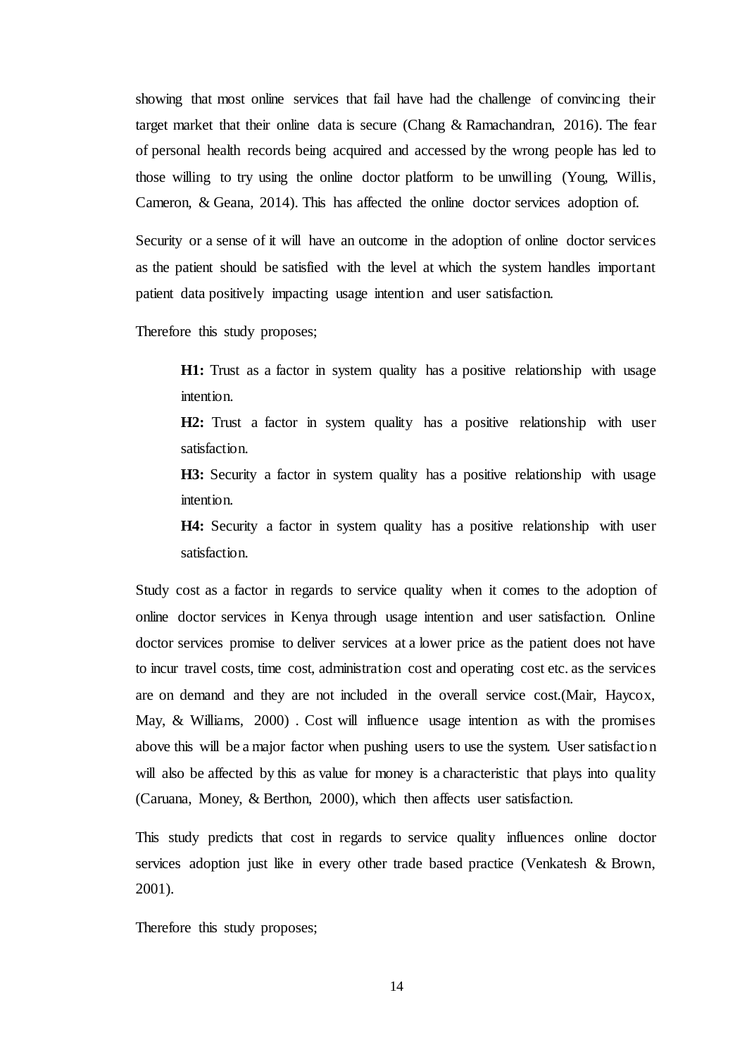showing that most online services that fail have had the challenge of convincing their target market that their online data is secure (Chang & Ramachandran, 2016). The fear of personal health records being acquired and accessed by the wrong people has led to those willing to try using the online doctor platform to be unwilling (Young, Willis, Cameron, & Geana, 2014). This has affected the online doctor services adoption of.

Security or a sense of it will have an outcome in the adoption of online doctor services as the patient should be satisfied with the level at which the system handles important patient data positively impacting usage intention and user satisfaction.

Therefore this study proposes;

> **H1:** Trust as a factor in system quality has a positive relationship with usage intention.
>
> **H2:** Trust a factor in system quality has a positive relationship with user satisfaction.
>
> **H3:** Security a factor in system quality has a positive relationship with usage intention.
>
> **H4:** Security a factor in system quality has a positive relationship with user satisfaction.

Study cost as a factor in regards to service quality when it comes to the adoption of online doctor services in Kenya through usage intention and user satisfaction. Online doctor services promise to deliver services at a lower price as the patient does not have to incur travel costs, time cost, administration cost and operating cost etc. as the services are on demand and they are not included in the overall service cost.(Mair, Haycox, May, & Williams, 2000) . Cost will influence usage intention as with the promises above this will be a major factor when pushing users to use the system. User satisfaction will also be affected by this as value for money is a characteristic that plays into quality (Caruana, Money, & Berthon, 2000), which then affects user satisfaction.

This study predicts that cost in regards to service quality influences online doctor services adoption just like in every other trade based practice (Venkatesh & Brown, 2001).

Therefore this study proposes;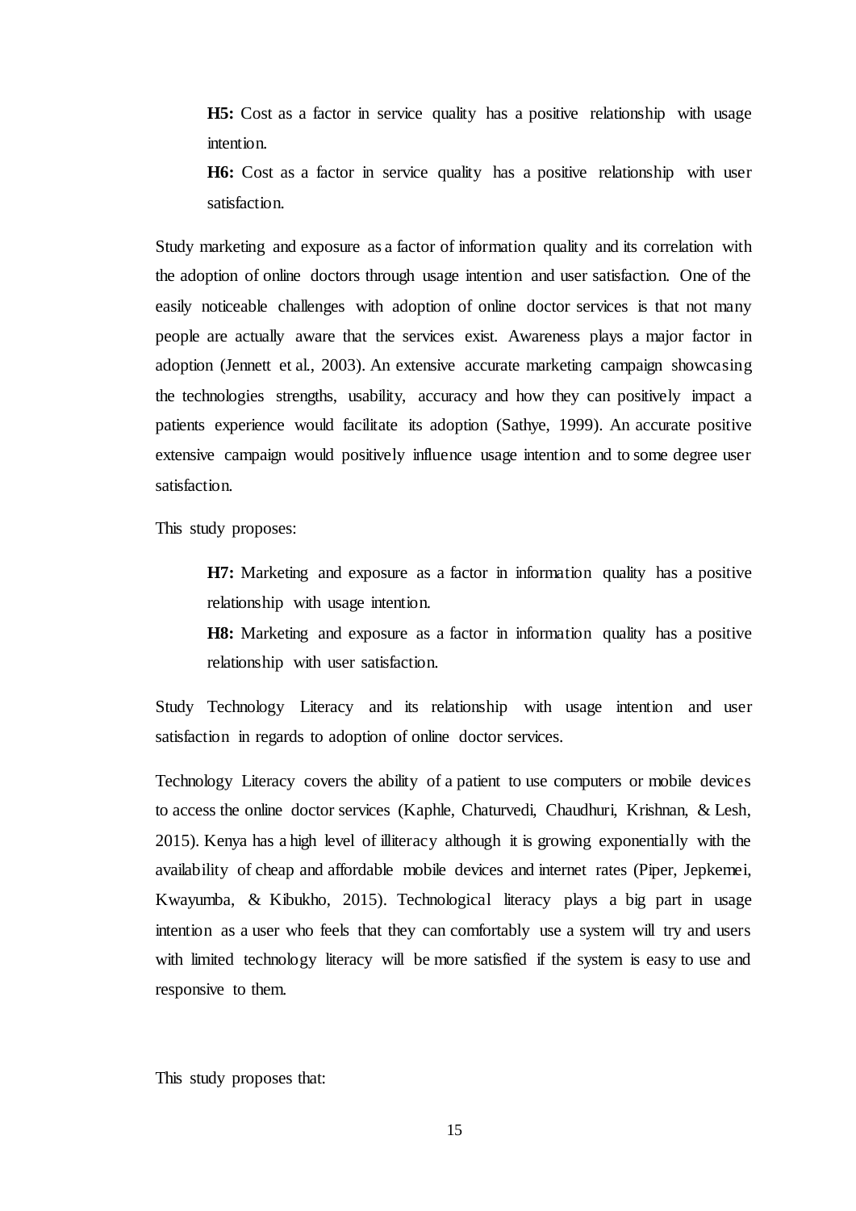**H5:** Cost as a factor in service quality has a positive relationship with usage intention.

**H6:** Cost as a factor in service quality has a positive relationship with user satisfaction.

Study marketing and exposure as a factor of information quality and its correlation with the adoption of online doctors through usage intention and user satisfaction. One of the easily noticeable challenges with adoption of online doctor services is that not many people are actually aware that the services exist. Awareness plays a major factor in adoption (Jennett et al., 2003). An extensive accurate marketing campaign showcasing the technologies strengths, usability, accuracy and how they can positively impact a patients experience would facilitate its adoption (Sathye, 1999). An accurate positive extensive campaign would positively influence usage intention and to some degree user satisfaction.

This study proposes:

**H7:** Marketing and exposure as a factor in information quality has a positive relationship with usage intention.

**H8:** Marketing and exposure as a factor in information quality has a positive relationship with user satisfaction.

Study Technology Literacy and its relationship with usage intention and user satisfaction in regards to adoption of online doctor services.

Technology Literacy covers the ability of a patient to use computers or mobile devices to access the online doctor services (Kaphle, Chaturvedi, Chaudhuri, Krishnan, & Lesh, 2015). Kenya has a high level of illiteracy although it is growing exponentially with the availability of cheap and affordable mobile devices and internet rates (Piper, Jepkemei, Kwayumba, & Kibukho, 2015). Technological literacy plays a big part in usage intention as a user who feels that they can comfortably use a system will try and users with limited technology literacy will be more satisfied if the system is easy to use and responsive to them.

This study proposes that: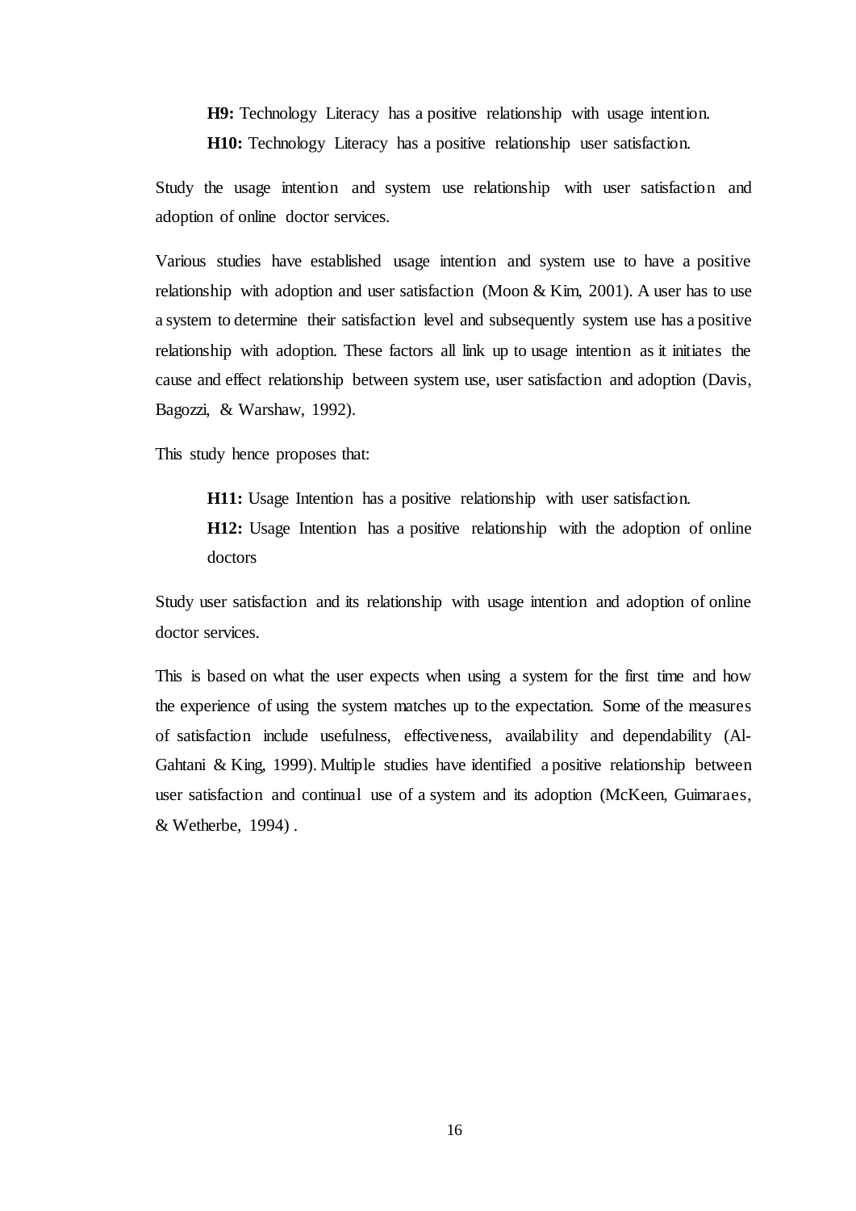**H9:** Technology Literacy has a positive relationship with usage intention.

**H10:** Technology Literacy has a positive relationship user satisfaction.

Study the usage intention and system use relationship with user satisfaction and adoption of online doctor services.

Various studies have established usage intention and system use to have a positive relationship with adoption and user satisfaction (Moon & Kim, 2001). A user has to use a system to determine their satisfaction level and subsequently system use has a positive relationship with adoption. These factors all link up to usage intention as it initiates the cause and effect relationship between system use, user satisfaction and adoption (Davis, Bagozzi, & Warshaw, 1992).

This study hence proposes that:

**H11:** Usage Intention has a positive relationship with user satisfaction.

**H12:** Usage Intention has a positive relationship with the adoption of online doctors

Study user satisfaction and its relationship with usage intention and adoption of online doctor services.

This is based on what the user expects when using a system for the first time and how the experience of using the system matches up to the expectation. Some of the measures of satisfaction include usefulness, effectiveness, availability and dependability (Al-Gahtani & King, 1999). Multiple studies have identified a positive relationship between user satisfaction and continual use of a system and its adoption (McKeen, Guimaraes, & Wetherbe, 1994) .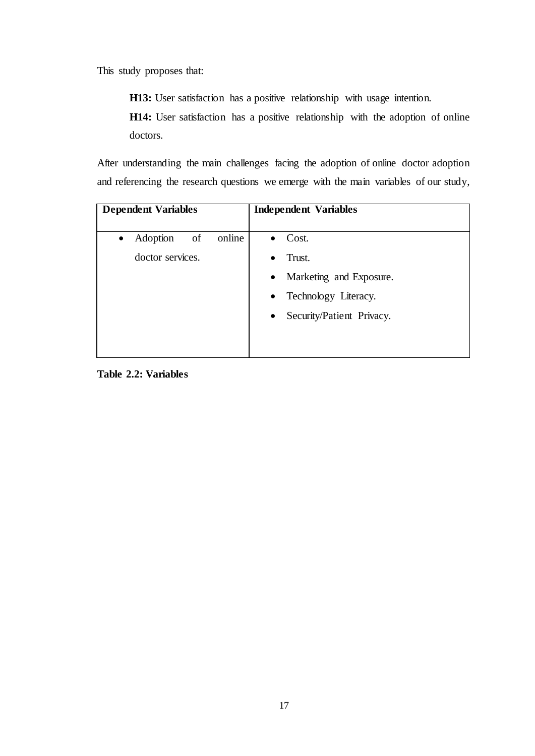This study proposes that:

> **H13:** User satisfaction has a positive relationship with usage intention.
>
> **H14:** User satisfaction has a positive relationship with the adoption of online doctors.

After understanding the main challenges facing the adoption of online doctor adoption and referencing the research questions we emerge with the main variables of our study,

| Dependent Variables | Independent Variables |
|---|---|
| • Adoption of online doctor services. | • Cost.<br>• Trust.<br>• Marketing and Exposure.<br>• Technology Literacy.<br>• Security/Patient Privacy. |

**Table 2.2: Variables**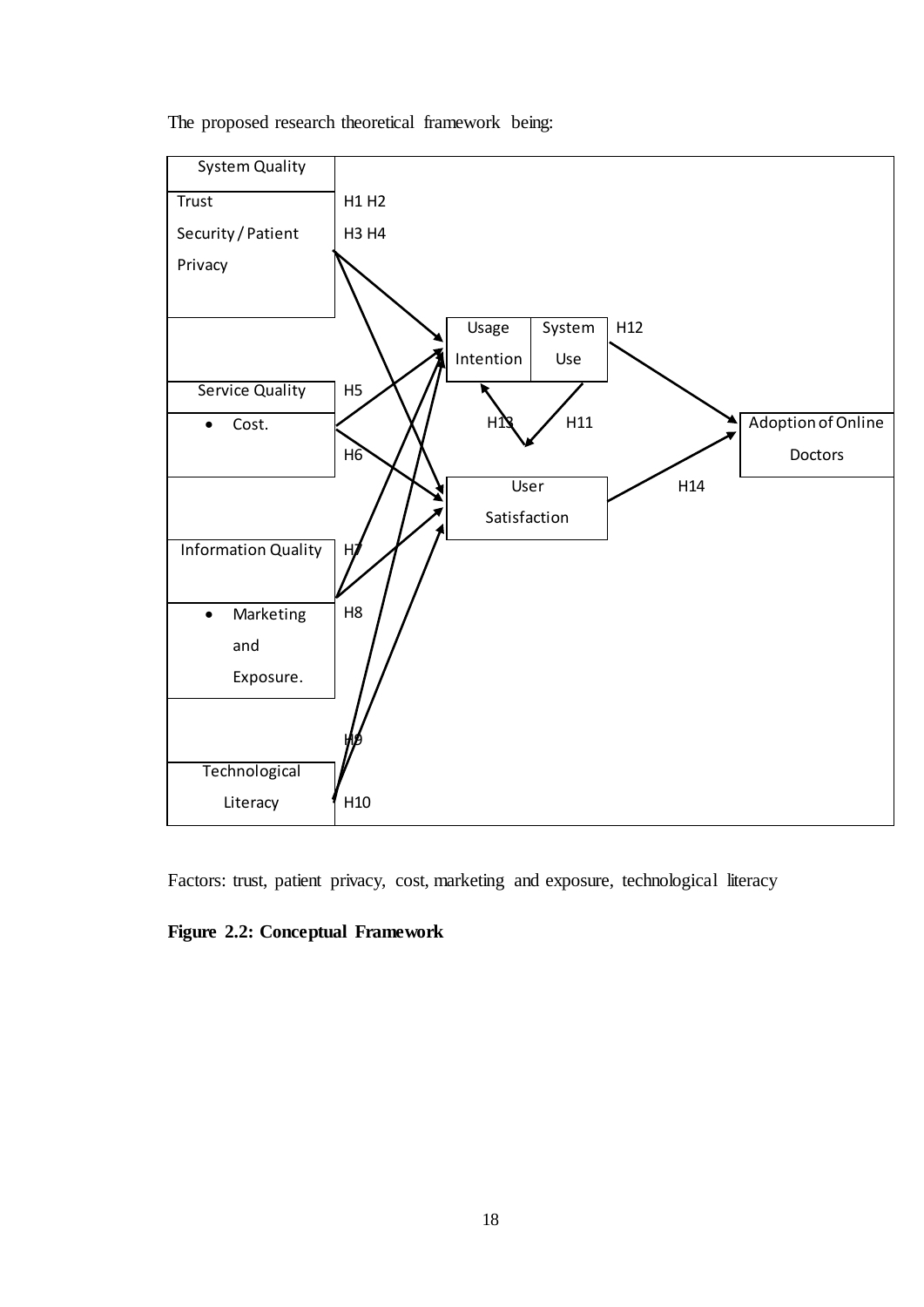The proposed research theoretical framework being:

| System Quality | | | | | |
|---|---|---|---|---|---|
| Trust | H1 H2 | | | | |
| Security / Patient Privacy | H3 H4 | | | | |
| | | Usage Intention | System Use | H12 | |
| Service Quality | H5 | | | | |
| • Cost. | H6 | H13 | H11 | | Adoption of Online Doctors |
| | | User Satisfaction | | H14 | |
| Information Quality | H7 | | | | |
| • Marketing and Exposure. | H8 | | | | |
| | H9 | | | | |
| Technological Literacy | H10 | | | | |

Factors: trust, patient privacy, cost, marketing and exposure, technological literacy

**Figure 2.2: Conceptual Framework**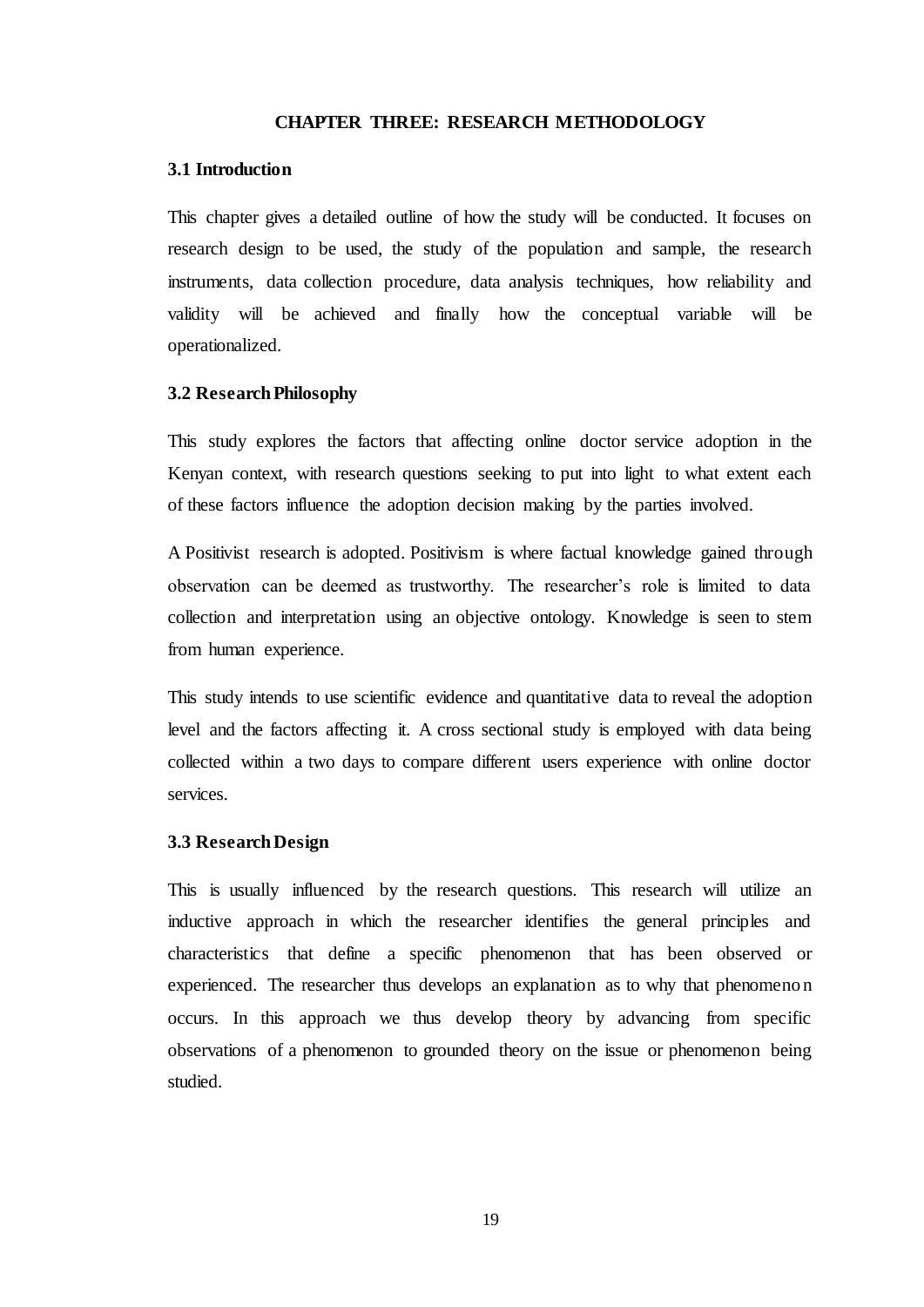# CHAPTER THREE: RESEARCH METHODOLOGY

## 3.1 Introduction

This chapter gives a detailed outline of how the study will be conducted. It focuses on research design to be used, the study of the population and sample, the research instruments, data collection procedure, data analysis techniques, how reliability and validity will be achieved and finally how the conceptual variable will be operationalized.

## 3.2 Research Philosophy

This study explores the factors that affecting online doctor service adoption in the Kenyan context, with research questions seeking to put into light to what extent each of these factors influence the adoption decision making by the parties involved.

A Positivist research is adopted. Positivism is where factual knowledge gained through observation can be deemed as trustworthy. The researcher's role is limited to data collection and interpretation using an objective ontology. Knowledge is seen to stem from human experience.

This study intends to use scientific evidence and quantitative data to reveal the adoption level and the factors affecting it. A cross sectional study is employed with data being collected within a two days to compare different users experience with online doctor services.

## 3.3 Research Design

This is usually influenced by the research questions. This research will utilize an inductive approach in which the researcher identifies the general principles and characteristics that define a specific phenomenon that has been observed or experienced. The researcher thus develops an explanation as to why that phenomenon occurs. In this approach we thus develop theory by advancing from specific observations of a phenomenon to grounded theory on the issue or phenomenon being studied.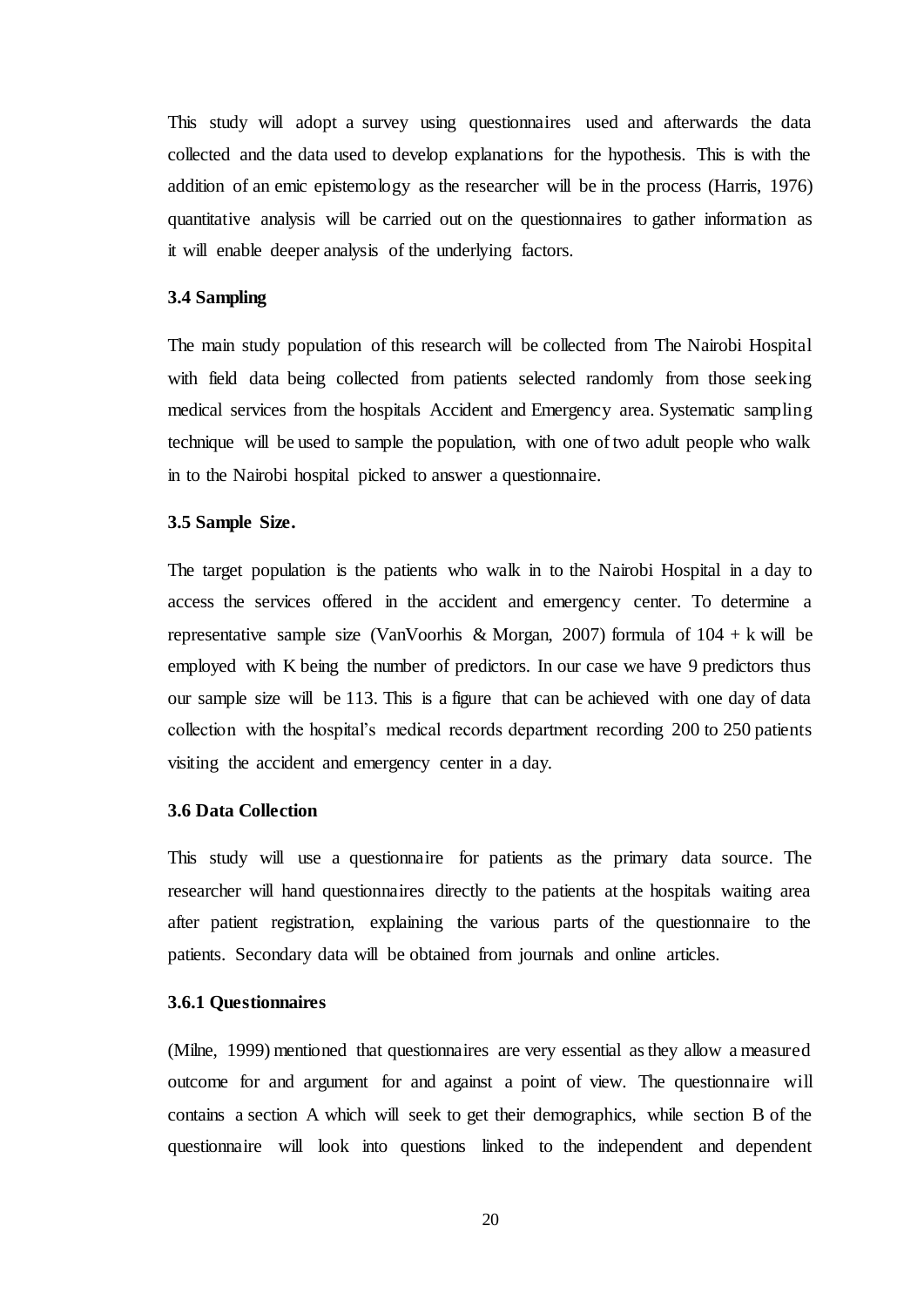This study will adopt a survey using questionnaires used and afterwards the data collected and the data used to develop explanations for the hypothesis. This is with the addition of an emic epistemology as the researcher will be in the process (Harris, 1976) quantitative analysis will be carried out on the questionnaires to gather information as it will enable deeper analysis of the underlying factors.

### 3.4 Sampling

The main study population of this research will be collected from The Nairobi Hospital with field data being collected from patients selected randomly from those seeking medical services from the hospitals Accident and Emergency area. Systematic sampling technique will be used to sample the population, with one of two adult people who walk in to the Nairobi hospital picked to answer a questionnaire.

### 3.5 Sample Size.

The target population is the patients who walk in to the Nairobi Hospital in a day to access the services offered in the accident and emergency center. To determine a representative sample size (VanVoorhis & Morgan, 2007) formula of $104 + k$ will be employed with K being the number of predictors. In our case we have 9 predictors thus our sample size will be 113. This is a figure that can be achieved with one day of data collection with the hospital's medical records department recording 200 to 250 patients visiting the accident and emergency center in a day.

### 3.6 Data Collection

This study will use a questionnaire for patients as the primary data source. The researcher will hand questionnaires directly to the patients at the hospitals waiting area after patient registration, explaining the various parts of the questionnaire to the patients. Secondary data will be obtained from journals and online articles.

#### 3.6.1 Questionnaires

(Milne, 1999) mentioned that questionnaires are very essential as they allow a measured outcome for and argument for and against a point of view. The questionnaire will contains a section A which will seek to get their demographics, while section B of the questionnaire will look into questions linked to the independent and dependent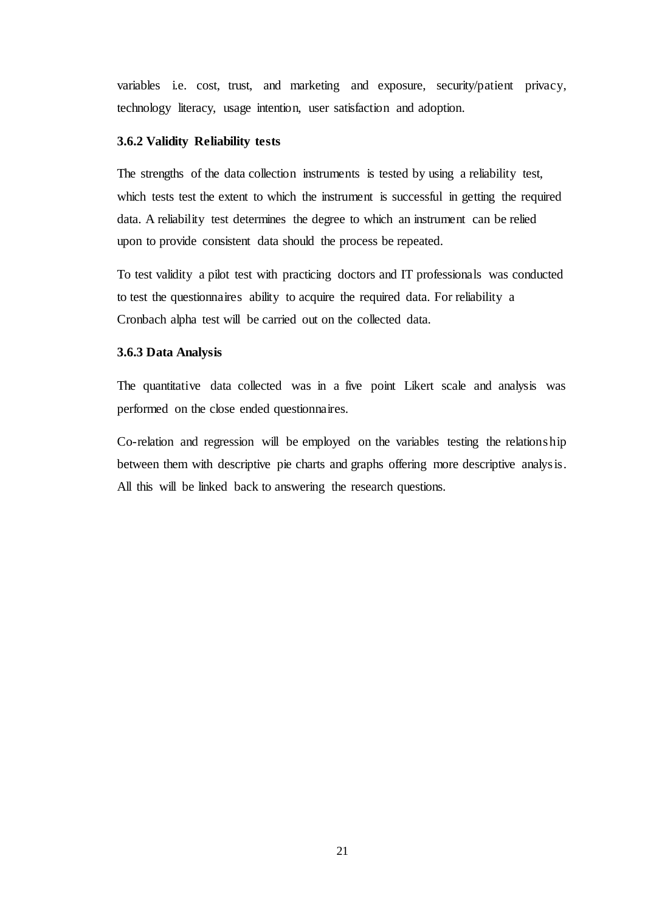variables i.e. cost, trust, and marketing and exposure, security/patient privacy, technology literacy, usage intention, user satisfaction and adoption.

### 3.6.2 Validity Reliability tests

The strengths of the data collection instruments is tested by using a reliability test, which tests test the extent to which the instrument is successful in getting the required data. A reliability test determines the degree to which an instrument can be relied upon to provide consistent data should the process be repeated.

To test validity a pilot test with practicing doctors and IT professionals was conducted to test the questionnaires ability to acquire the required data. For reliability a Cronbach alpha test will be carried out on the collected data.

### 3.6.3 Data Analysis

The quantitative data collected was in a five point Likert scale and analysis was performed on the close ended questionnaires.

Co-relation and regression will be employed on the variables testing the relationship between them with descriptive pie charts and graphs offering more descriptive analysis. All this will be linked back to answering the research questions.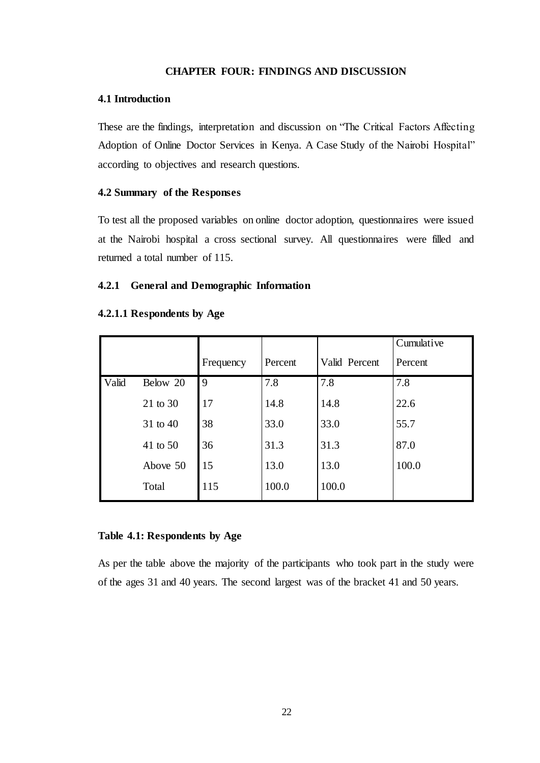# CHAPTER FOUR: FINDINGS AND DISCUSSION

## 4.1 Introduction

These are the findings, interpretation and discussion on "The Critical Factors Affecting Adoption of Online Doctor Services in Kenya. A Case Study of the Nairobi Hospital" according to objectives and research questions.

## 4.2 Summary of the Responses

To test all the proposed variables on online doctor adoption, questionnaires were issued at the Nairobi hospital a cross sectional survey. All questionnaires were filled and returned a total number of 115.

### 4.2.1 General and Demographic Information

#### 4.2.1.1 Respondents by Age

| | | Frequency | Percent | Valid Percent | Cumulative Percent |
|---|---|---|---|---|---|
| Valid | Below 20 | 9 | 7.8 | 7.8 | 7.8 |
| | 21 to 30 | 17 | 14.8 | 14.8 | 22.6 |
| | 31 to 40 | 38 | 33.0 | 33.0 | 55.7 |
| | 41 to 50 | 36 | 31.3 | 31.3 | 87.0 |
| | Above 50 | 15 | 13.0 | 13.0 | 100.0 |
| | Total | 115 | 100.0 | 100.0 | |

**Table 4.1: Respondents by Age**

As per the table above the majority of the participants who took part in the study were of the ages 31 and 40 years. The second largest was of the bracket 41 and 50 years.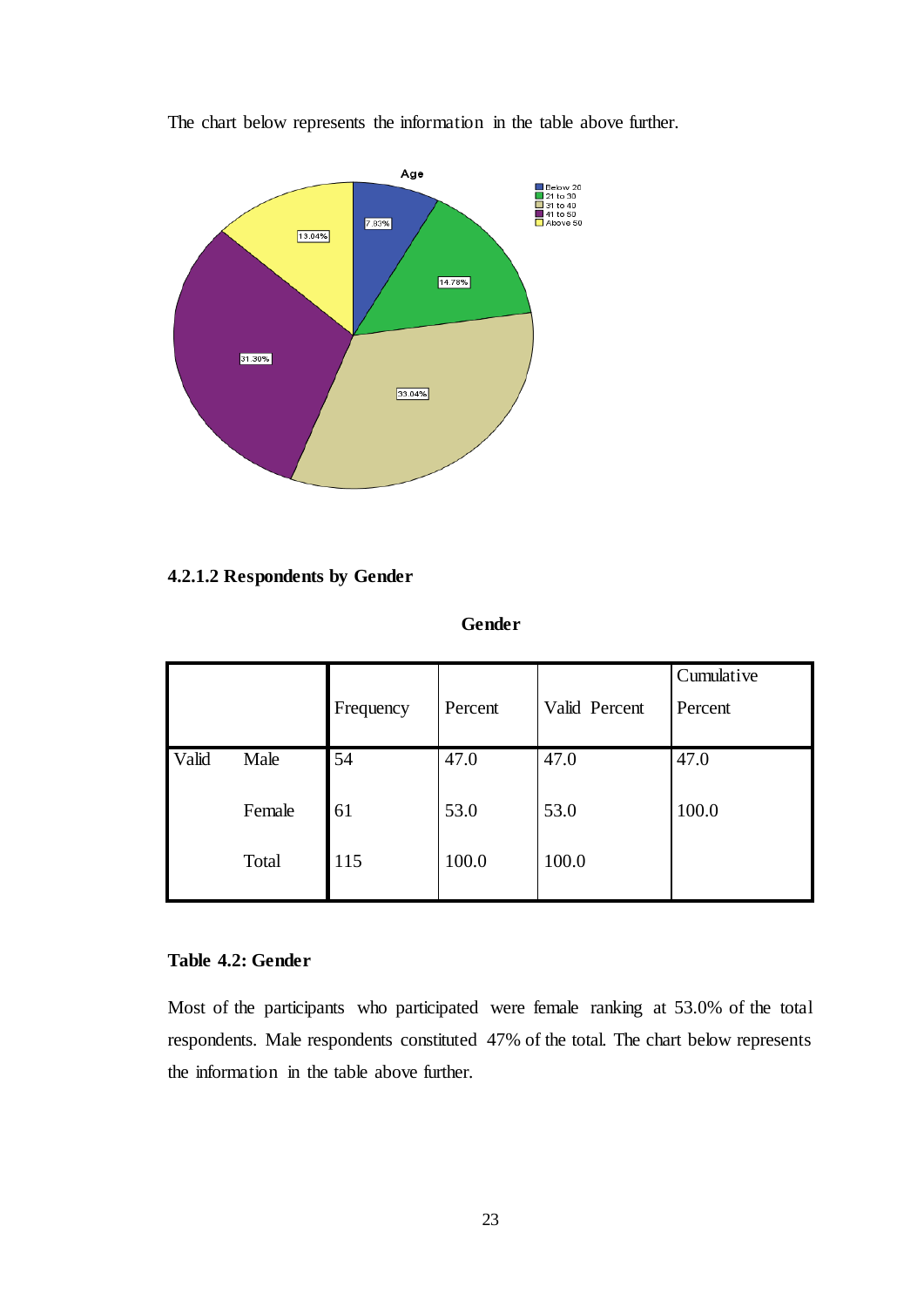The chart below represents the information in the table above further.

#### 4.2.1.2 Respondents by Gender

**Gender**

| | | Frequency | Percent | Valid Percent | Cumulative Percent |
|---|---|---|---|---|---|
| Valid | Male | 54 | 47.0 | 47.0 | 47.0 |
| | Female | 61 | 53.0 | 53.0 | 100.0 |
| | Total | 115 | 100.0 | 100.0 | |

**Table 4.2: Gender**

Most of the participants who participated were female ranking at 53.0% of the total respondents. Male respondents constituted 47% of the total. The chart below represents the information in the table above further.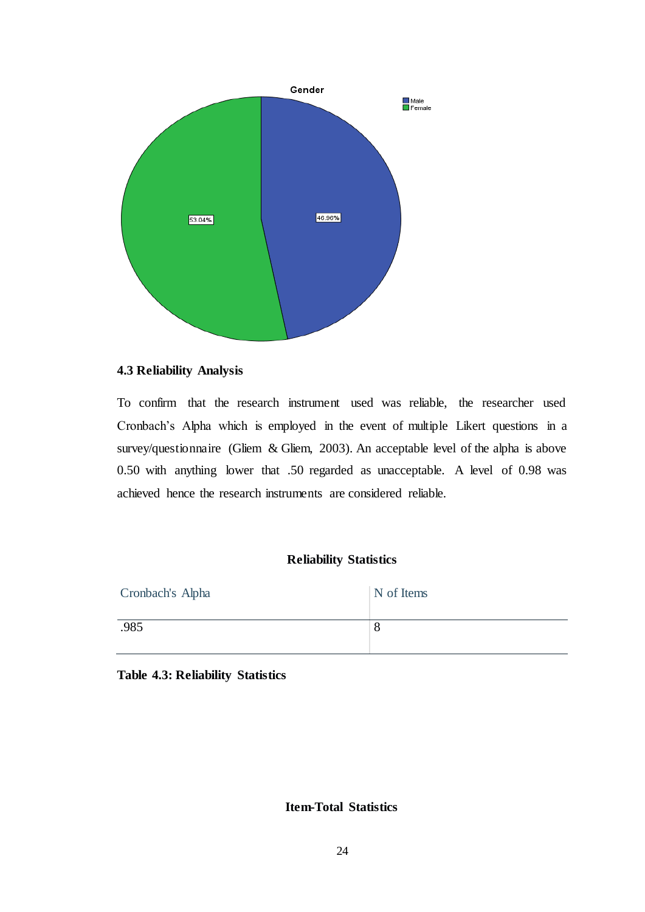Gender

Male
Female

53.04%

46.96%

## 4.3 Reliability Analysis

To confirm that the research instrument used was reliable, the researcher used Cronbach's Alpha which is employed in the event of multiple Likert questions in a survey/questionnaire (Gliem & Gliem, 2003). An acceptable level of the alpha is above 0.50 with anything lower that .50 regarded as unacceptable. A level of 0.98 was achieved hence the research instruments are considered reliable.

**Reliability Statistics**

| Cronbach's Alpha | N of Items |
| --- | --- |
| .985 | 8 |

**Table 4.3: Reliability Statistics**

**Item-Total Statistics**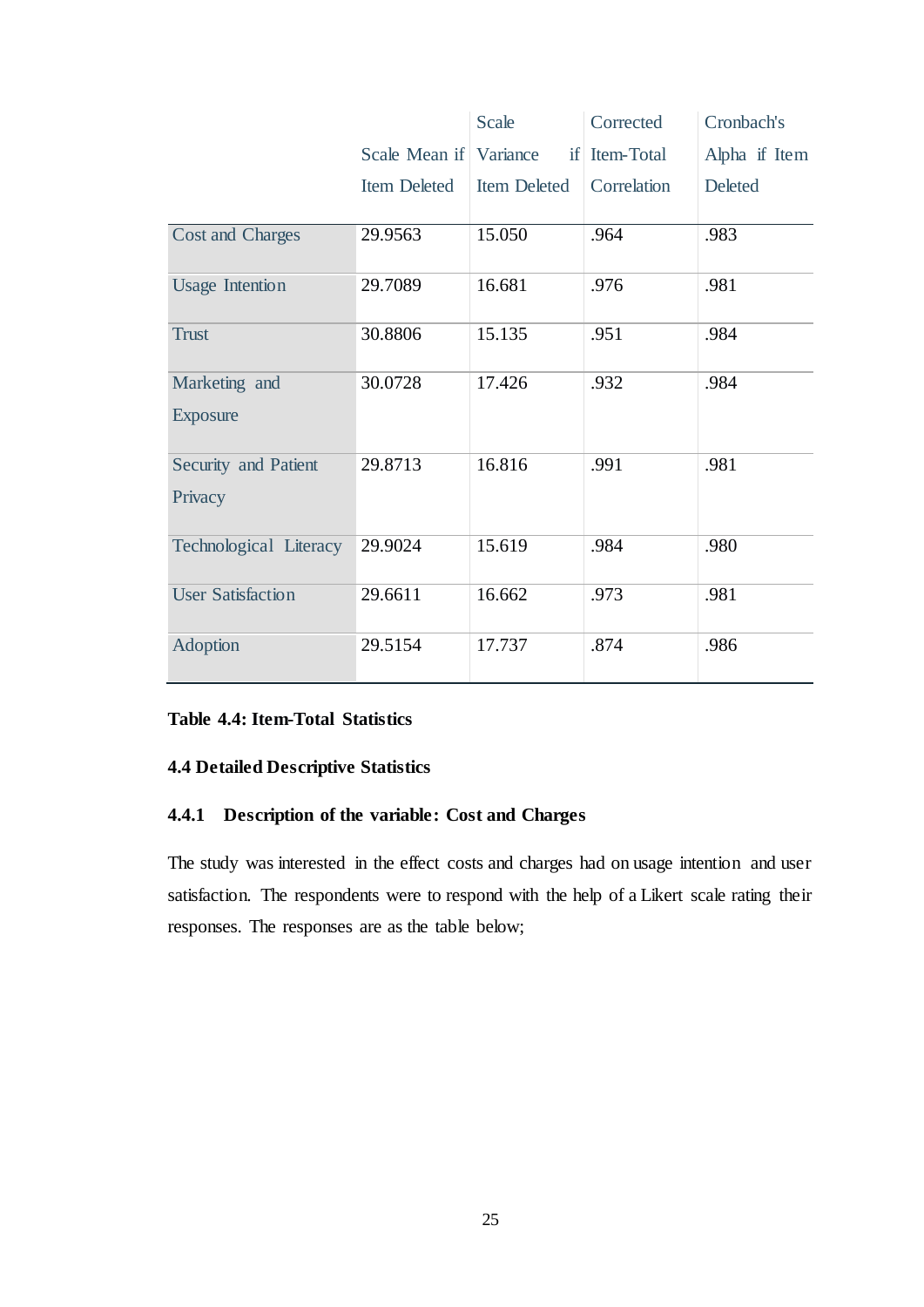| | Scale Mean if Item Deleted | Scale Variance if Item Deleted | Corrected Item-Total Correlation | Cronbach's Alpha if Item Deleted |
|---|---|---|---|---|
| Cost and Charges | 29.9563 | 15.050 | .964 | .983 |
| Usage Intention | 29.7089 | 16.681 | .976 | .981 |
| Trust | 30.8806 | 15.135 | .951 | .984 |
| Marketing and Exposure | 30.0728 | 17.426 | .932 | .984 |
| Security and Patient Privacy | 29.8713 | 16.816 | .991 | .981 |
| Technological Literacy | 29.9024 | 15.619 | .984 | .980 |
| User Satisfaction | 29.6611 | 16.662 | .973 | .981 |
| Adoption | 29.5154 | 17.737 | .874 | .986 |

**Table 4.4: Item-Total Statistics**

## 4.4 Detailed Descriptive Statistics

### 4.4.1 Description of the variable: Cost and Charges

The study was interested in the effect costs and charges had on usage intention and user satisfaction. The respondents were to respond with the help of a Likert scale rating their responses. The responses are as the table below;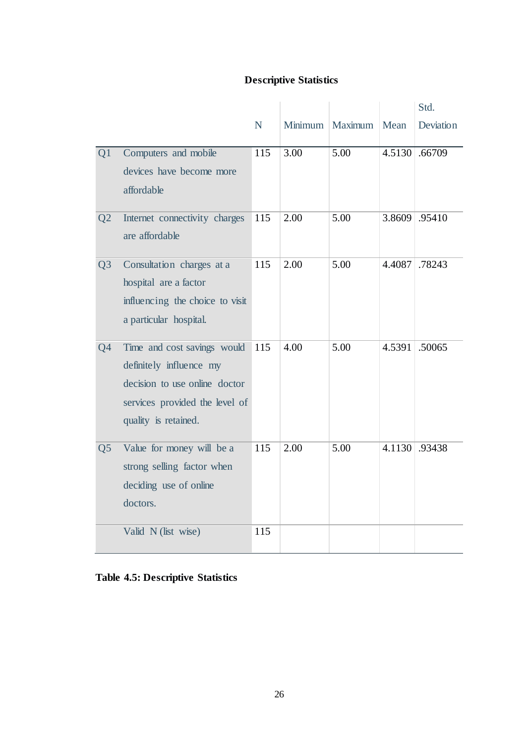**Descriptive Statistics**

| | | N | Minimum | Maximum | Mean | Std. Deviation |
|---|---|---|---|---|---|---|
| Q1 | Computers and mobile devices have become more affordable | 115 | 3.00 | 5.00 | 4.5130 | .66709 |
| Q2 | Internet connectivity charges are affordable | 115 | 2.00 | 5.00 | 3.8609 | .95410 |
| Q3 | Consultation charges at a hospital are a factor influencing the choice to visit a particular hospital. | 115 | 2.00 | 5.00 | 4.4087 | .78243 |
| Q4 | Time and cost savings would definitely influence my decision to use online doctor services provided the level of quality is retained. | 115 | 4.00 | 5.00 | 4.5391 | .50065 |
| Q5 | Value for money will be a strong selling factor when deciding use of online doctors. | 115 | 2.00 | 5.00 | 4.1130 | .93438 |
| | Valid N (list wise) | 115 | | | | |

**Table 4.5: Descriptive Statistics**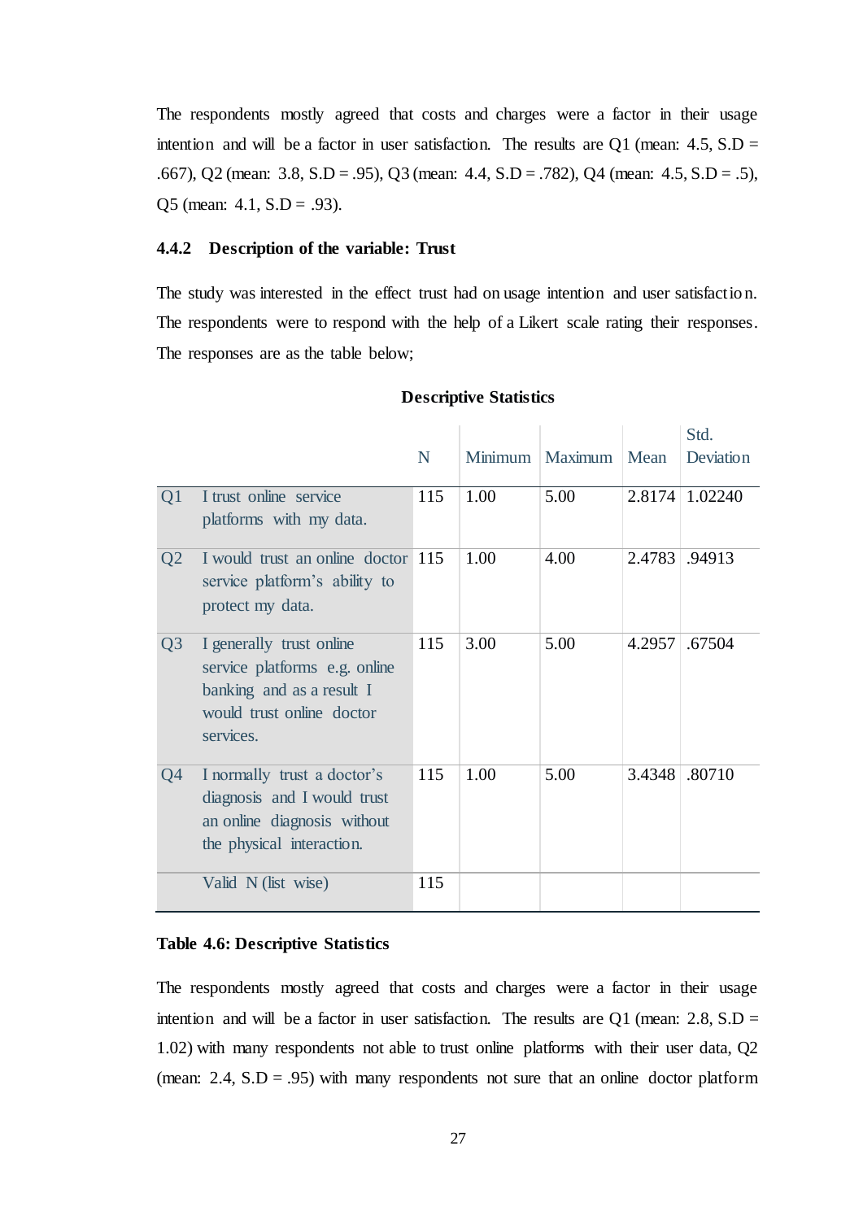The respondents mostly agreed that costs and charges were a factor in their usage intention and will be a factor in user satisfaction. The results are Q1 (mean: 4.5, S.D = .667), Q2 (mean: 3.8, S.D = .95), Q3 (mean: 4.4, S.D = .782), Q4 (mean: 4.5, S.D = .5), Q5 (mean: 4.1, S.D = .93).

### 4.4.2 Description of the variable: Trust

The study was interested in the effect trust had on usage intention and user satisfaction. The respondents were to respond with the help of a Likert scale rating their responses. The responses are as the table below;

**Descriptive Statistics**

| | | N | Minimum | Maximum | Mean | Std. Deviation |
|---|---|---|---|---|---|---|
| Q1 | I trust online service platforms with my data. | 115 | 1.00 | 5.00 | 2.8174 | 1.02240 |
| Q2 | I would trust an online doctor service platform's ability to protect my data. | 115 | 1.00 | 4.00 | 2.4783 | .94913 |
| Q3 | I generally trust online service platforms e.g. online banking and as a result I would trust online doctor services. | 115 | 3.00 | 5.00 | 4.2957 | .67504 |
| Q4 | I normally trust a doctor's diagnosis and I would trust an online diagnosis without the physical interaction. | 115 | 1.00 | 5.00 | 3.4348 | .80710 |
| | Valid N (list wise) | 115 | | | | |

**Table 4.6: Descriptive Statistics**

The respondents mostly agreed that costs and charges were a factor in their usage intention and will be a factor in user satisfaction. The results are Q1 (mean: 2.8, S.D = 1.02) with many respondents not able to trust online platforms with their user data, Q2 (mean: 2.4, S.D = .95) with many respondents not sure that an online doctor platform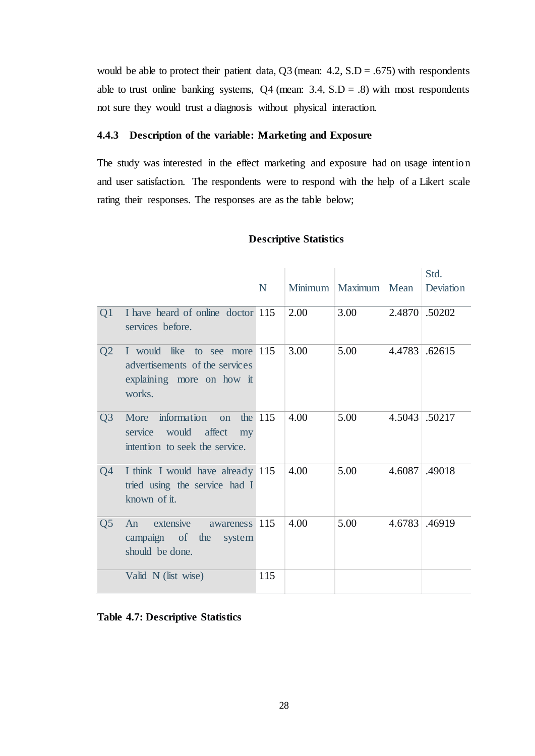would be able to protect their patient data, Q3 (mean: 4.2, S.D = .675) with respondents able to trust online banking systems, Q4 (mean: 3.4, S.D = .8) with most respondents not sure they would trust a diagnosis without physical interaction.

### 4.4.3 Description of the variable: Marketing and Exposure

The study was interested in the effect marketing and exposure had on usage intention and user satisfaction. The respondents were to respond with the help of a Likert scale rating their responses. The responses are as the table below;

**Descriptive Statistics**

| | | N | Minimum | Maximum | Mean | Std. Deviation |
|---|---|---|---|---|---|---|
| Q1 | I have heard of online doctor services before. | 115 | 2.00 | 3.00 | 2.4870 | .50202 |
| Q2 | I would like to see more advertisements of the services explaining more on how it works. | 115 | 3.00 | 5.00 | 4.4783 | .62615 |
| Q3 | More information on the service would affect my intention to seek the service. | 115 | 4.00 | 5.00 | 4.5043 | .50217 |
| Q4 | I think I would have already tried using the service had I known of it. | 115 | 4.00 | 5.00 | 4.6087 | .49018 |
| Q5 | An extensive awareness campaign of the system should be done. | 115 | 4.00 | 5.00 | 4.6783 | .46919 |
| | Valid N (list wise) | 115 | | | | |

**Table 4.7: Descriptive Statistics**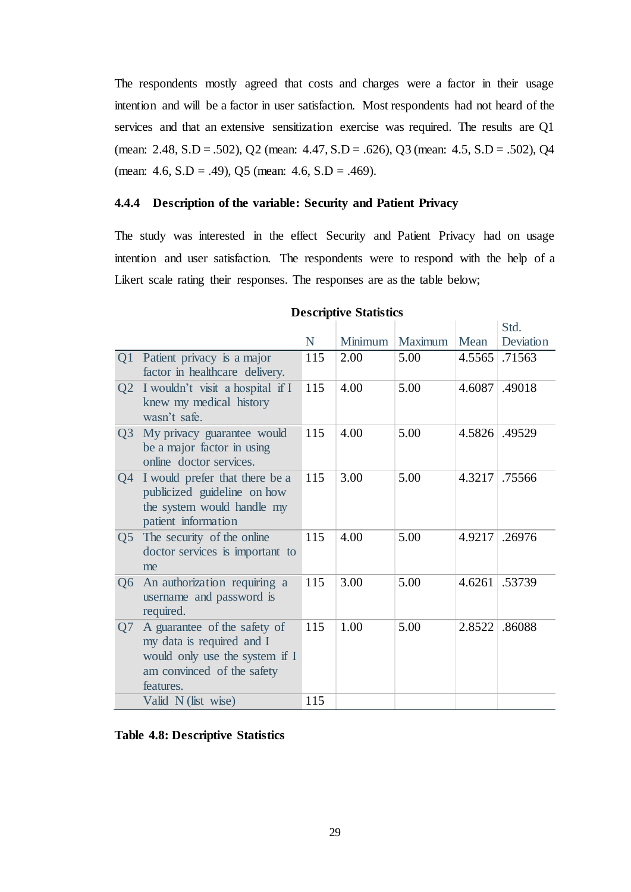The respondents mostly agreed that costs and charges were a factor in their usage intention and will be a factor in user satisfaction. Most respondents had not heard of the services and that an extensive sensitization exercise was required. The results are Q1 (mean: 2.48, S.D = .502), Q2 (mean: 4.47, S.D = .626), Q3 (mean: 4.5, S.D = .502), Q4 (mean: 4.6, S.D = .49), Q5 (mean: 4.6, S.D = .469).

### 4.4.4 Description of the variable: Security and Patient Privacy

The study was interested in the effect Security and Patient Privacy had on usage intention and user satisfaction. The respondents were to respond with the help of a Likert scale rating their responses. The responses are as the table below;

**Descriptive Statistics**

| | | N | Minimum | Maximum | Mean | Std. Deviation |
|---|---|---|---|---|---|---|
| Q1 | Patient privacy is a major factor in healthcare delivery. | 115 | 2.00 | 5.00 | 4.5565 | .71563 |
| Q2 | I wouldn't visit a hospital if I knew my medical history wasn't safe. | 115 | 4.00 | 5.00 | 4.6087 | .49018 |
| Q3 | My privacy guarantee would be a major factor in using online doctor services. | 115 | 4.00 | 5.00 | 4.5826 | .49529 |
| Q4 | I would prefer that there be a publicized guideline on how the system would handle my patient information | 115 | 3.00 | 5.00 | 4.3217 | .75566 |
| Q5 | The security of the online doctor services is important to me | 115 | 4.00 | 5.00 | 4.9217 | .26976 |
| Q6 | An authorization requiring a username and password is required. | 115 | 3.00 | 5.00 | 4.6261 | .53739 |
| Q7 | A guarantee of the safety of my data is required and I would only use the system if I am convinced of the safety features. | 115 | 1.00 | 5.00 | 2.8522 | .86088 |
| | Valid N (list wise) | 115 | | | | |

**Table 4.8: Descriptive Statistics**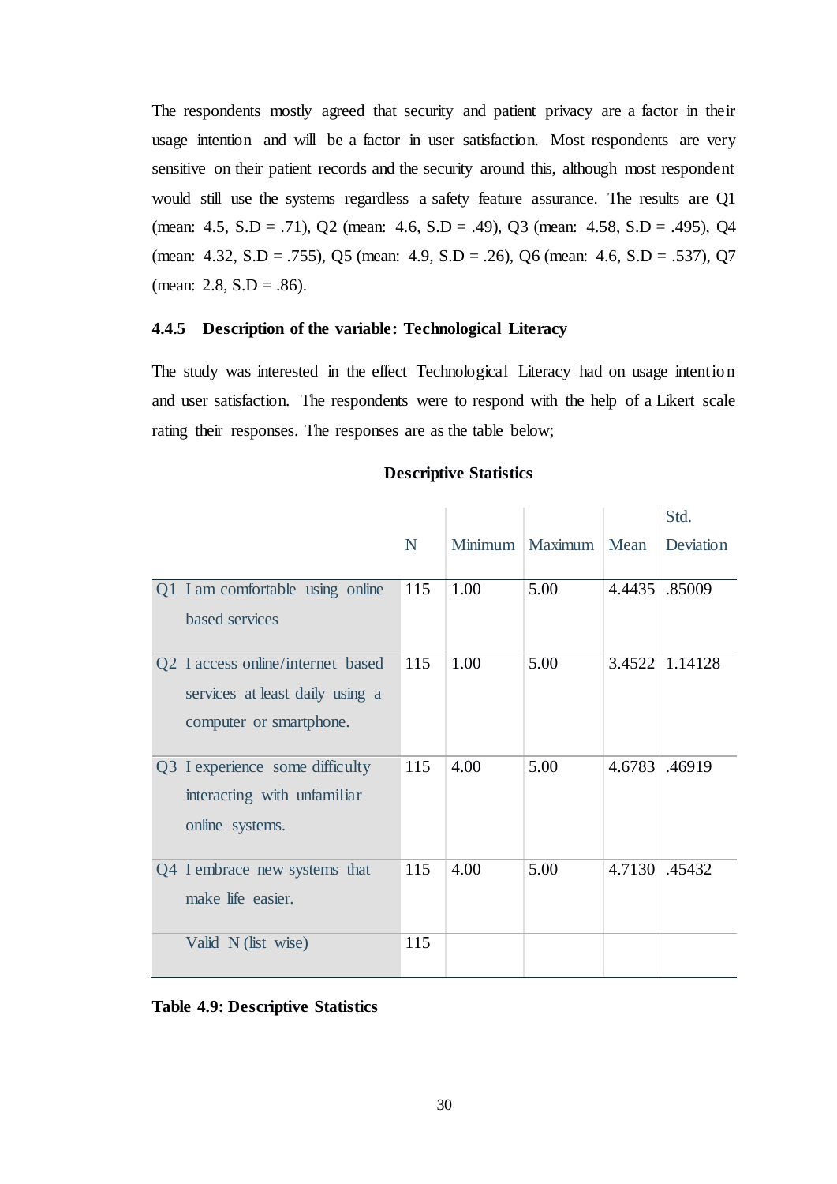The respondents mostly agreed that security and patient privacy are a factor in their usage intention and will be a factor in user satisfaction. Most respondents are very sensitive on their patient records and the security around this, although most respondent would still use the systems regardless a safety feature assurance. The results are Q1 (mean: 4.5, S.D = .71), Q2 (mean: 4.6, S.D = .49), Q3 (mean: 4.58, S.D = .495), Q4 (mean: 4.32, S.D = .755), Q5 (mean: 4.9, S.D = .26), Q6 (mean: 4.6, S.D = .537), Q7 (mean: 2.8, S.D = .86).

### 4.4.5 Description of the variable: Technological Literacy

The study was interested in the effect Technological Literacy had on usage intention and user satisfaction. The respondents were to respond with the help of a Likert scale rating their responses. The responses are as the table below;

**Descriptive Statistics**

| | N | Minimum | Maximum | Mean | Std. Deviation |
|---|---|---|---|---|---|
| Q1 I am comfortable using online based services | 115 | 1.00 | 5.00 | 4.4435 | .85009 |
| Q2 I access online/internet based services at least daily using a computer or smartphone. | 115 | 1.00 | 5.00 | 3.4522 | 1.14128 |
| Q3 I experience some difficulty interacting with unfamiliar online systems. | 115 | 4.00 | 5.00 | 4.6783 | .46919 |
| Q4 I embrace new systems that make life easier. | 115 | 4.00 | 5.00 | 4.7130 | .45432 |
| Valid N (list wise) | 115 | | | | |

**Table 4.9: Descriptive Statistics**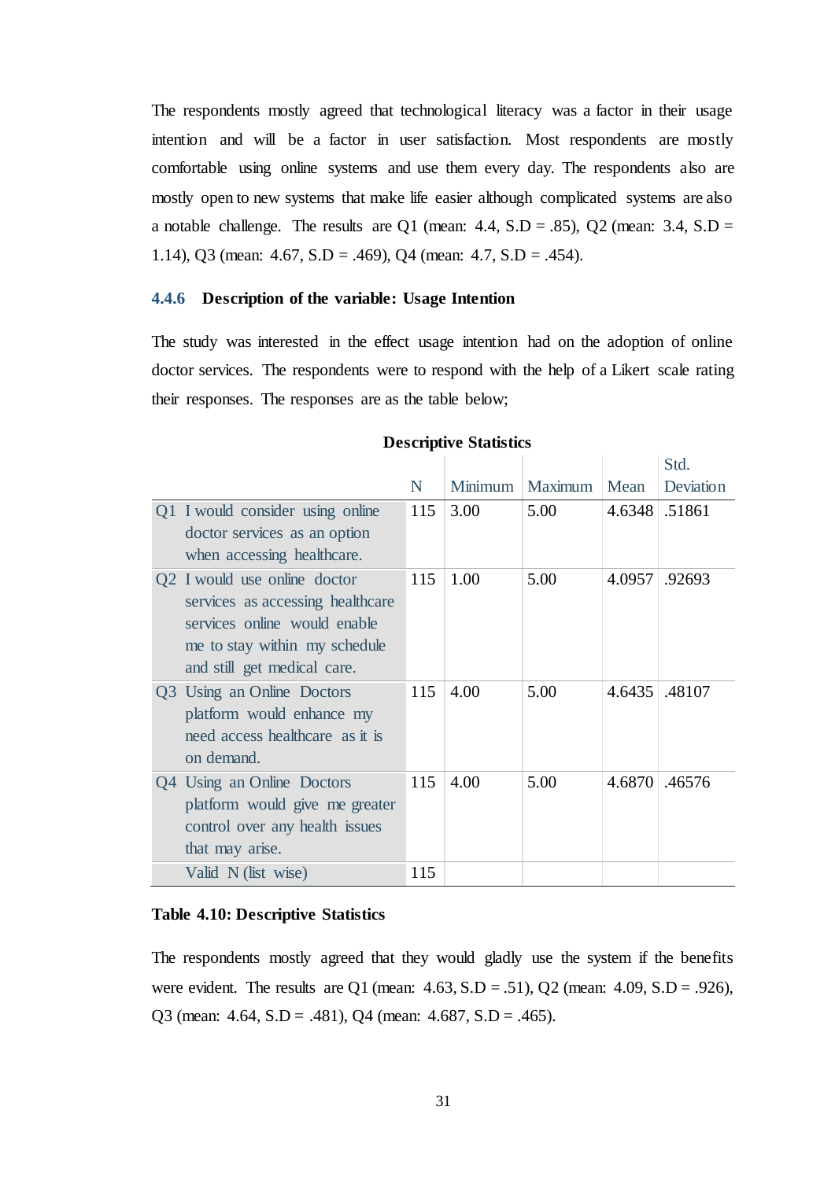The respondents mostly agreed that technological literacy was a factor in their usage intention and will be a factor in user satisfaction. Most respondents are mostly comfortable using online systems and use them every day. The respondents also are mostly open to new systems that make life easier although complicated systems are also a notable challenge. The results are Q1 (mean: 4.4, S.D = .85), Q2 (mean: 3.4, S.D = 1.14), Q3 (mean: 4.67, S.D = .469), Q4 (mean: 4.7, S.D = .454).

### 4.4.6 Description of the variable: Usage Intention

The study was interested in the effect usage intention had on the adoption of online doctor services. The respondents were to respond with the help of a Likert scale rating their responses. The responses are as the table below;

**Descriptive Statistics**

| | N | Minimum | Maximum | Mean | Std. Deviation |
|---|---|---|---|---|---|
| Q1 I would consider using online doctor services as an option when accessing healthcare. | 115 | 3.00 | 5.00 | 4.6348 | .51861 |
| Q2 I would use online doctor services as accessing healthcare services online would enable me to stay within my schedule and still get medical care. | 115 | 1.00 | 5.00 | 4.0957 | .92693 |
| Q3 Using an Online Doctors platform would enhance my need access healthcare as it is on demand. | 115 | 4.00 | 5.00 | 4.6435 | .48107 |
| Q4 Using an Online Doctors platform would give me greater control over any health issues that may arise. | 115 | 4.00 | 5.00 | 4.6870 | .46576 |
| Valid N (list wise) | 115 | | | | |

**Table 4.10: Descriptive Statistics**

The respondents mostly agreed that they would gladly use the system if the benefits were evident. The results are Q1 (mean: 4.63, S.D = .51), Q2 (mean: 4.09, S.D = .926), Q3 (mean: 4.64, S.D = .481), Q4 (mean: 4.687, S.D = .465).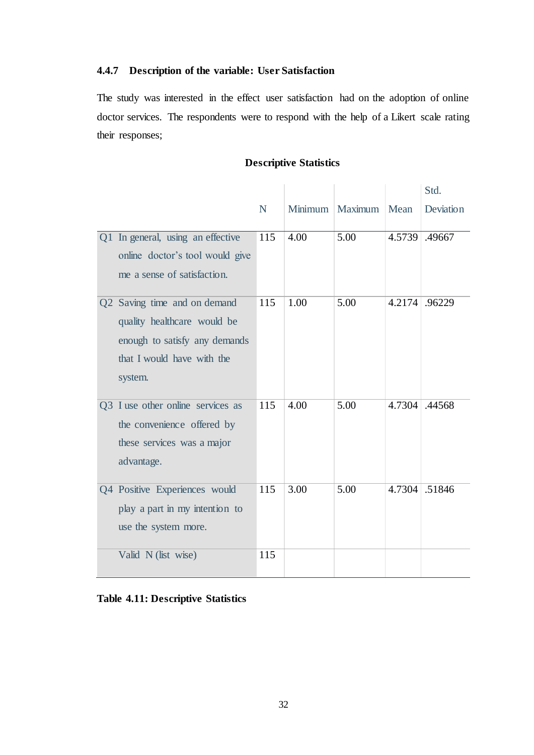### 4.4.7 Description of the variable: User Satisfaction

The study was interested in the effect user satisfaction had on the adoption of online doctor services. The respondents were to respond with the help of a Likert scale rating their responses;

**Descriptive Statistics**

| | N | Minimum | Maximum | Mean | Std. Deviation |
|---|---|---|---|---|---|
| Q1 In general, using an effective online doctor's tool would give me a sense of satisfaction. | 115 | 4.00 | 5.00 | 4.5739 | .49667 |
| Q2 Saving time and on demand quality healthcare would be enough to satisfy any demands that I would have with the system. | 115 | 1.00 | 5.00 | 4.2174 | .96229 |
| Q3 I use other online services as the convenience offered by these services was a major advantage. | 115 | 4.00 | 5.00 | 4.7304 | .44568 |
| Q4 Positive Experiences would play a part in my intention to use the system more. | 115 | 3.00 | 5.00 | 4.7304 | .51846 |
| Valid N (list wise) | 115 | | | | |

**Table 4.11: Descriptive Statistics**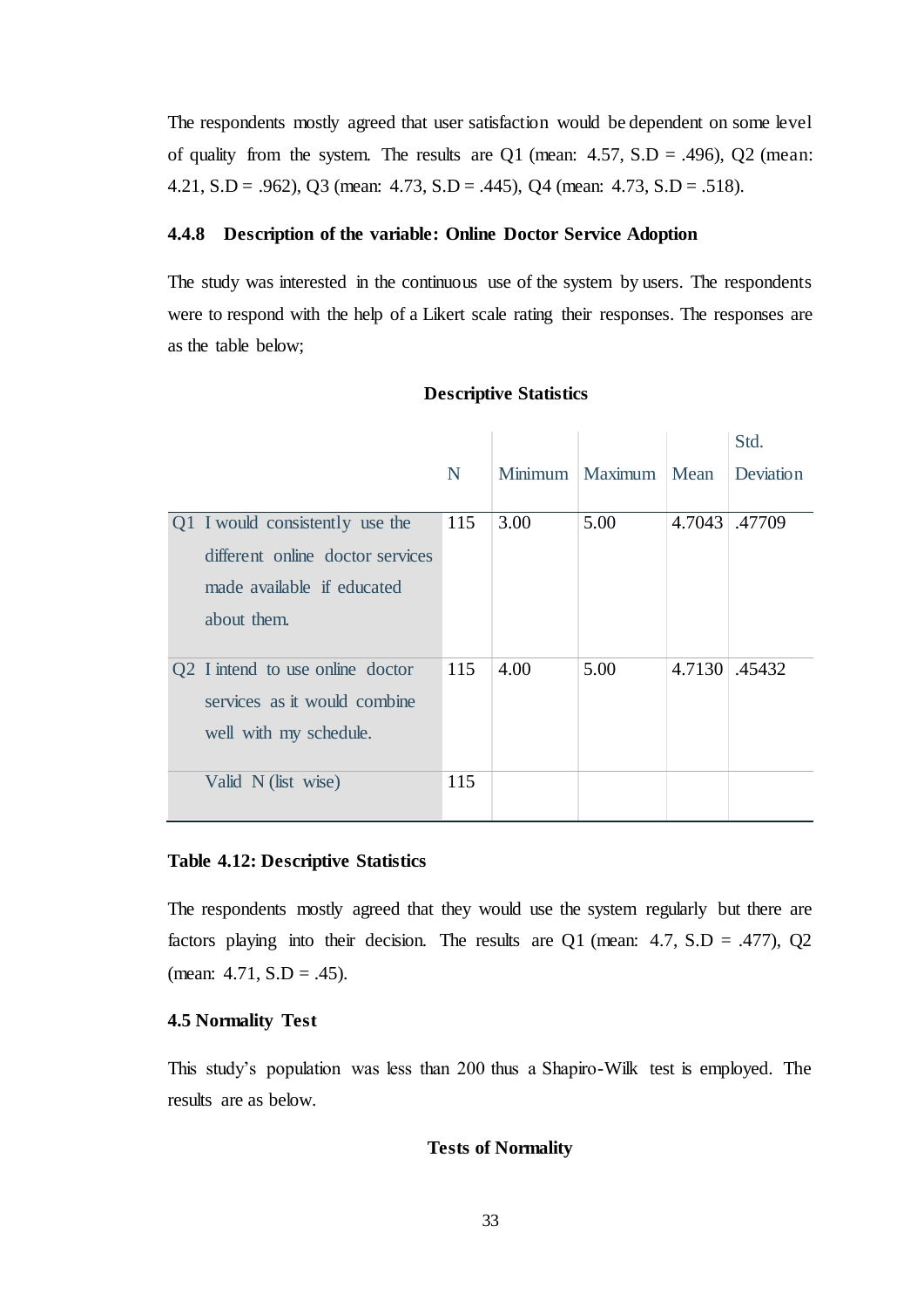The respondents mostly agreed that user satisfaction would be dependent on some level of quality from the system. The results are Q1 (mean: 4.57, S.D = .496), Q2 (mean: 4.21, S.D = .962), Q3 (mean: 4.73, S.D = .445), Q4 (mean: 4.73, S.D = .518).

#### 4.4.8 Description of the variable: Online Doctor Service Adoption

The study was interested in the continuous use of the system by users. The respondents were to respond with the help of a Likert scale rating their responses. The responses are as the table below;

**Descriptive Statistics**

| | N | Minimum | Maximum | Mean | Std. Deviation |
|---|---|---|---|---|---|
| Q1 I would consistently use the different online doctor services made available if educated about them. | 115 | 3.00 | 5.00 | 4.7043 | .47709 |
| Q2 I intend to use online doctor services as it would combine well with my schedule. | 115 | 4.00 | 5.00 | 4.7130 | .45432 |
| Valid N (list wise) | 115 | | | | |

**Table 4.12: Descriptive Statistics**

The respondents mostly agreed that they would use the system regularly but there are factors playing into their decision. The results are Q1 (mean: 4.7, S.D = .477), Q2 (mean: 4.71, S.D = .45).

### 4.5 Normality Test

This study's population was less than 200 thus a Shapiro-Wilk test is employed. The results are as below.

**Tests of Normality**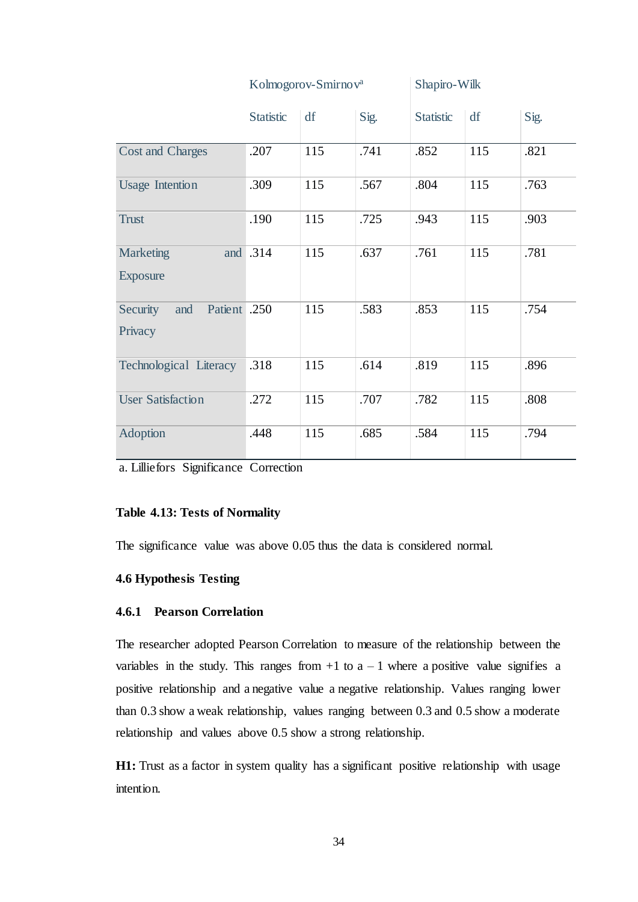| | Kolmogorov-Smirnov[a] | | | Shapiro-Wilk | | |
|---|---|---|---|---|---|---|
| | Statistic | df | Sig. | Statistic | df | Sig. |
| Cost and Charges | .207 | 115 | .741 | .852 | 115 | .821 |
| Usage Intention | .309 | 115 | .567 | .804 | 115 | .763 |
| Trust | .190 | 115 | .725 | .943 | 115 | .903 |
| Marketing and Exposure | .314 | 115 | .637 | .761 | 115 | .781 |
| Security and Patient Privacy | .250 | 115 | .583 | .853 | 115 | .754 |
| Technological Literacy | .318 | 115 | .614 | .819 | 115 | .896 |
| User Satisfaction | .272 | 115 | .707 | .782 | 115 | .808 |
| Adoption | .448 | 115 | .685 | .584 | 115 | .794 |

a. Lilliefors Significance Correction

**Table 4.13: Tests of Normality**

The significance value was above 0.05 thus the data is considered normal.

### 4.6 Hypothesis Testing

#### 4.6.1 Pearson Correlation

The researcher adopted Pearson Correlation to measure of the relationship between the variables in the study. This ranges from +1 to a – 1 where a positive value signifies a positive relationship and a negative value a negative relationship. Values ranging lower than 0.3 show a weak relationship, values ranging between 0.3 and 0.5 show a moderate relationship and values above 0.5 show a strong relationship.

**H1:** Trust as a factor in system quality has a significant positive relationship with usage intention.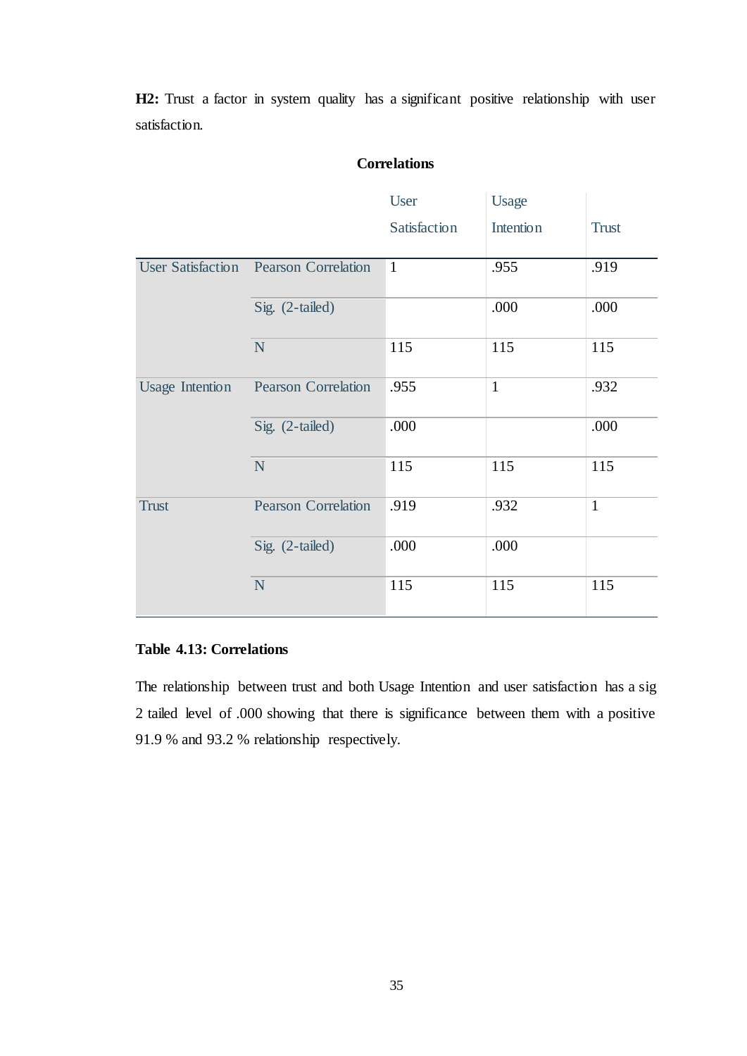**H2:** Trust a factor in system quality has a significant positive relationship with user satisfaction.

**Correlations**

| | | User Satisfaction | Usage Intention | Trust |
|---|---|---|---|---|
| User Satisfaction | Pearson Correlation | 1 | .955 | .919 |
| | Sig. (2-tailed) | | .000 | .000 |
| | N | 115 | 115 | 115 |
| Usage Intention | Pearson Correlation | .955 | 1 | .932 |
| | Sig. (2-tailed) | .000 | | .000 |
| | N | 115 | 115 | 115 |
| Trust | Pearson Correlation | .919 | .932 | 1 |
| | Sig. (2-tailed) | .000 | .000 | |
| | N | 115 | 115 | 115 |

**Table 4.13: Correlations**

The relationship between trust and both Usage Intention and user satisfaction has a sig 2 tailed level of .000 showing that there is significance between them with a positive 91.9 % and 93.2 % relationship respectively.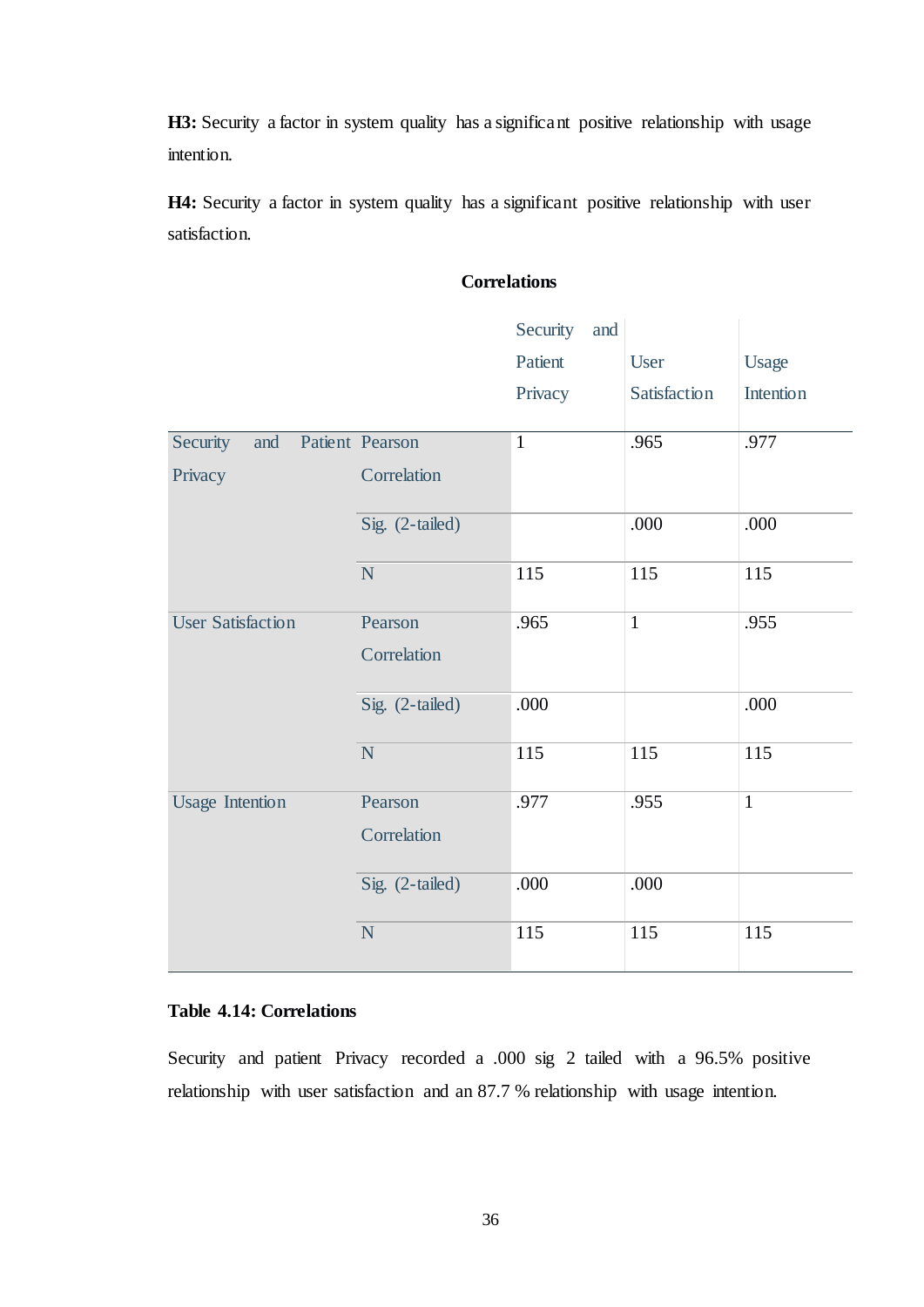**H3:** Security a factor in system quality has a significant positive relationship with usage intention.

**H4:** Security a factor in system quality has a significant positive relationship with user satisfaction.

**Correlations**

| | | Security and Patient Privacy | User Satisfaction | Usage Intention |
|---|---|---|---|---|
| Security and Patient Privacy | Pearson Correlation | 1 | .965 | .977 |
| | Sig. (2-tailed) | | .000 | .000 |
| | N | 115 | 115 | 115 |
| User Satisfaction | Pearson Correlation | .965 | 1 | .955 |
| | Sig. (2-tailed) | .000 | | .000 |
| | N | 115 | 115 | 115 |
| Usage Intention | Pearson Correlation | .977 | .955 | 1 |
| | Sig. (2-tailed) | .000 | .000 | |
| | N | 115 | 115 | 115 |

**Table 4.14: Correlations**

Security and patient Privacy recorded a .000 sig 2 tailed with a 96.5% positive relationship with user satisfaction and an 87.7 % relationship with usage intention.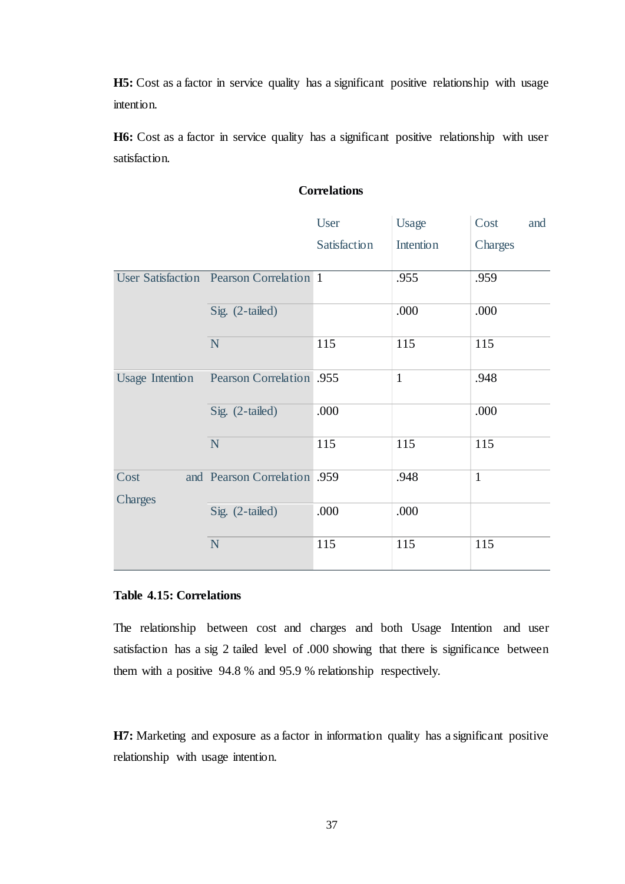**H5:** Cost as a factor in service quality has a significant positive relationship with usage intention.

**H6:** Cost as a factor in service quality has a significant positive relationship with user satisfaction.

**Correlations**

| | | User Satisfaction | Usage Intention | Cost and Charges |
|---|---|---|---|---|
| User Satisfaction | Pearson Correlation | 1 | .955 | .959 |
| | Sig. (2-tailed) | | .000 | .000 |
| | N | 115 | 115 | 115 |
| Usage Intention | Pearson Correlation | .955 | 1 | .948 |
| | Sig. (2-tailed) | .000 | | .000 |
| | N | 115 | 115 | 115 |
| Cost and Charges | Pearson Correlation | .959 | .948 | 1 |
| | Sig. (2-tailed) | .000 | .000 | |
| | N | 115 | 115 | 115 |

**Table 4.15: Correlations**

The relationship between cost and charges and both Usage Intention and user satisfaction has a sig 2 tailed level of .000 showing that there is significance between them with a positive 94.8 % and 95.9 % relationship respectively.

**H7:** Marketing and exposure as a factor in information quality has a significant positive relationship with usage intention.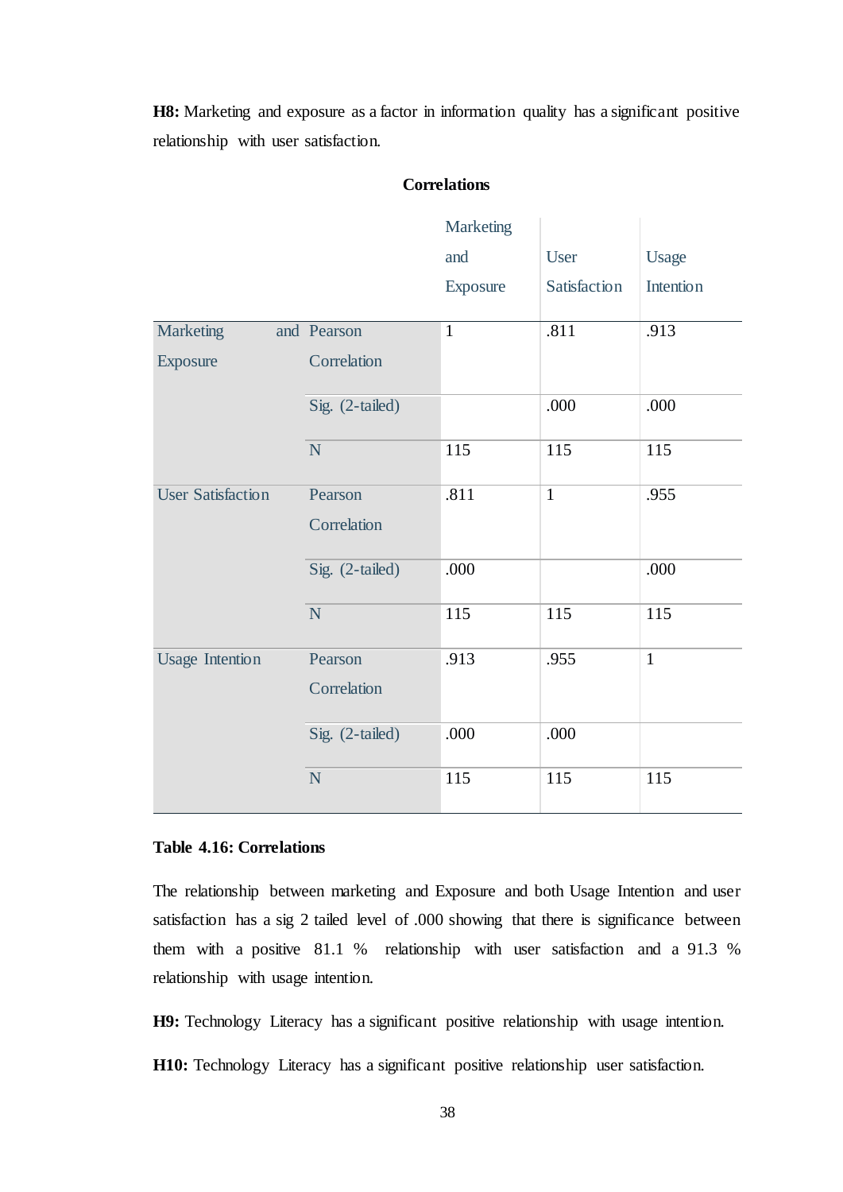**H8:** Marketing and exposure as a factor in information quality has a significant positive relationship with user satisfaction.

**Correlations**

| | | Marketing and Exposure | User Satisfaction | Usage Intention |
|---|---|---|---|---|
| Marketing and Exposure | Pearson Correlation | 1 | .811 | .913 |
| | Sig. (2-tailed) | | .000 | .000 |
| | N | 115 | 115 | 115 |
| User Satisfaction | Pearson Correlation | .811 | 1 | .955 |
| | Sig. (2-tailed) | .000 | | .000 |
| | N | 115 | 115 | 115 |
| Usage Intention | Pearson Correlation | .913 | .955 | 1 |
| | Sig. (2-tailed) | .000 | .000 | |
| | N | 115 | 115 | 115 |

**Table 4.16: Correlations**

The relationship between marketing and Exposure and both Usage Intention and user satisfaction has a sig 2 tailed level of .000 showing that there is significance between them with a positive 81.1 % relationship with user satisfaction and a 91.3 % relationship with usage intention.

**H9:** Technology Literacy has a significant positive relationship with usage intention.

**H10:** Technology Literacy has a significant positive relationship user satisfaction.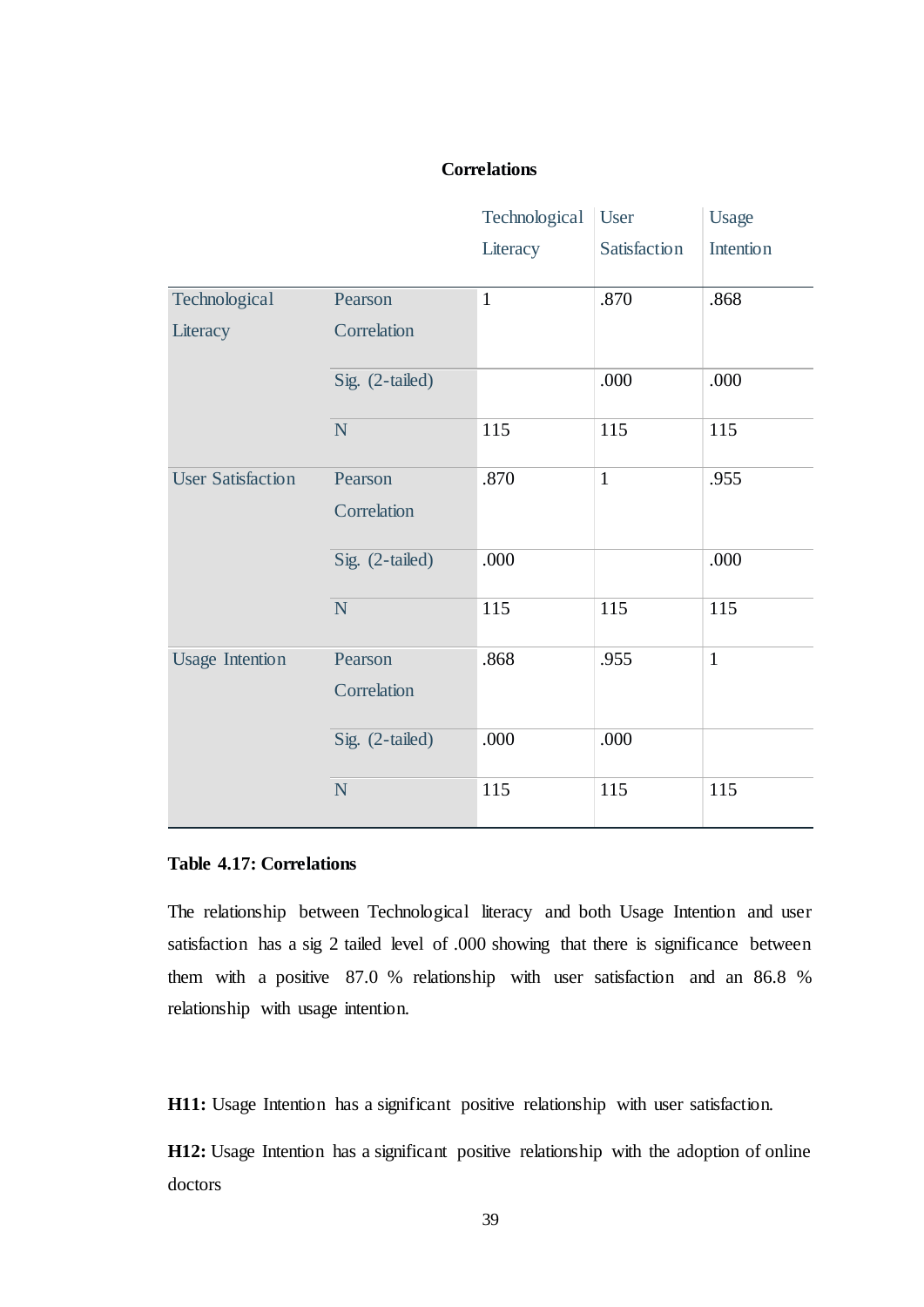**Correlations**

| | | Technological Literacy | User Satisfaction | Usage Intention |
|---|---|---|---|---|
| Technological Literacy | Pearson Correlation | 1 | .870 | .868 |
| | Sig. (2-tailed) | | .000 | .000 |
| | N | 115 | 115 | 115 |
| User Satisfaction | Pearson Correlation | .870 | 1 | .955 |
| | Sig. (2-tailed) | .000 | | .000 |
| | N | 115 | 115 | 115 |
| Usage Intention | Pearson Correlation | .868 | .955 | 1 |
| | Sig. (2-tailed) | .000 | .000 | |
| | N | 115 | 115 | 115 |

**Table 4.17: Correlations**

The relationship between Technological literacy and both Usage Intention and user satisfaction has a sig 2 tailed level of .000 showing that there is significance between them with a positive 87.0 % relationship with user satisfaction and an 86.8 % relationship with usage intention.

**H11:** Usage Intention has a significant positive relationship with user satisfaction.

**H12:** Usage Intention has a significant positive relationship with the adoption of online doctors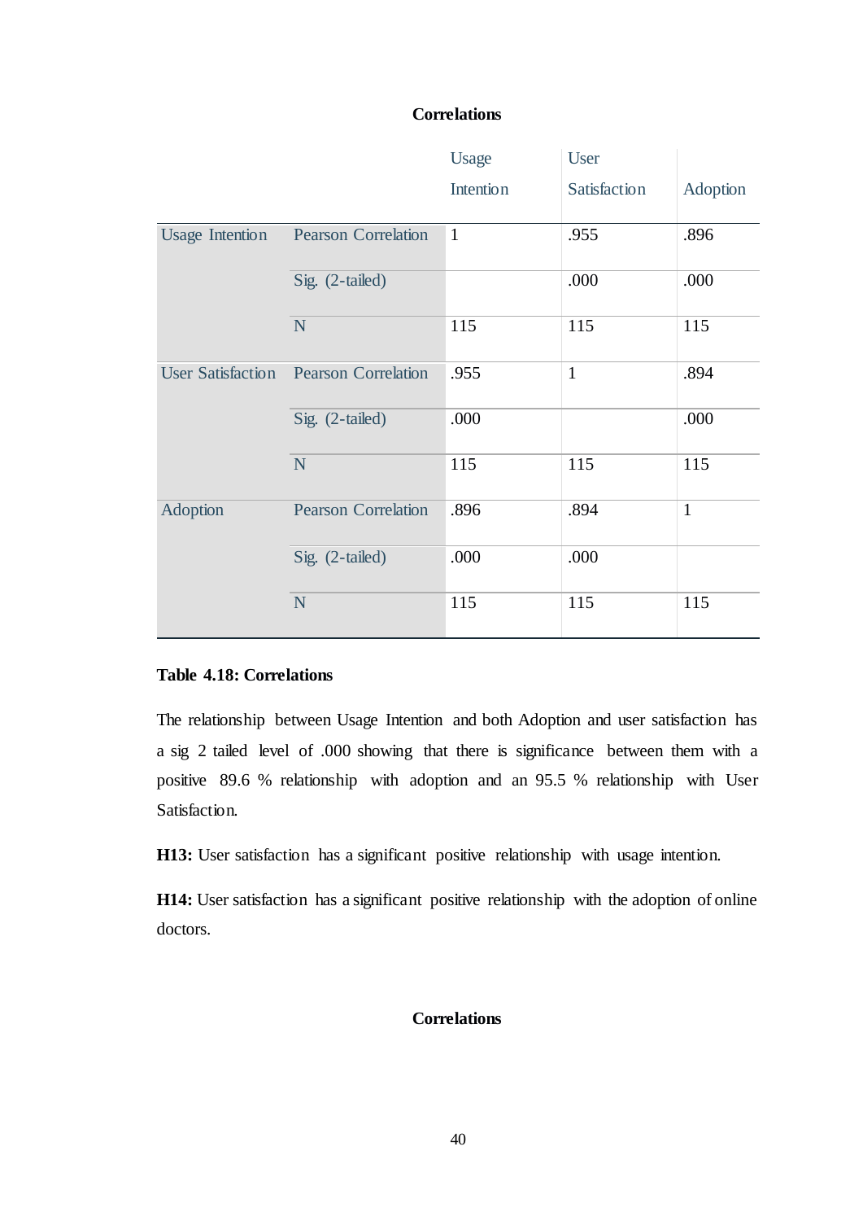**Correlations**

| | | Usage Intention | User Satisfaction | Adoption |
|---|---|---|---|---|
| Usage Intention | Pearson Correlation | 1 | .955 | .896 |
| | Sig. (2-tailed) | | .000 | .000 |
| | N | 115 | 115 | 115 |
| User Satisfaction | Pearson Correlation | .955 | 1 | .894 |
| | Sig. (2-tailed) | .000 | | .000 |
| | N | 115 | 115 | 115 |
| Adoption | Pearson Correlation | .896 | .894 | 1 |
| | Sig. (2-tailed) | .000 | .000 | |
| | N | 115 | 115 | 115 |

**Table 4.18: Correlations**

The relationship between Usage Intention and both Adoption and user satisfaction has a sig 2 tailed level of .000 showing that there is significance between them with a positive 89.6 % relationship with adoption and an 95.5 % relationship with User Satisfaction.

**H13:** User satisfaction has a significant positive relationship with usage intention.

**H14:** User satisfaction has a significant positive relationship with the adoption of online doctors.

**Correlations**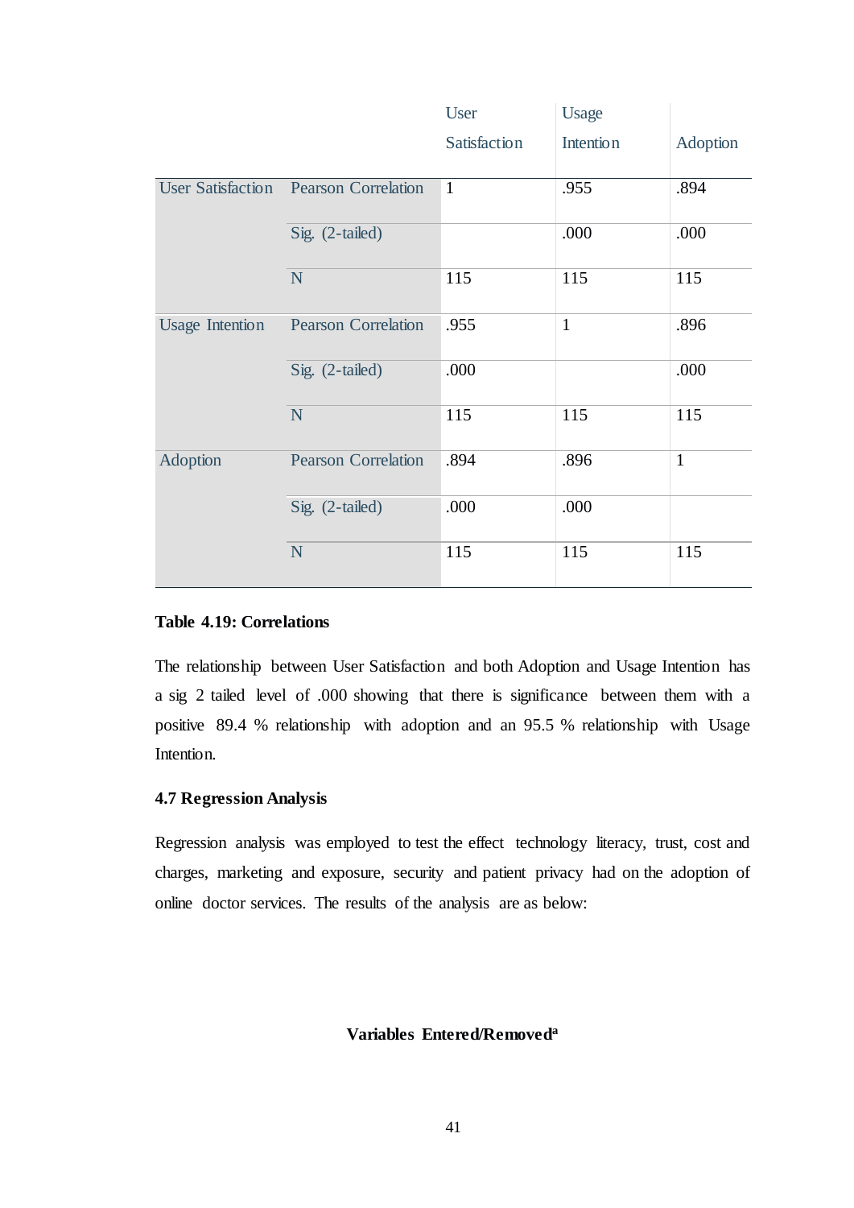| | | User Satisfaction | Usage Intention | Adoption |
|---|---|---|---|---|
| User Satisfaction | Pearson Correlation | 1 | .955 | .894 |
| | Sig. (2-tailed) | | .000 | .000 |
| | N | 115 | 115 | 115 |
| Usage Intention | Pearson Correlation | .955 | 1 | .896 |
| | Sig. (2-tailed) | .000 | | .000 |
| | N | 115 | 115 | 115 |
| Adoption | Pearson Correlation | .894 | .896 | 1 |
| | Sig. (2-tailed) | .000 | .000 | |
| | N | 115 | 115 | 115 |

**Table 4.19: Correlations**

The relationship between User Satisfaction and both Adoption and Usage Intention has a sig 2 tailed level of .000 showing that there is significance between them with a positive 89.4 % relationship with adoption and an 95.5 % relationship with Usage Intention.

### 4.7 Regression Analysis

Regression analysis was employed to test the effect technology literacy, trust, cost and charges, marketing and exposure, security and patient privacy had on the adoption of online doctor services. The results of the analysis are as below:

**Variables Entered/Removed[a]**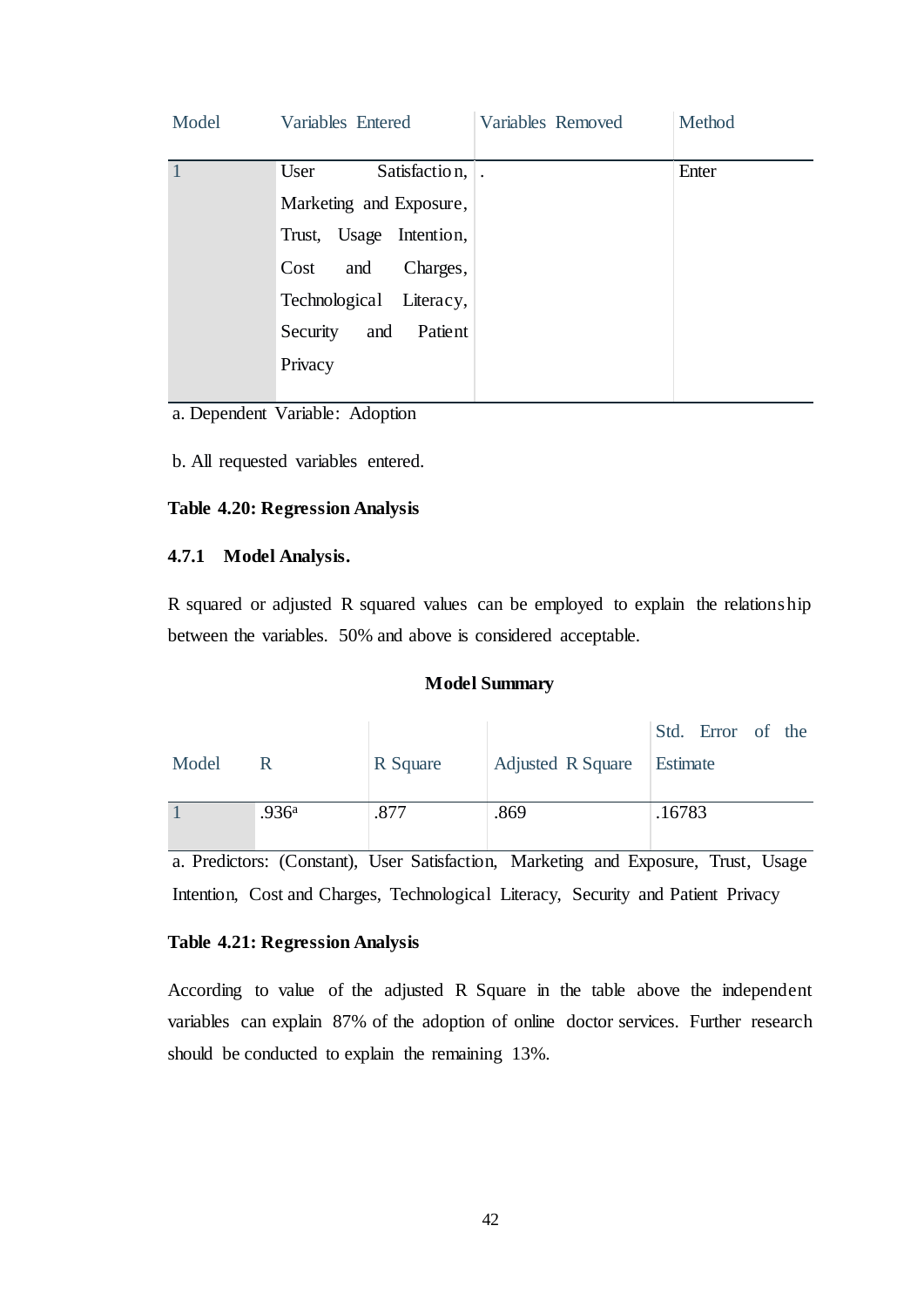| Model | Variables Entered | Variables Removed | Method |
|---|---|---|---|
| 1 | User Satisfaction, Marketing and Exposure, Trust, Usage Intention, Cost and Charges, Technological Literacy, Security and Patient Privacy | . | Enter |

a. Dependent Variable: Adoption

b. All requested variables entered.

**Table 4.20: Regression Analysis**

### 4.7.1 Model Analysis.

R squared or adjusted R squared values can be employed to explain the relationship between the variables. 50% and above is considered acceptable.

**Model Summary**

| Model | R | R Square | Adjusted R Square | Std. Error of the Estimate |
|---|---|---|---|---|
| 1 | .936[a] | .877 | .869 | .16783 |

a. Predictors: (Constant), User Satisfaction, Marketing and Exposure, Trust, Usage Intention, Cost and Charges, Technological Literacy, Security and Patient Privacy

**Table 4.21: Regression Analysis**

According to value of the adjusted R Square in the table above the independent variables can explain 87% of the adoption of online doctor services. Further research should be conducted to explain the remaining 13%.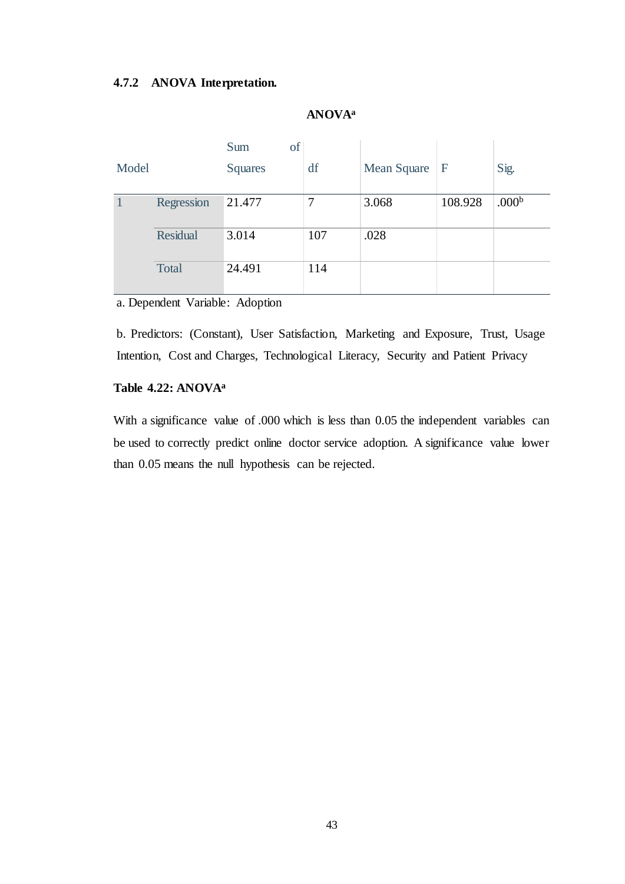#### 4.7.2 ANOVA Interpretation.

**ANOVA[a]**

| Model | | Sum of Squares | df | Mean Square | F | Sig. |
|---|---|---|---|---|---|---|
| 1 | Regression | 21.477 | 7 | 3.068 | 108.928 | .000[b] |
| | Residual | 3.014 | 107 | .028 | | |
| | Total | 24.491 | 114 | | | |

a. Dependent Variable: Adoption

b. Predictors: (Constant), User Satisfaction, Marketing and Exposure, Trust, Usage Intention, Cost and Charges, Technological Literacy, Security and Patient Privacy

**Table 4.22: ANOVA[a]**

With a significance value of .000 which is less than 0.05 the independent variables can be used to correctly predict online doctor service adoption. A significance value lower than 0.05 means the null hypothesis can be rejected.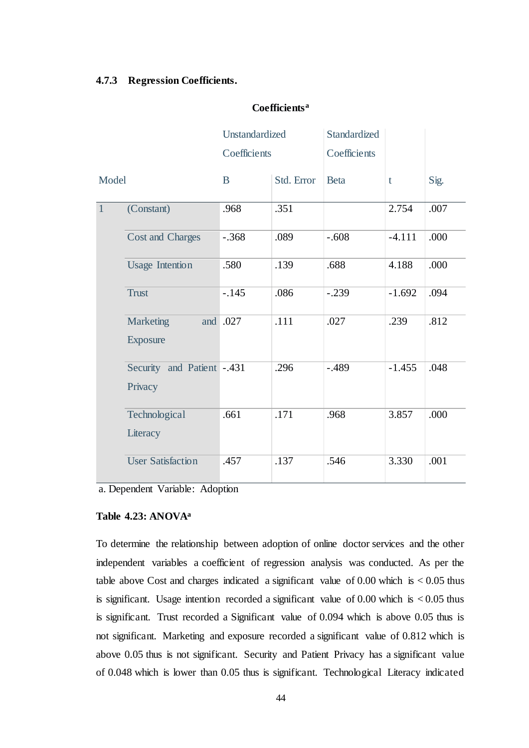### 4.7.3 Regression Coefficients.

**Coefficients[a]**

| Model | | Unstandardized Coefficients | | Standardized Coefficients | t | Sig. |
|---|---|---|---|---|---|---|
| | | B | Std. Error | Beta | | |
| 1 | (Constant) | .968 | .351 | | 2.754 | .007 |
| | Cost and Charges | -.368 | .089 | -.608 | -4.111 | .000 |
| | Usage Intention | .580 | .139 | .688 | 4.188 | .000 |
| | Trust | -.145 | .086 | -.239 | -1.692 | .094 |
| | Marketing and Exposure | .027 | .111 | .027 | .239 | .812 |
| | Security and Patient Privacy | -.431 | .296 | -.489 | -1.455 | .048 |
| | Technological Literacy | .661 | .171 | .968 | 3.857 | .000 |
| | User Satisfaction | .457 | .137 | .546 | 3.330 | .001 |

a. Dependent Variable: Adoption

**Table 4.23: ANOVA[a]**

To determine the relationship between adoption of online doctor services and the other independent variables a coefficient of regression analysis was conducted. As per the table above Cost and charges indicated a significant value of 0.00 which is < 0.05 thus is significant. Usage intention recorded a significant value of 0.00 which is < 0.05 thus is significant. Trust recorded a Significant value of 0.094 which is above 0.05 thus is not significant. Marketing and exposure recorded a significant value of 0.812 which is above 0.05 thus is not significant. Security and Patient Privacy has a significant value of 0.048 which is lower than 0.05 thus is significant. Technological Literacy indicated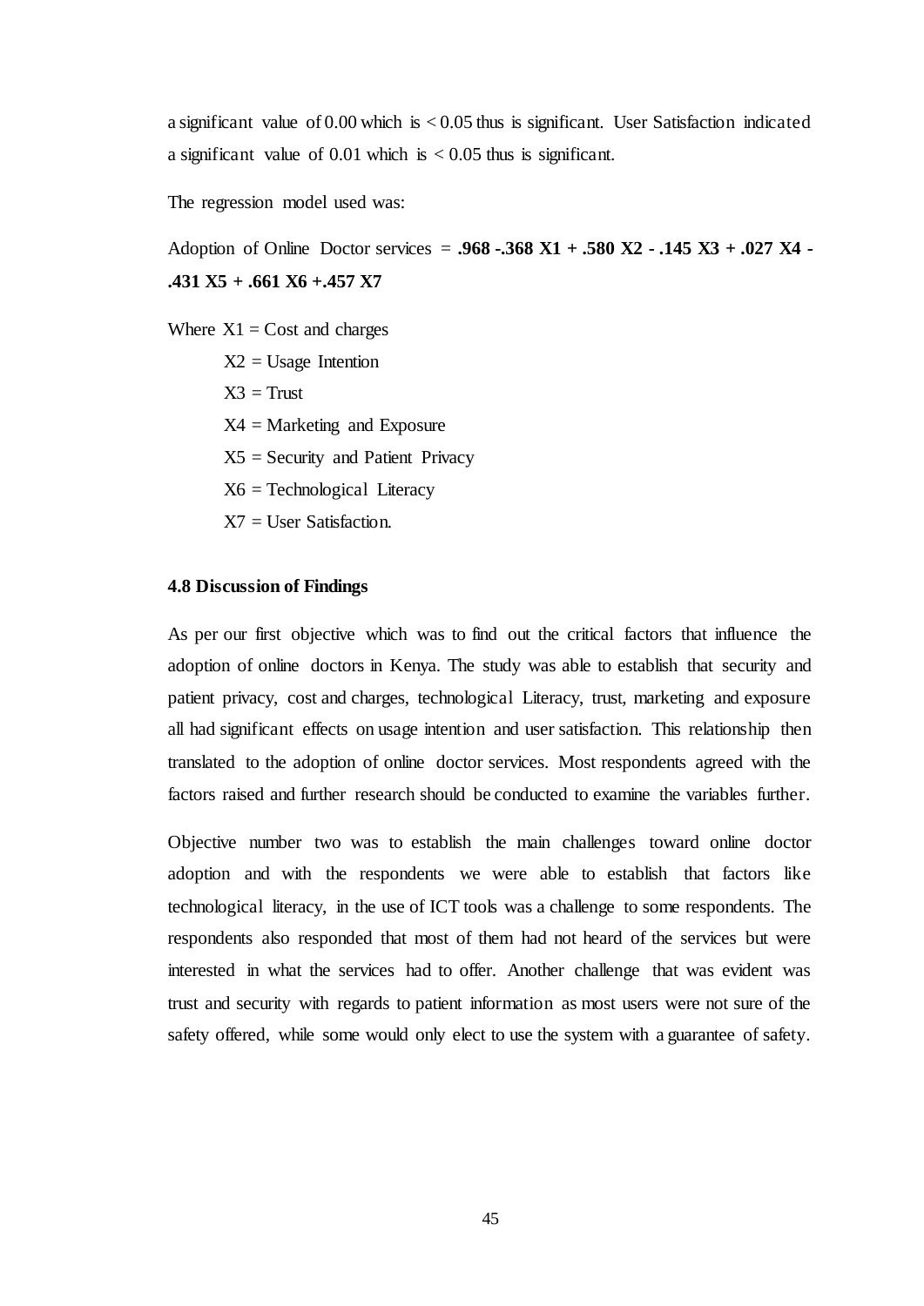a significant value of 0.00 which is < 0.05 thus is significant. User Satisfaction indicated a significant value of 0.01 which is < 0.05 thus is significant.

The regression model used was:

Adoption of Online Doctor services = **.968 -.368 X1 + .580 X2 - .145 X3 + .027 X4 - .431 X5 + .661 X6 +.457 X7**

Where X1 = Cost and charges

X2 = Usage Intention

X3 = Trust

X4 = Marketing and Exposure

X5 = Security and Patient Privacy

X6 = Technological Literacy

X7 = User Satisfaction.

### 4.8 Discussion of Findings

As per our first objective which was to find out the critical factors that influence the adoption of online doctors in Kenya. The study was able to establish that security and patient privacy, cost and charges, technological Literacy, trust, marketing and exposure all had significant effects on usage intention and user satisfaction. This relationship then translated to the adoption of online doctor services. Most respondents agreed with the factors raised and further research should be conducted to examine the variables further.

Objective number two was to establish the main challenges toward online doctor adoption and with the respondents we were able to establish that factors like technological literacy, in the use of ICT tools was a challenge to some respondents. The respondents also responded that most of them had not heard of the services but were interested in what the services had to offer. Another challenge that was evident was trust and security with regards to patient information as most users were not sure of the safety offered, while some would only elect to use the system with a guarantee of safety.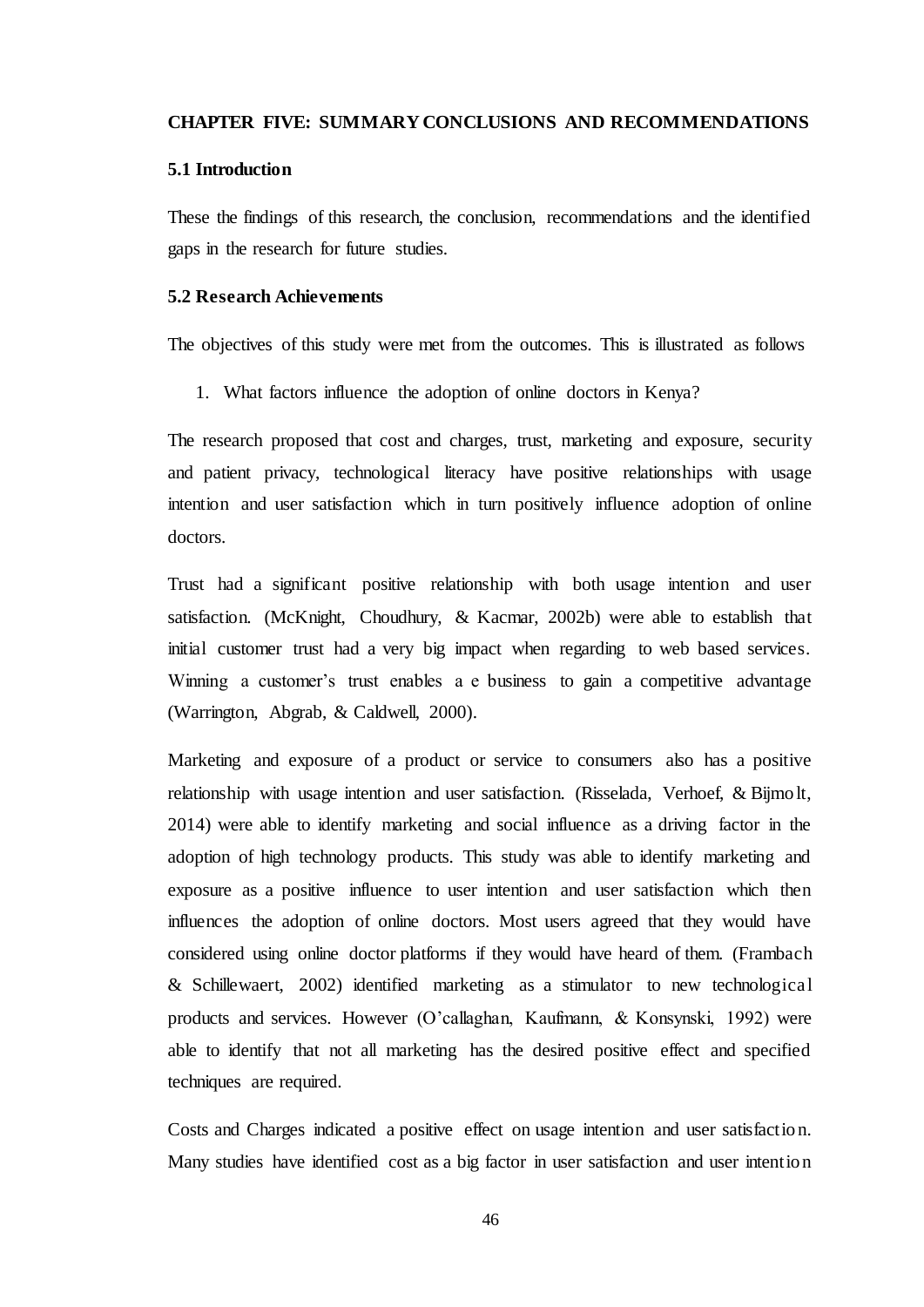## CHAPTER FIVE: SUMMARY CONCLUSIONS AND RECOMMENDATIONS

### 5.1 Introduction

These the findings of this research, the conclusion, recommendations and the identified gaps in the research for future studies.

### 5.2 Research Achievements

The objectives of this study were met from the outcomes. This is illustrated as follows

1. What factors influence the adoption of online doctors in Kenya?

The research proposed that cost and charges, trust, marketing and exposure, security and patient privacy, technological literacy have positive relationships with usage intention and user satisfaction which in turn positively influence adoption of online doctors.

Trust had a significant positive relationship with both usage intention and user satisfaction. (McKnight, Choudhury, & Kacmar, 2002b) were able to establish that initial customer trust had a very big impact when regarding to web based services. Winning a customer's trust enables a e business to gain a competitive advantage (Warrington, Abgrab, & Caldwell, 2000).

Marketing and exposure of a product or service to consumers also has a positive relationship with usage intention and user satisfaction. (Risselada, Verhoef, & Bijmolt, 2014) were able to identify marketing and social influence as a driving factor in the adoption of high technology products. This study was able to identify marketing and exposure as a positive influence to user intention and user satisfaction which then influences the adoption of online doctors. Most users agreed that they would have considered using online doctor platforms if they would have heard of them. (Frambach & Schillewaert, 2002) identified marketing as a stimulator to new technological products and services. However (O'callaghan, Kaufmann, & Konsynski, 1992) were able to identify that not all marketing has the desired positive effect and specified techniques are required.

Costs and Charges indicated a positive effect on usage intention and user satisfaction. Many studies have identified cost as a big factor in user satisfaction and user intention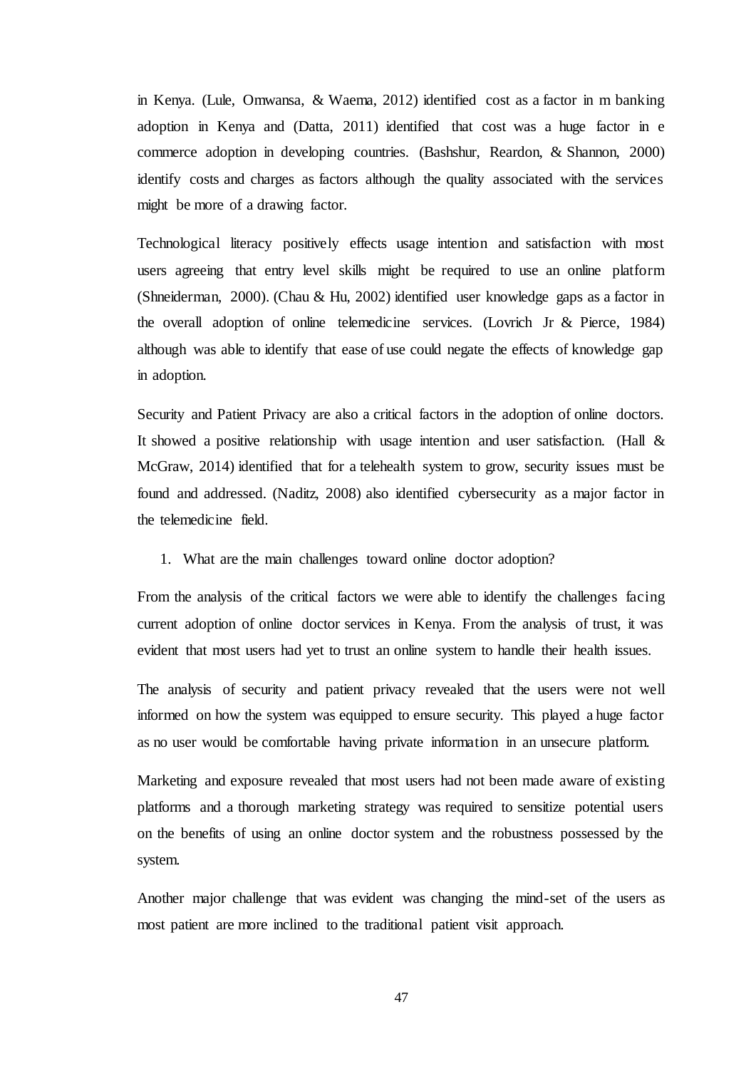in Kenya. (Lule, Omwansa, & Waema, 2012) identified cost as a factor in m banking adoption in Kenya and (Datta, 2011) identified that cost was a huge factor in e commerce adoption in developing countries. (Bashshur, Reardon, & Shannon, 2000) identify costs and charges as factors although the quality associated with the services might be more of a drawing factor.

Technological literacy positively effects usage intention and satisfaction with most users agreeing that entry level skills might be required to use an online platform (Shneiderman, 2000). (Chau & Hu, 2002) identified user knowledge gaps as a factor in the overall adoption of online telemedicine services. (Lovrich Jr & Pierce, 1984) although was able to identify that ease of use could negate the effects of knowledge gap in adoption.

Security and Patient Privacy are also a critical factors in the adoption of online doctors. It showed a positive relationship with usage intention and user satisfaction. (Hall & McGraw, 2014) identified that for a telehealth system to grow, security issues must be found and addressed. (Naditz, 2008) also identified cybersecurity as a major factor in the telemedicine field.

1. What are the main challenges toward online doctor adoption?

From the analysis of the critical factors we were able to identify the challenges facing current adoption of online doctor services in Kenya. From the analysis of trust, it was evident that most users had yet to trust an online system to handle their health issues.

The analysis of security and patient privacy revealed that the users were not well informed on how the system was equipped to ensure security. This played a huge factor as no user would be comfortable having private information in an unsecure platform.

Marketing and exposure revealed that most users had not been made aware of existing platforms and a thorough marketing strategy was required to sensitize potential users on the benefits of using an online doctor system and the robustness possessed by the system.

Another major challenge that was evident was changing the mind-set of the users as most patient are more inclined to the traditional patient visit approach.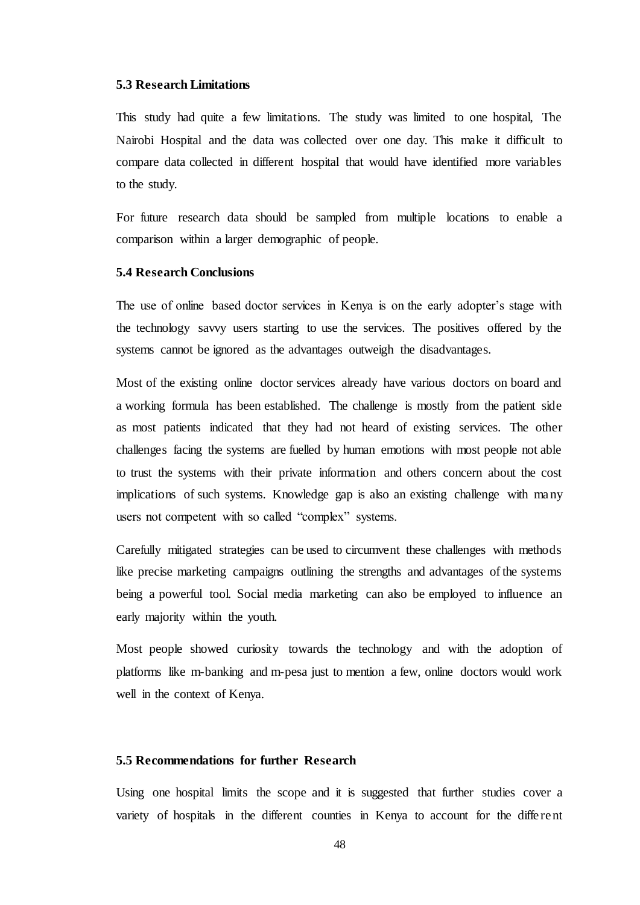### 5.3 Research Limitations

This study had quite a few limitations. The study was limited to one hospital, The Nairobi Hospital and the data was collected over one day. This make it difficult to compare data collected in different hospital that would have identified more variables to the study.

For future research data should be sampled from multiple locations to enable a comparison within a larger demographic of people.

### 5.4 Research Conclusions

The use of online based doctor services in Kenya is on the early adopter's stage with the technology savvy users starting to use the services. The positives offered by the systems cannot be ignored as the advantages outweigh the disadvantages.

Most of the existing online doctor services already have various doctors on board and a working formula has been established. The challenge is mostly from the patient side as most patients indicated that they had not heard of existing services. The other challenges facing the systems are fuelled by human emotions with most people not able to trust the systems with their private information and others concern about the cost implications of such systems. Knowledge gap is also an existing challenge with many users not competent with so called "complex" systems.

Carefully mitigated strategies can be used to circumvent these challenges with methods like precise marketing campaigns outlining the strengths and advantages of the systems being a powerful tool. Social media marketing can also be employed to influence an early majority within the youth.

Most people showed curiosity towards the technology and with the adoption of platforms like m-banking and m-pesa just to mention a few, online doctors would work well in the context of Kenya.

### 5.5 Recommendations for further Research

Using one hospital limits the scope and it is suggested that further studies cover a variety of hospitals in the different counties in Kenya to account for the different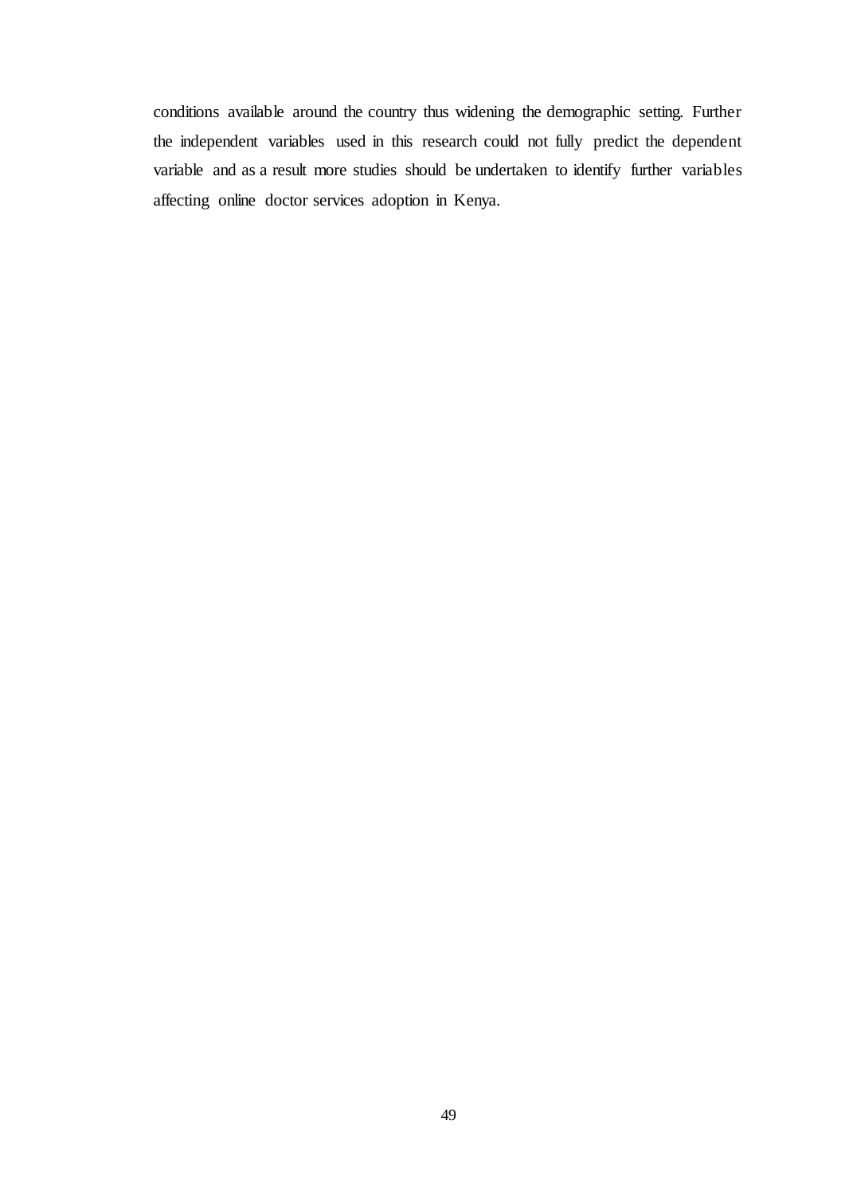conditions available around the country thus widening the demographic setting. Further the independent variables used in this research could not fully predict the dependent variable and as a result more studies should be undertaken to identify further variables affecting online doctor services adoption in Kenya.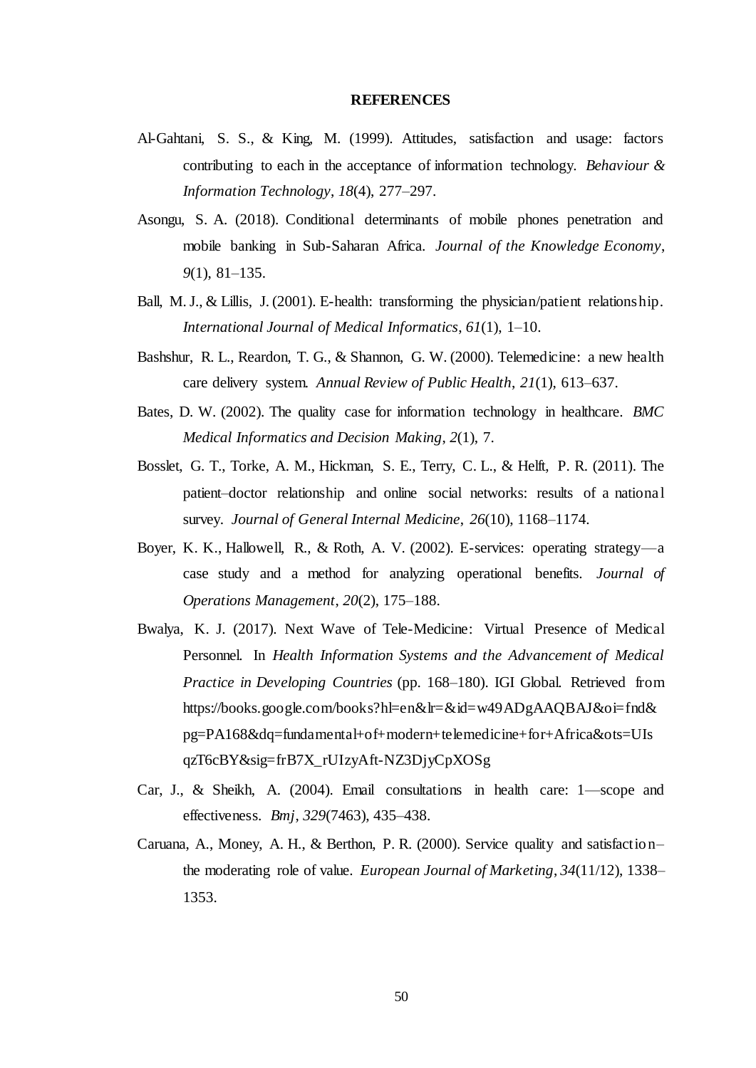# REFERENCES

Al-Gahtani, S. S., & King, M. (1999). Attitudes, satisfaction and usage: factors contributing to each in the acceptance of information technology. *Behaviour & Information Technology*, *18*(4), 277–297.

Asongu, S. A. (2018). Conditional determinants of mobile phones penetration and mobile banking in Sub-Saharan Africa. *Journal of the Knowledge Economy*, *9*(1), 81–135.

Ball, M. J., & Lillis, J. (2001). E-health: transforming the physician/patient relationship. *International Journal of Medical Informatics*, *61*(1), 1–10.

Bashshur, R. L., Reardon, T. G., & Shannon, G. W. (2000). Telemedicine: a new health care delivery system. *Annual Review of Public Health*, *21*(1), 613–637.

Bates, D. W. (2002). The quality case for information technology in healthcare. *BMC Medical Informatics and Decision Making*, *2*(1), 7.

Bosslet, G. T., Torke, A. M., Hickman, S. E., Terry, C. L., & Helft, P. R. (2011). The patient–doctor relationship and online social networks: results of a national survey. *Journal of General Internal Medicine*, *26*(10), 1168–1174.

Boyer, K. K., Hallowell, R., & Roth, A. V. (2002). E-services: operating strategy—a case study and a method for analyzing operational benefits. *Journal of Operations Management*, *20*(2), 175–188.

Bwalya, K. J. (2017). Next Wave of Tele-Medicine: Virtual Presence of Medical Personnel. In *Health Information Systems and the Advancement of Medical Practice in Developing Countries* (pp. 168–180). IGI Global. Retrieved from https://books.google.com/books?hl=en&lr=&id=w49ADgAAQBAJ&oi=fnd&pg=PA168&dq=fundamental+of+modern+telemedicine+for+Africa&ots=UIsqzT6cBY&sig=frB7X_rUIzyAft-NZ3DjyCpXOSg

Car, J., & Sheikh, A. (2004). Email consultations in health care: 1—scope and effectiveness. *Bmj*, *329*(7463), 435–438.

Caruana, A., Money, A. H., & Berthon, P. R. (2000). Service quality and satisfaction–the moderating role of value. *European Journal of Marketing*, *34*(11/12), 1338–1353.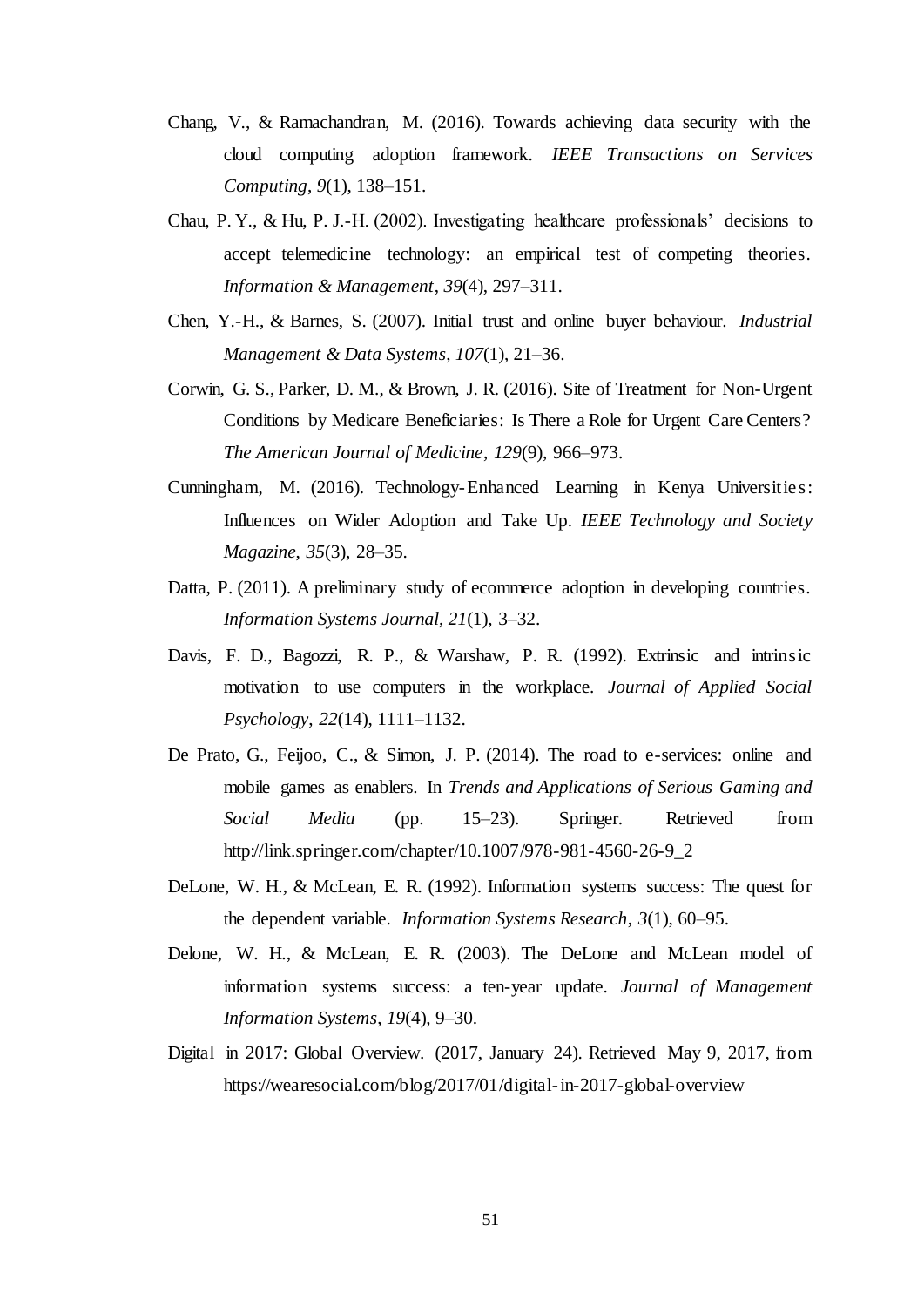Chang, V., & Ramachandran, M. (2016). Towards achieving data security with the cloud computing adoption framework. *IEEE Transactions on Services Computing*, *9*(1), 138–151.

Chau, P. Y., & Hu, P. J.-H. (2002). Investigating healthcare professionals' decisions to accept telemedicine technology: an empirical test of competing theories. *Information & Management*, *39*(4), 297–311.

Chen, Y.-H., & Barnes, S. (2007). Initial trust and online buyer behaviour. *Industrial Management & Data Systems*, *107*(1), 21–36.

Corwin, G. S., Parker, D. M., & Brown, J. R. (2016). Site of Treatment for Non-Urgent Conditions by Medicare Beneficiaries: Is There a Role for Urgent Care Centers? *The American Journal of Medicine*, *129*(9), 966–973.

Cunningham, M. (2016). Technology-Enhanced Learning in Kenya Universities: Influences on Wider Adoption and Take Up. *IEEE Technology and Society Magazine*, *35*(3), 28–35.

Datta, P. (2011). A preliminary study of ecommerce adoption in developing countries. *Information Systems Journal*, *21*(1), 3–32.

Davis, F. D., Bagozzi, R. P., & Warshaw, P. R. (1992). Extrinsic and intrinsic motivation to use computers in the workplace. *Journal of Applied Social Psychology*, *22*(14), 1111–1132.

De Prato, G., Feijoo, C., & Simon, J. P. (2014). The road to e-services: online and mobile games as enablers. In *Trends and Applications of Serious Gaming and Social Media* (pp. 15–23). Springer. Retrieved from http://link.springer.com/chapter/10.1007/978-981-4560-26-9_2

DeLone, W. H., & McLean, E. R. (1992). Information systems success: The quest for the dependent variable. *Information Systems Research*, *3*(1), 60–95.

Delone, W. H., & McLean, E. R. (2003). The DeLone and McLean model of information systems success: a ten-year update. *Journal of Management Information Systems*, *19*(4), 9–30.

Digital in 2017: Global Overview. (2017, January 24). Retrieved May 9, 2017, from https://wearesocial.com/blog/2017/01/digital-in-2017-global-overview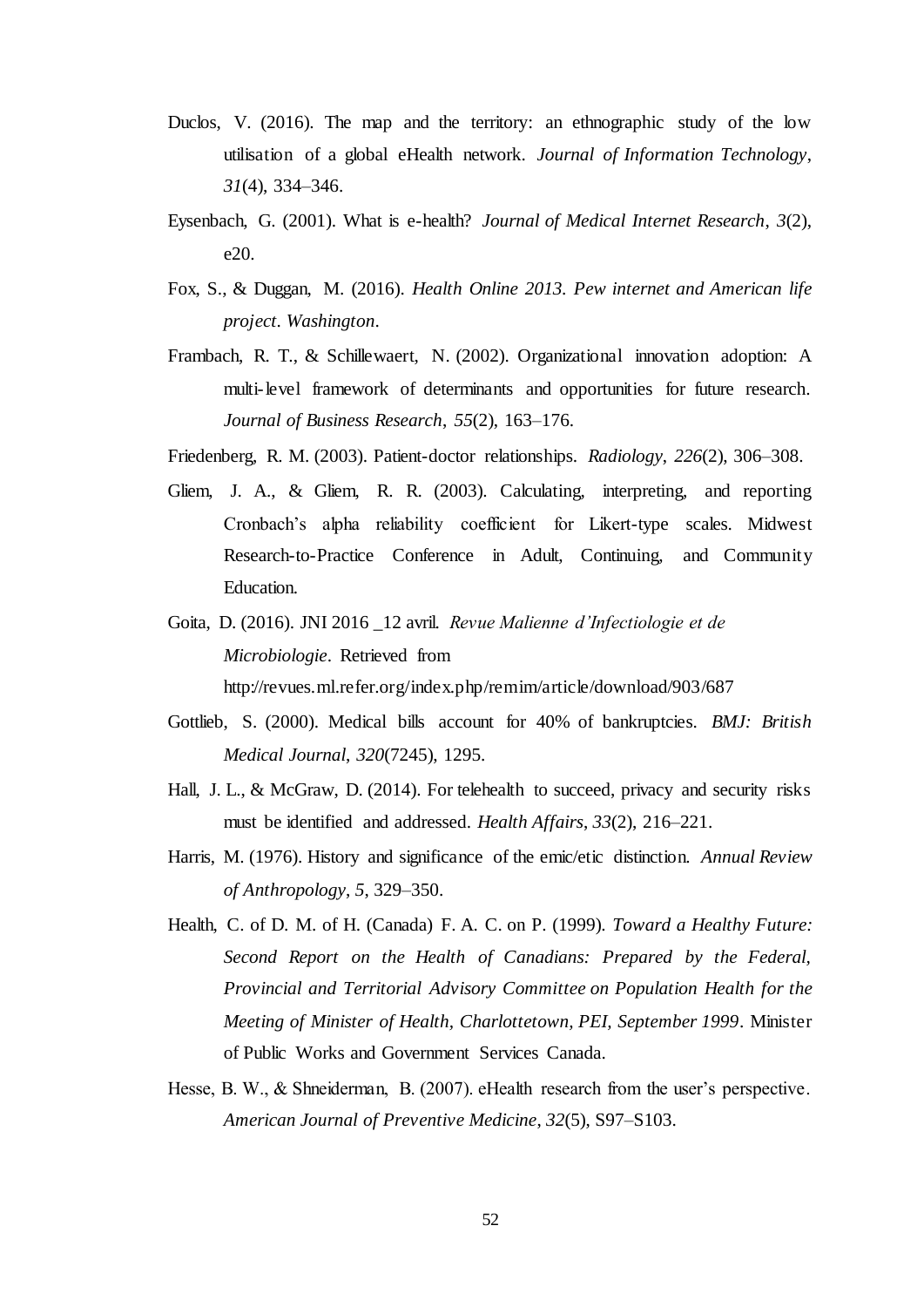Duclos, V. (2016). The map and the territory: an ethnographic study of the low utilisation of a global eHealth network. *Journal of Information Technology*, *31*(4), 334–346.

Eysenbach, G. (2001). What is e-health? *Journal of Medical Internet Research*, *3*(2), e20.

Fox, S., & Duggan, M. (2016). *Health Online 2013. Pew internet and American life project*. *Washington*.

Frambach, R. T., & Schillewaert, N. (2002). Organizational innovation adoption: A multi-level framework of determinants and opportunities for future research. *Journal of Business Research*, *55*(2), 163–176.

Friedenberg, R. M. (2003). Patient-doctor relationships. *Radiology*, *226*(2), 306–308.

Gliem, J. A., & Gliem, R. R. (2003). Calculating, interpreting, and reporting Cronbach's alpha reliability coefficient for Likert-type scales. Midwest Research-to-Practice Conference in Adult, Continuing, and Community Education.

Goita, D. (2016). JNI 2016 _12 avril. *Revue Malienne d'Infectiologie et de Microbiologie*. Retrieved from http://revues.ml.refer.org/index.php/remim/article/download/903/687

Gottlieb, S. (2000). Medical bills account for 40% of bankruptcies. *BMJ: British Medical Journal*, *320*(7245), 1295.

Hall, J. L., & McGraw, D. (2014). For telehealth to succeed, privacy and security risks must be identified and addressed. *Health Affairs*, *33*(2), 216–221.

Harris, M. (1976). History and significance of the emic/etic distinction. *Annual Review of Anthropology*, *5*, 329–350.

Health, C. of D. M. of H. (Canada) F. A. C. on P. (1999). *Toward a Healthy Future: Second Report on the Health of Canadians: Prepared by the Federal, Provincial and Territorial Advisory Committee on Population Health for the Meeting of Minister of Health, Charlottetown, PEI, September 1999*. Minister of Public Works and Government Services Canada.

Hesse, B. W., & Shneiderman, B. (2007). eHealth research from the user's perspective. *American Journal of Preventive Medicine*, *32*(5), S97–S103.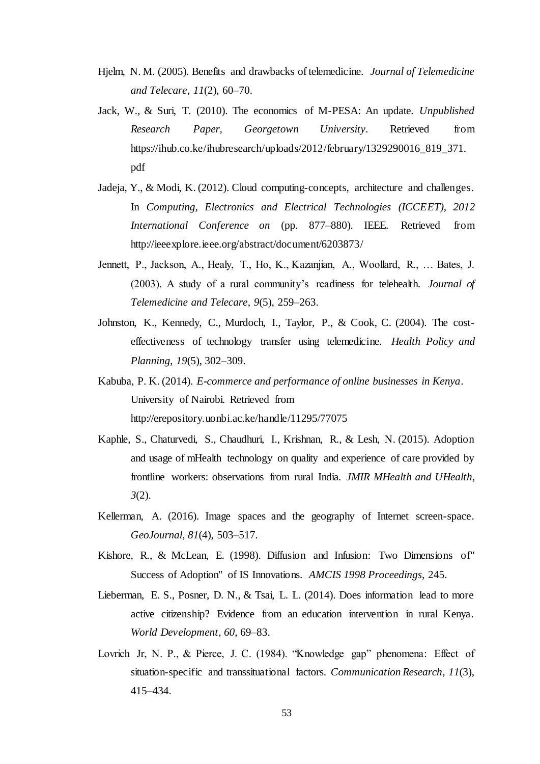Hjelm, N. M. (2005). Benefits and drawbacks of telemedicine. *Journal of Telemedicine and Telecare*, *11*(2), 60–70.

Jack, W., & Suri, T. (2010). The economics of M-PESA: An update. *Unpublished Research Paper, Georgetown University*. Retrieved from https://ihub.co.ke/ihubresearch/uploads/2012/february/1329290016_819_371.pdf

Jadeja, Y., & Modi, K. (2012). Cloud computing-concepts, architecture and challenges. In *Computing, Electronics and Electrical Technologies (ICCEET), 2012 International Conference on* (pp. 877–880). IEEE. Retrieved from http://ieeexplore.ieee.org/abstract/document/6203873/

Jennett, P., Jackson, A., Healy, T., Ho, K., Kazanjian, A., Woollard, R., … Bates, J. (2003). A study of a rural community's readiness for telehealth. *Journal of Telemedicine and Telecare*, *9*(5), 259–263.

Johnston, K., Kennedy, C., Murdoch, I., Taylor, P., & Cook, C. (2004). The cost-effectiveness of technology transfer using telemedicine. *Health Policy and Planning*, *19*(5), 302–309.

Kabuba, P. K. (2014). *E-commerce and performance of online businesses in Kenya*. University of Nairobi. Retrieved from http://erepository.uonbi.ac.ke/handle/11295/77075

Kaphle, S., Chaturvedi, S., Chaudhuri, I., Krishnan, R., & Lesh, N. (2015). Adoption and usage of mHealth technology on quality and experience of care provided by frontline workers: observations from rural India. *JMIR MHealth and UHealth*, *3*(2).

Kellerman, A. (2016). Image spaces and the geography of Internet screen-space. *GeoJournal*, *81*(4), 503–517.

Kishore, R., & McLean, E. (1998). Diffusion and Infusion: Two Dimensions of" Success of Adoption" of IS Innovations. *AMCIS 1998 Proceedings*, 245.

Lieberman, E. S., Posner, D. N., & Tsai, L. L. (2014). Does information lead to more active citizenship? Evidence from an education intervention in rural Kenya. *World Development*, *60*, 69–83.

Lovrich Jr, N. P., & Pierce, J. C. (1984). "Knowledge gap" phenomena: Effect of situation-specific and transsituational factors. *Communication Research*, *11*(3), 415–434.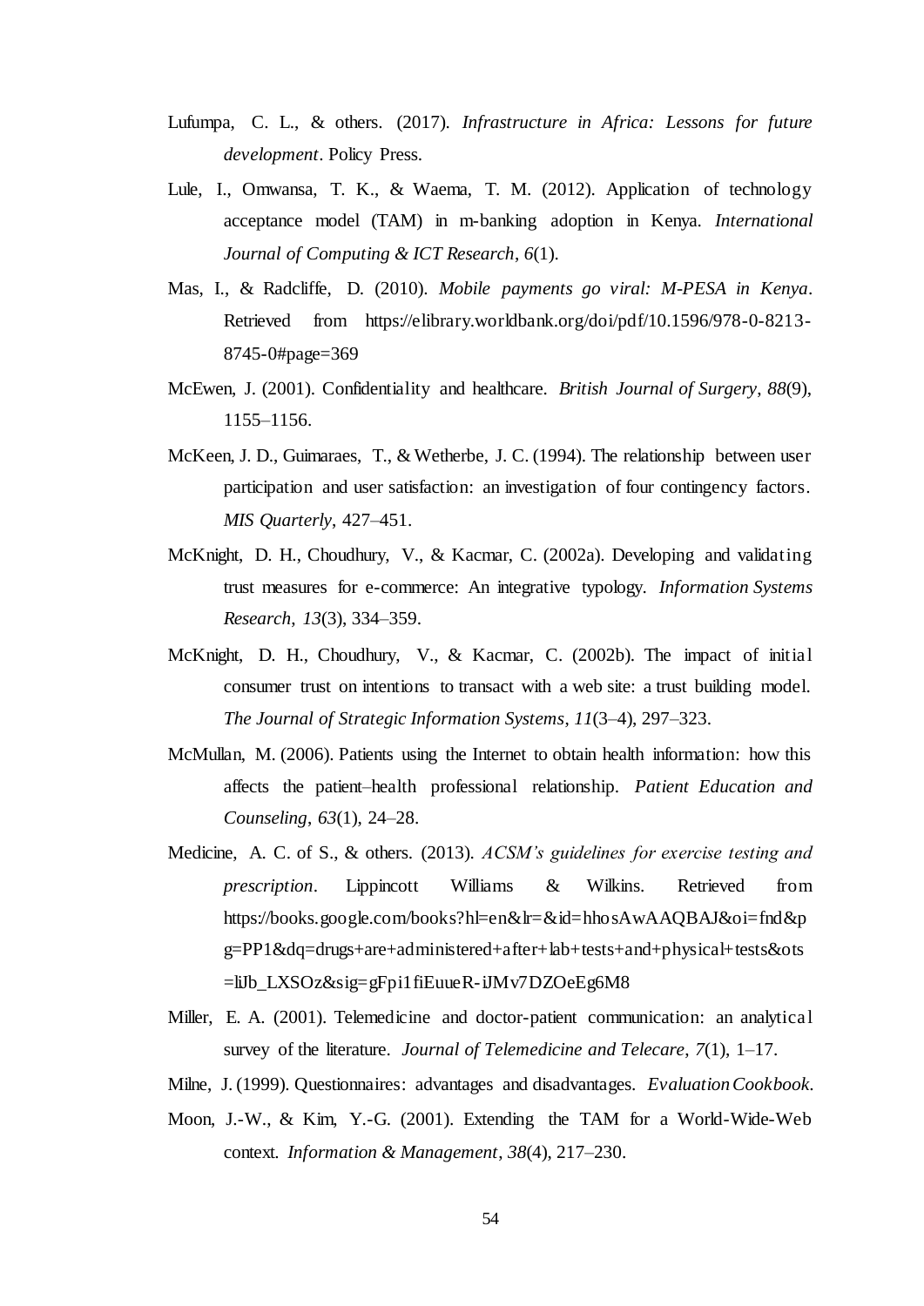Lufumpa, C. L., & others. (2017). *Infrastructure in Africa: Lessons for future development*. Policy Press.

Lule, I., Omwansa, T. K., & Waema, T. M. (2012). Application of technology acceptance model (TAM) in m-banking adoption in Kenya. *International Journal of Computing & ICT Research*, *6*(1).

Mas, I., & Radcliffe, D. (2010). *Mobile payments go viral: M-PESA in Kenya*. Retrieved from https://elibrary.worldbank.org/doi/pdf/10.1596/978-0-8213-8745-0#page=369

McEwen, J. (2001). Confidentiality and healthcare. *British Journal of Surgery*, *88*(9), 1155–1156.

McKeen, J. D., Guimaraes, T., & Wetherbe, J. C. (1994). The relationship between user participation and user satisfaction: an investigation of four contingency factors. *MIS Quarterly*, 427–451.

McKnight, D. H., Choudhury, V., & Kacmar, C. (2002a). Developing and validating trust measures for e-commerce: An integrative typology. *Information Systems Research*, *13*(3), 334–359.

McKnight, D. H., Choudhury, V., & Kacmar, C. (2002b). The impact of initial consumer trust on intentions to transact with a web site: a trust building model. *The Journal of Strategic Information Systems*, *11*(3–4), 297–323.

McMullan, M. (2006). Patients using the Internet to obtain health information: how this affects the patient–health professional relationship. *Patient Education and Counseling*, *63*(1), 24–28.

Medicine, A. C. of S., & others. (2013). *ACSM's guidelines for exercise testing and prescription*. Lippincott Williams & Wilkins. Retrieved from https://books.google.com/books?hl=en&lr=&id=hhosAwAAQBAJ&oi=fnd&pg=PP1&dq=drugs+are+administered+after+lab+tests+and+physical+tests&ots=liJb_LXSOz&sig=gFpi1fiEuueR-iJMv7DZOeEg6M8

Miller, E. A. (2001). Telemedicine and doctor-patient communication: an analytical survey of the literature. *Journal of Telemedicine and Telecare*, *7*(1), 1–17.

Milne, J. (1999). Questionnaires: advantages and disadvantages. *Evaluation Cookbook*.

Moon, J.-W., & Kim, Y.-G. (2001). Extending the TAM for a World-Wide-Web context. *Information & Management*, *38*(4), 217–230.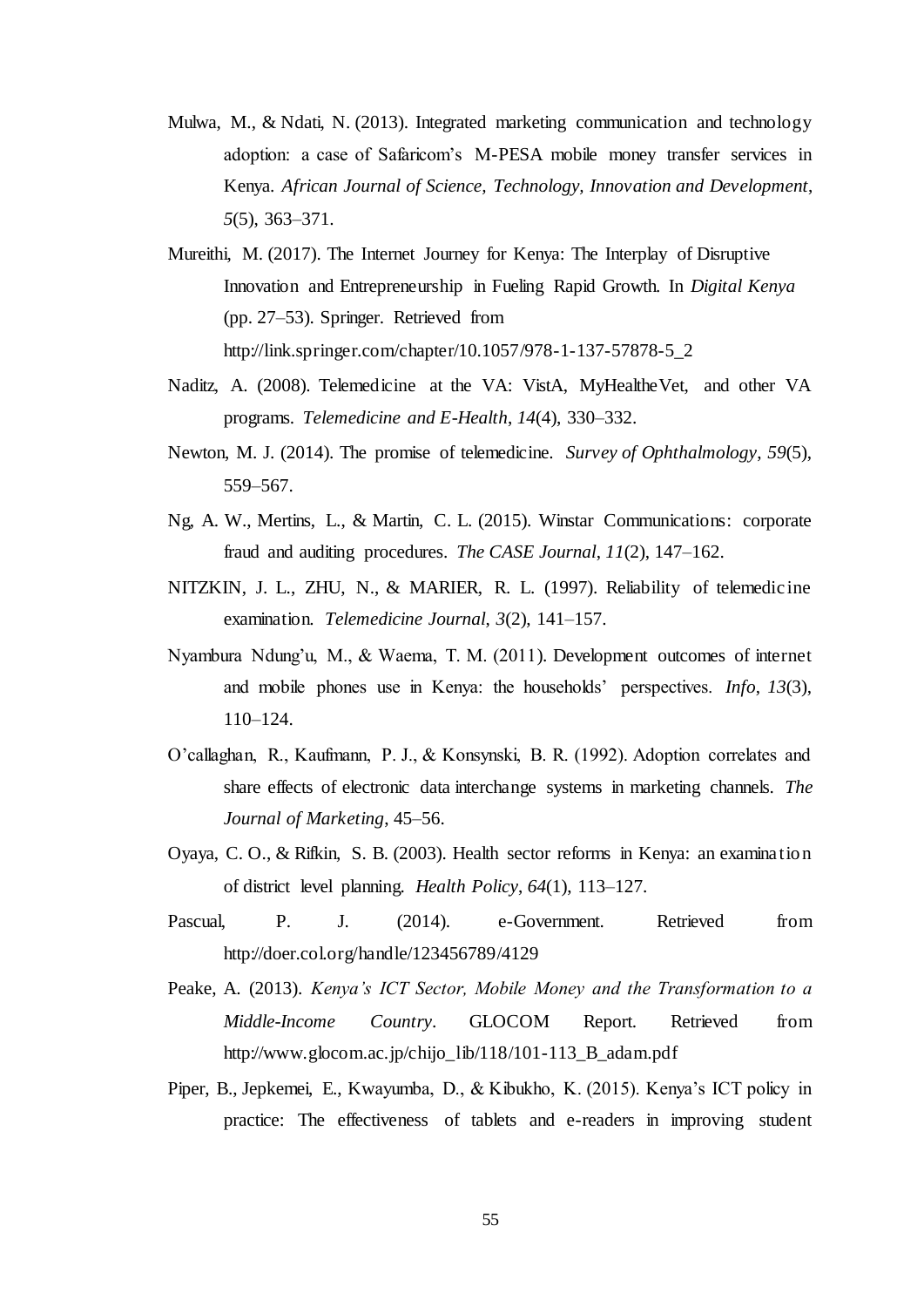Mulwa, M., & Ndati, N. (2013). Integrated marketing communication and technology adoption: a case of Safaricom's M-PESA mobile money transfer services in Kenya. *African Journal of Science, Technology, Innovation and Development*, *5*(5), 363–371.

Mureithi, M. (2017). The Internet Journey for Kenya: The Interplay of Disruptive Innovation and Entrepreneurship in Fueling Rapid Growth. In *Digital Kenya* (pp. 27–53). Springer. Retrieved from http://link.springer.com/chapter/10.1057/978-1-137-57878-5_2

Naditz, A. (2008). Telemedicine at the VA: VistA, MyHealtheVet, and other VA programs. *Telemedicine and E-Health*, *14*(4), 330–332.

Newton, M. J. (2014). The promise of telemedicine. *Survey of Ophthalmology*, *59*(5), 559–567.

Ng, A. W., Mertins, L., & Martin, C. L. (2015). Winstar Communications: corporate fraud and auditing procedures. *The CASE Journal*, *11*(2), 147–162.

NITZKIN, J. L., ZHU, N., & MARIER, R. L. (1997). Reliability of telemedicine examination. *Telemedicine Journal*, *3*(2), 141–157.

Nyambura Ndung'u, M., & Waema, T. M. (2011). Development outcomes of internet and mobile phones use in Kenya: the households' perspectives. *Info*, *13*(3), 110–124.

O'callaghan, R., Kaufmann, P. J., & Konsynski, B. R. (1992). Adoption correlates and share effects of electronic data interchange systems in marketing channels. *The Journal of Marketing*, 45–56.

Oyaya, C. O., & Rifkin, S. B. (2003). Health sector reforms in Kenya: an examination of district level planning. *Health Policy*, *64*(1), 113–127.

Pascual, P. J. (2014). e-Government. Retrieved from http://doer.col.org/handle/123456789/4129

Peake, A. (2013). *Kenya's ICT Sector, Mobile Money and the Transformation to a Middle-Income Country*. GLOCOM Report. Retrieved from http://www.glocom.ac.jp/chijo_lib/118/101-113_B_adam.pdf

Piper, B., Jepkemei, E., Kwayumba, D., & Kibukho, K. (2015). Kenya's ICT policy in practice: The effectiveness of tablets and e-readers in improving student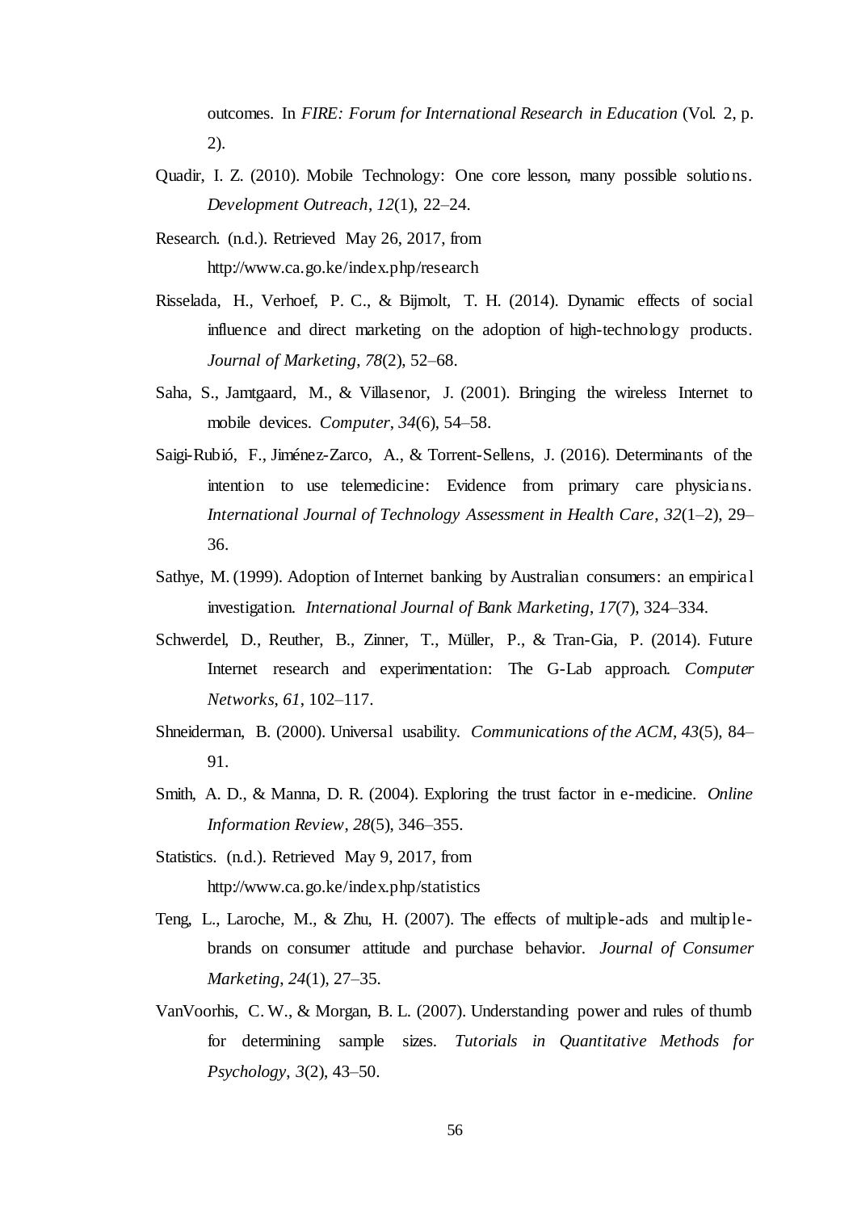outcomes. In *FIRE: Forum for International Research in Education* (Vol. 2, p. 2).

Quadir, I. Z. (2010). Mobile Technology: One core lesson, many possible solutions. *Development Outreach*, *12*(1), 22–24.

Research. (n.d.). Retrieved May 26, 2017, from http://www.ca.go.ke/index.php/research

Risselada, H., Verhoef, P. C., & Bijmolt, T. H. (2014). Dynamic effects of social influence and direct marketing on the adoption of high-technology products. *Journal of Marketing*, *78*(2), 52–68.

Saha, S., Jamtgaard, M., & Villasenor, J. (2001). Bringing the wireless Internet to mobile devices. *Computer*, *34*(6), 54–58.

Saigi-Rubió, F., Jiménez-Zarco, A., & Torrent-Sellens, J. (2016). Determinants of the intention to use telemedicine: Evidence from primary care physicians. *International Journal of Technology Assessment in Health Care*, *32*(1–2), 29–36.

Sathye, M. (1999). Adoption of Internet banking by Australian consumers: an empirical investigation. *International Journal of Bank Marketing*, *17*(7), 324–334.

Schwerdel, D., Reuther, B., Zinner, T., Müller, P., & Tran-Gia, P. (2014). Future Internet research and experimentation: The G-Lab approach. *Computer Networks*, *61*, 102–117.

Shneiderman, B. (2000). Universal usability. *Communications of the ACM*, *43*(5), 84–91.

Smith, A. D., & Manna, D. R. (2004). Exploring the trust factor in e-medicine. *Online Information Review*, *28*(5), 346–355.

Statistics. (n.d.). Retrieved May 9, 2017, from http://www.ca.go.ke/index.php/statistics

Teng, L., Laroche, M., & Zhu, H. (2007). The effects of multiple-ads and multiple-brands on consumer attitude and purchase behavior. *Journal of Consumer Marketing*, *24*(1), 27–35.

VanVoorhis, C. W., & Morgan, B. L. (2007). Understanding power and rules of thumb for determining sample sizes. *Tutorials in Quantitative Methods for Psychology*, *3*(2), 43–50.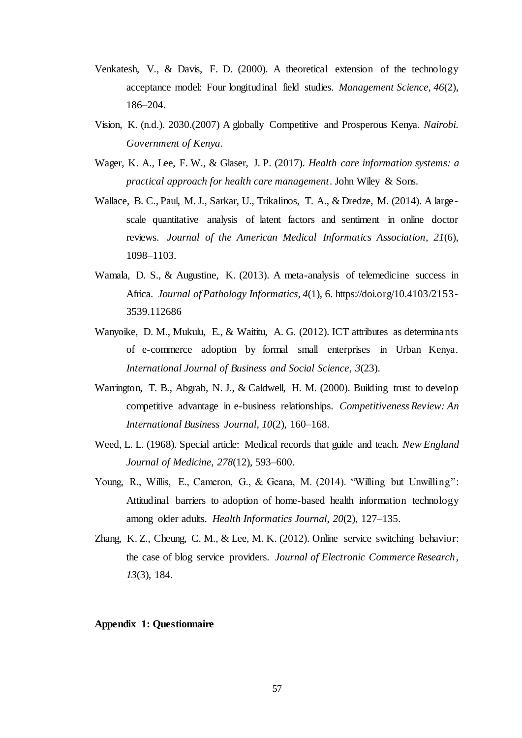Venkatesh, V., & Davis, F. D. (2000). A theoretical extension of the technology acceptance model: Four longitudinal field studies. *Management Science*, *46*(2), 186–204.

Vision, K. (n.d.). 2030.(2007) A globally Competitive and Prosperous Kenya. *Nairobi. Government of Kenya*.

Wager, K. A., Lee, F. W., & Glaser, J. P. (2017). *Health care information systems: a practical approach for health care management*. John Wiley & Sons.

Wallace, B. C., Paul, M. J., Sarkar, U., Trikalinos, T. A., & Dredze, M. (2014). A large-scale quantitative analysis of latent factors and sentiment in online doctor reviews. *Journal of the American Medical Informatics Association*, *21*(6), 1098–1103.

Wamala, D. S., & Augustine, K. (2013). A meta-analysis of telemedicine success in Africa. *Journal of Pathology Informatics*, *4*(1), 6. https://doi.org/10.4103/2153-3539.112686

Wanyoike, D. M., Mukulu, E., & Waititu, A. G. (2012). ICT attributes as determinants of e-commerce adoption by formal small enterprises in Urban Kenya. *International Journal of Business and Social Science*, *3*(23).

Warrington, T. B., Abgrab, N. J., & Caldwell, H. M. (2000). Building trust to develop competitive advantage in e-business relationships. *Competitiveness Review: An International Business Journal*, *10*(2), 160–168.

Weed, L. L. (1968). Special article: Medical records that guide and teach. *New England Journal of Medicine*, *278*(12), 593–600.

Young, R., Willis, E., Cameron, G., & Geana, M. (2014). "Willing but Unwilling": Attitudinal barriers to adoption of home-based health information technology among older adults. *Health Informatics Journal*, *20*(2), 127–135.

Zhang, K. Z., Cheung, C. M., & Lee, M. K. (2012). Online service switching behavior: the case of blog service providers. *Journal of Electronic Commerce Research*, *13*(3), 184.

**Appendix 1: Questionnaire**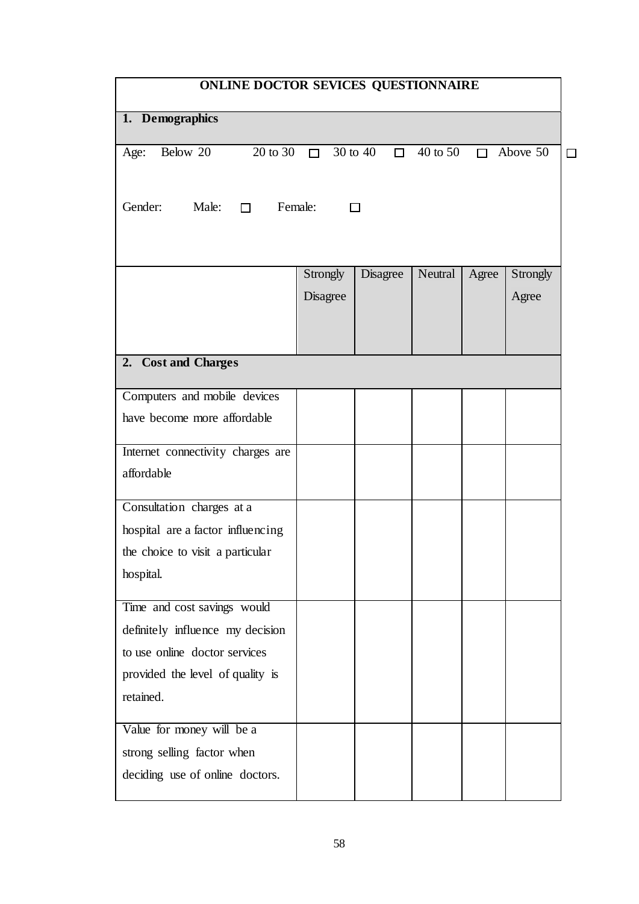**ONLINE DOCTOR SEVICES QUESTIONNAIRE**

**1. Demographics**

Age: Below 20 ☐ 20 to 30 ☐ 30 to 40 ☐ 40 to 50 ☐ Above 50 ☐

Gender: Male: ☐ Female: ☐

| | Strongly Disagree | Disagree | Neutral | Agree | Strongly Agree |
|---|---|---|---|---|---|
| **2. Cost and Charges** | | | | | |
| Computers and mobile devices have become more affordable | | | | | |
| Internet connectivity charges are affordable | | | | | |
| Consultation charges at a hospital are a factor influencing the choice to visit a particular hospital. | | | | | |
| Time and cost savings would definitely influence my decision to use online doctor services provided the level of quality is retained. | | | | | |
| Value for money will be a strong selling factor when deciding use of online doctors. | | | | | |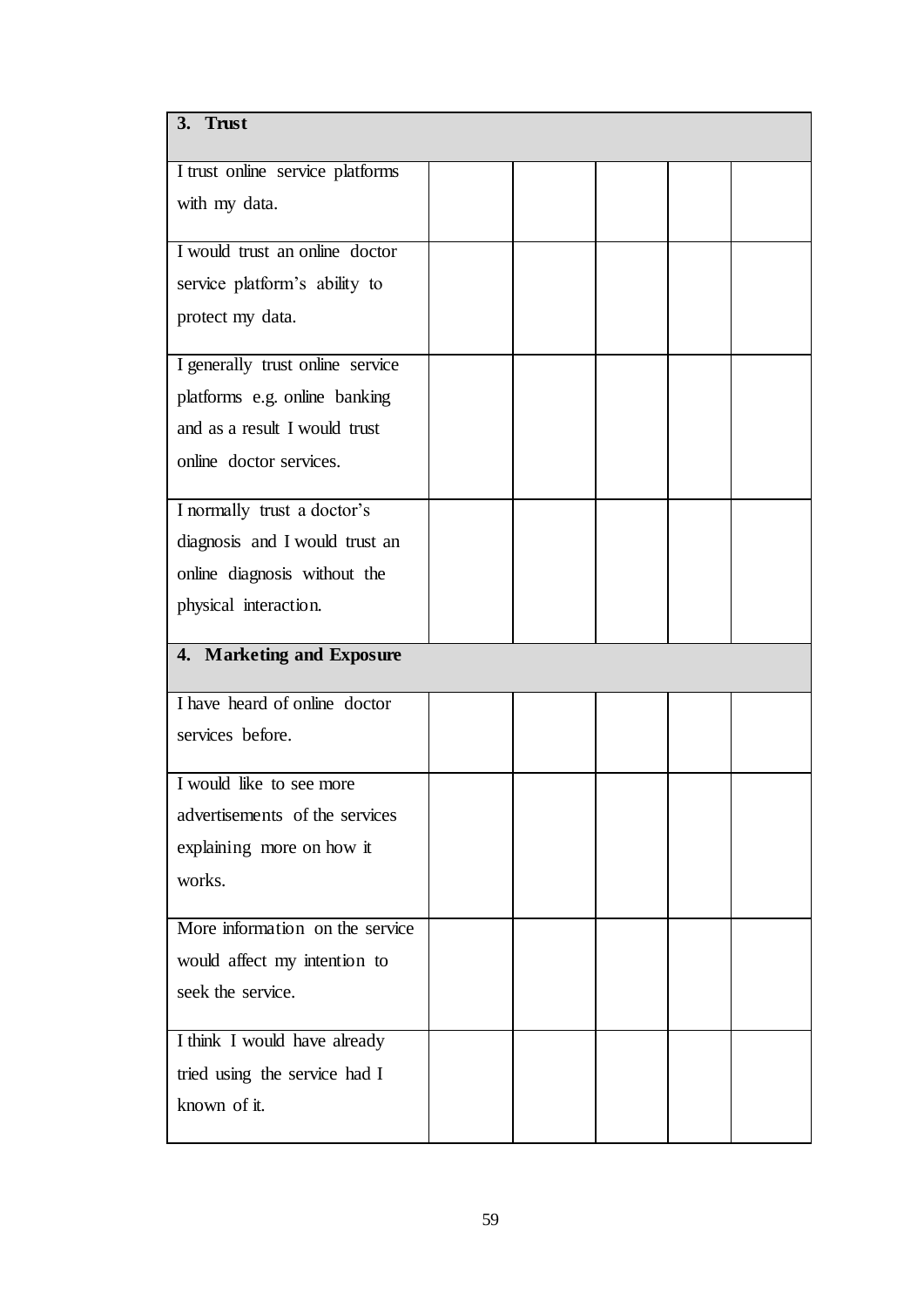| **3. Trust** | | | | | |
|---|---|---|---|---|---|
| I trust online service platforms with my data. | | | | | |
| I would trust an online doctor service platform's ability to protect my data. | | | | | |
| I generally trust online service platforms e.g. online banking and as a result I would trust online doctor services. | | | | | |
| I normally trust a doctor's diagnosis and I would trust an online diagnosis without the physical interaction. | | | | | |
| **4. Marketing and Exposure** | | | | | |
| I have heard of online doctor services before. | | | | | |
| I would like to see more advertisements of the services explaining more on how it works. | | | | | |
| More information on the service would affect my intention to seek the service. | | | | | |
| I think I would have already tried using the service had I known of it. | | | | | |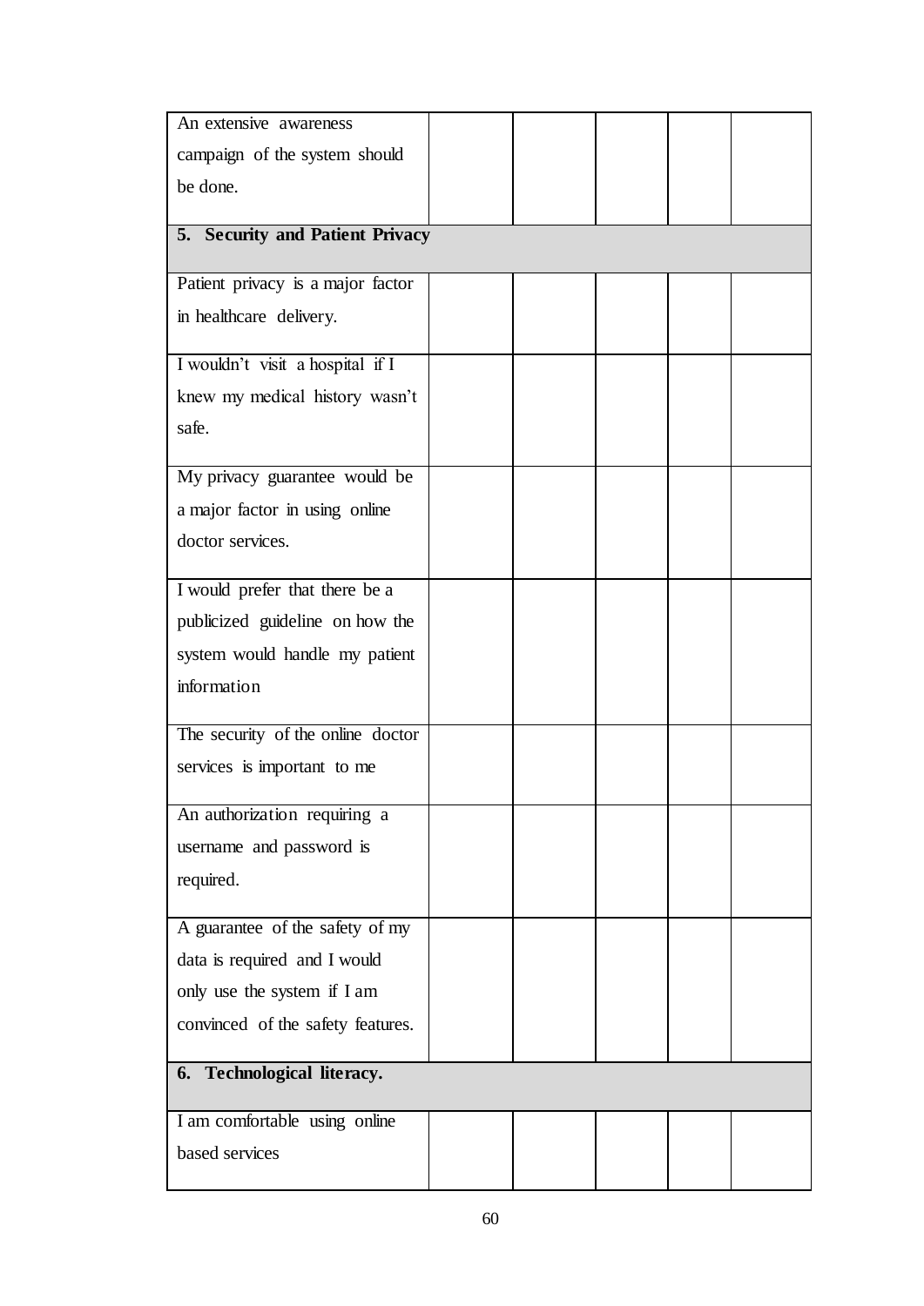| | | | | | |
|---|---|---|---|---|---|
| An extensive awareness campaign of the system should be done. | | | | | |
| **5. Security and Patient Privacy** | | | | | |
| Patient privacy is a major factor in healthcare delivery. | | | | | |
| I wouldn't visit a hospital if I knew my medical history wasn't safe. | | | | | |
| My privacy guarantee would be a major factor in using online doctor services. | | | | | |
| I would prefer that there be a publicized guideline on how the system would handle my patient information | | | | | |
| The security of the online doctor services is important to me | | | | | |
| An authorization requiring a username and password is required. | | | | | |
| A guarantee of the safety of my data is required and I would only use the system if I am convinced of the safety features. | | | | | |
| **6. Technological literacy.** | | | | | |
| I am comfortable using online based services | | | | | |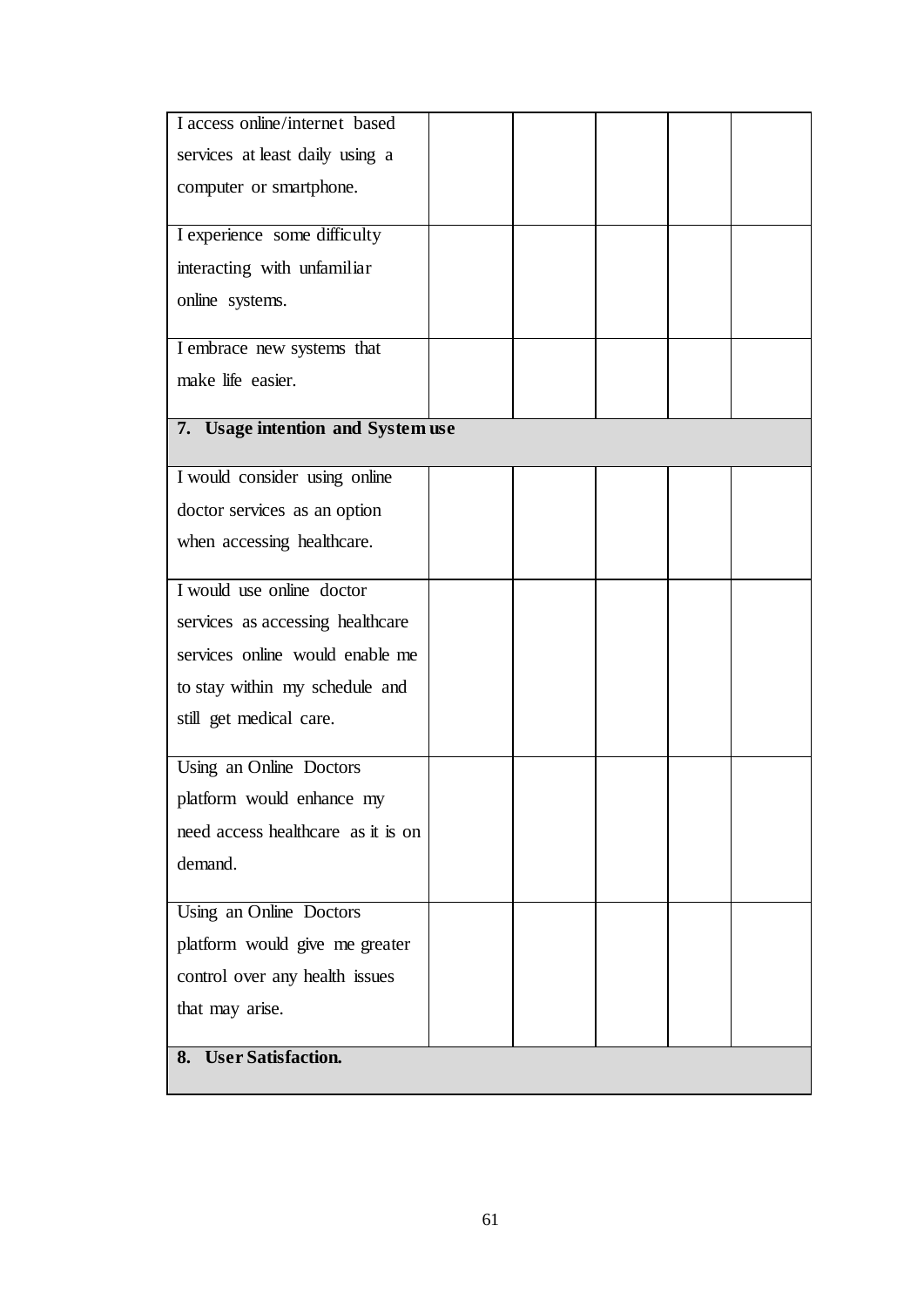| | | | | | |
|---|---|---|---|---|---|
| I access online/internet based services at least daily using a computer or smartphone. | | | | | |
| I experience some difficulty interacting with unfamiliar online systems. | | | | | |
| I embrace new systems that make life easier. | | | | | |
| **7. Usage intention and System use** | | | | | |
| I would consider using online doctor services as an option when accessing healthcare. | | | | | |
| I would use online doctor services as accessing healthcare services online would enable me to stay within my schedule and still get medical care. | | | | | |
| Using an Online Doctors platform would enhance my need access healthcare as it is on demand. | | | | | |
| Using an Online Doctors platform would give me greater control over any health issues that may arise. | | | | | |
| **8. User Satisfaction.** | | | | | |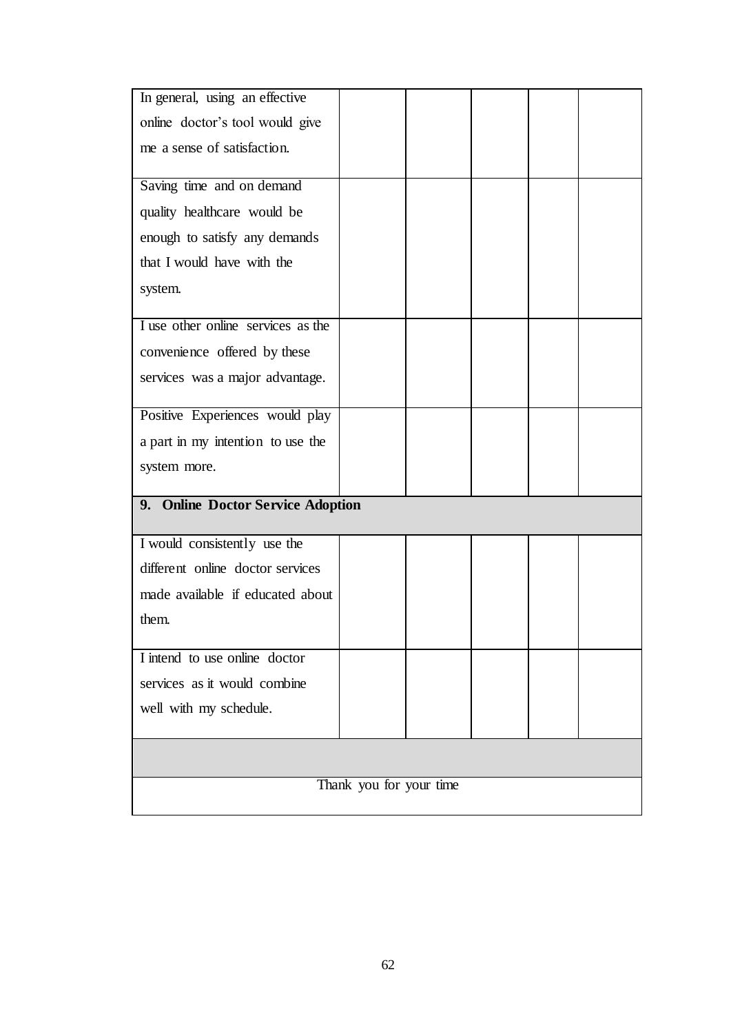| | | | | | |
|---|---|---|---|---|---|
| In general, using an effective online doctor's tool would give me a sense of satisfaction. | | | | | |
| Saving time and on demand quality healthcare would be enough to satisfy any demands that I would have with the system. | | | | | |
| I use other online services as the convenience offered by these services was a major advantage. | | | | | |
| Positive Experiences would play a part in my intention to use the system more. | | | | | |
| **9. Online Doctor Service Adoption** | | | | | |
| I would consistently use the different online doctor services made available if educated about them. | | | | | |
| I intend to use online doctor services as it would combine well with my schedule. | | | | | |
| | | | | | |
| Thank you for your time | | | | | |